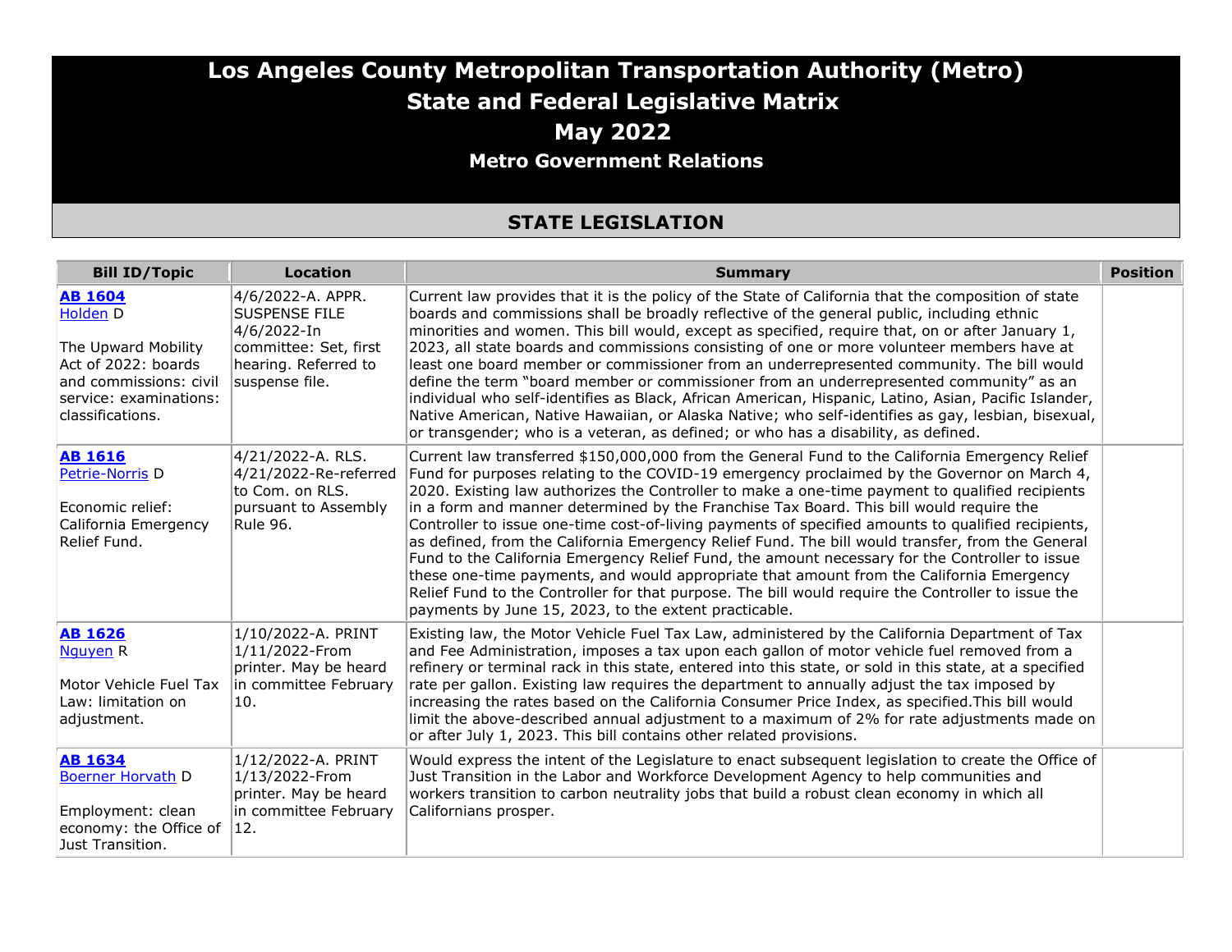# Los Angeles County Metropolitan Transportation Authority (Metro)
# State and Federal Legislative Matrix
# May 2022
### Metro Government Relations

## STATE LEGISLATION

| Bill ID/Topic | Location | Summary | Position |
|---|---|---|---|
| **AB 1604** Holden D<br><br>The Upward Mobility Act of 2022: boards and commissions: civil service: examinations: classifications. | 4/6/2022-A. APPR. SUSPENSE FILE<br>4/6/2022-In committee: Set, first hearing. Referred to suspense file. | Current law provides that it is the policy of the State of California that the composition of state boards and commissions shall be broadly reflective of the general public, including ethnic minorities and women. This bill would, except as specified, require that, on or after January 1, 2023, all state boards and commissions consisting of one or more volunteer members have at least one board member or commissioner from an underrepresented community. The bill would define the term "board member or commissioner from an underrepresented community" as an individual who self-identifies as Black, African American, Hispanic, Latino, Asian, Pacific Islander, Native American, Native Hawaiian, or Alaska Native; who self-identifies as gay, lesbian, bisexual, or transgender; who is a veteran, as defined; or who has a disability, as defined. | |
| **AB 1616** Petrie-Norris D<br><br>Economic relief: California Emergency Relief Fund. | 4/21/2022-A. RLS.<br>4/21/2022-Re-referred to Com. on RLS. pursuant to Assembly Rule 96. | Current law transferred $150,000,000 from the General Fund to the California Emergency Relief Fund for purposes relating to the COVID-19 emergency proclaimed by the Governor on March 4, 2020. Existing law authorizes the Controller to make a one-time payment to qualified recipients in a form and manner determined by the Franchise Tax Board. This bill would require the Controller to issue one-time cost-of-living payments of specified amounts to qualified recipients, as defined, from the California Emergency Relief Fund. The bill would transfer, from the General Fund to the California Emergency Relief Fund, the amount necessary for the Controller to issue these one-time payments, and would appropriate that amount from the California Emergency Relief Fund to the Controller for that purpose. The bill would require the Controller to issue the payments by June 15, 2023, to the extent practicable. | |
| **AB 1626** Nguyen R<br><br>Motor Vehicle Fuel Tax Law: limitation on adjustment. | 1/10/2022-A. PRINT<br>1/11/2022-From printer. May be heard in committee February 10. | Existing law, the Motor Vehicle Fuel Tax Law, administered by the California Department of Tax and Fee Administration, imposes a tax upon each gallon of motor vehicle fuel removed from a refinery or terminal rack in this state, entered into this state, or sold in this state, at a specified rate per gallon. Existing law requires the department to annually adjust the tax imposed by increasing the rates based on the California Consumer Price Index, as specified.This bill would limit the above-described annual adjustment to a maximum of 2% for rate adjustments made on or after July 1, 2023. This bill contains other related provisions. | |
| **AB 1634** Boerner Horvath D<br><br>Employment: clean economy: the Office of Just Transition. | 1/12/2022-A. PRINT<br>1/13/2022-From printer. May be heard in committee February 12. | Would express the intent of the Legislature to enact subsequent legislation to create the Office of Just Transition in the Labor and Workforce Development Agency to help communities and workers transition to carbon neutrality jobs that build a robust clean economy in which all Californians prosper. | |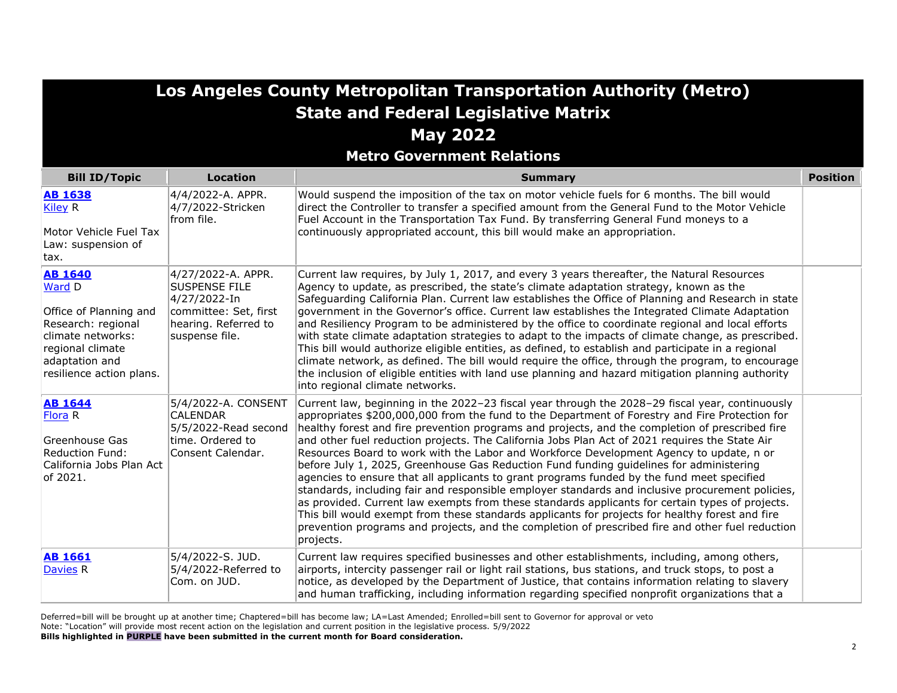# Los Angeles County Metropolitan Transportation Authority (Metro)
## State and Federal Legislative Matrix
## May 2022
### Metro Government Relations

| Bill ID/Topic | Location | Summary | Position |
|---|---|---|---|
| **AB 1638** Kiley R<br><br>Motor Vehicle Fuel Tax Law: suspension of tax. | 4/4/2022-A. APPR.<br>4/7/2022-Stricken from file. | Would suspend the imposition of the tax on motor vehicle fuels for 6 months. The bill would direct the Controller to transfer a specified amount from the General Fund to the Motor Vehicle Fuel Account in the Transportation Tax Fund. By transferring General Fund moneys to a continuously appropriated account, this bill would make an appropriation. | |
| **AB 1640** Ward D<br><br>Office of Planning and Research: regional climate networks: regional climate adaptation and resilience action plans. | 4/27/2022-A. APPR. SUSPENSE FILE<br>4/27/2022-In committee: Set, first hearing. Referred to suspense file. | Current law requires, by July 1, 2017, and every 3 years thereafter, the Natural Resources Agency to update, as prescribed, the state's climate adaptation strategy, known as the Safeguarding California Plan. Current law establishes the Office of Planning and Research in state government in the Governor's office. Current law establishes the Integrated Climate Adaptation and Resiliency Program to be administered by the office to coordinate regional and local efforts with state climate adaptation strategies to adapt to the impacts of climate change, as prescribed. This bill would authorize eligible entities, as defined, to establish and participate in a regional climate network, as defined. The bill would require the office, through the program, to encourage the inclusion of eligible entities with land use planning and hazard mitigation planning authority into regional climate networks. | |
| **AB 1644** Flora R<br><br>Greenhouse Gas Reduction Fund: California Jobs Plan Act of 2021. | 5/4/2022-A. CONSENT CALENDAR<br>5/5/2022-Read second time. Ordered to Consent Calendar. | Current law, beginning in the 2022–23 fiscal year through the 2028–29 fiscal year, continuously appropriates $200,000,000 from the fund to the Department of Forestry and Fire Protection for healthy forest and fire prevention programs and projects, and the completion of prescribed fire and other fuel reduction projects. The California Jobs Plan Act of 2021 requires the State Air Resources Board to work with the Labor and Workforce Development Agency to update, n or before July 1, 2025, Greenhouse Gas Reduction Fund funding guidelines for administering agencies to ensure that all applicants to grant programs funded by the fund meet specified standards, including fair and responsible employer standards and inclusive procurement policies, as provided. Current law exempts from these standards applicants for certain types of projects. This bill would exempt from these standards applicants for projects for healthy forest and fire prevention programs and projects, and the completion of prescribed fire and other fuel reduction projects. | |
| **AB 1661** Davies R | 5/4/2022-S. JUD.<br>5/4/2022-Referred to Com. on JUD. | Current law requires specified businesses and other establishments, including, among others, airports, intercity passenger rail or light rail stations, bus stations, and truck stops, to post a notice, as developed by the Department of Justice, that contains information relating to slavery and human trafficking, including information regarding specified nonprofit organizations that a | |

Deferred=bill will be brought up at another time; Chaptered=bill has become law; LA=Last Amended; Enrolled=bill sent to Governor for approval or veto
Note: "Location" will provide most recent action on the legislation and current position in the legislative process. 5/9/2022
**Bills highlighted in PURPLE have been submitted in the current month for Board consideration.**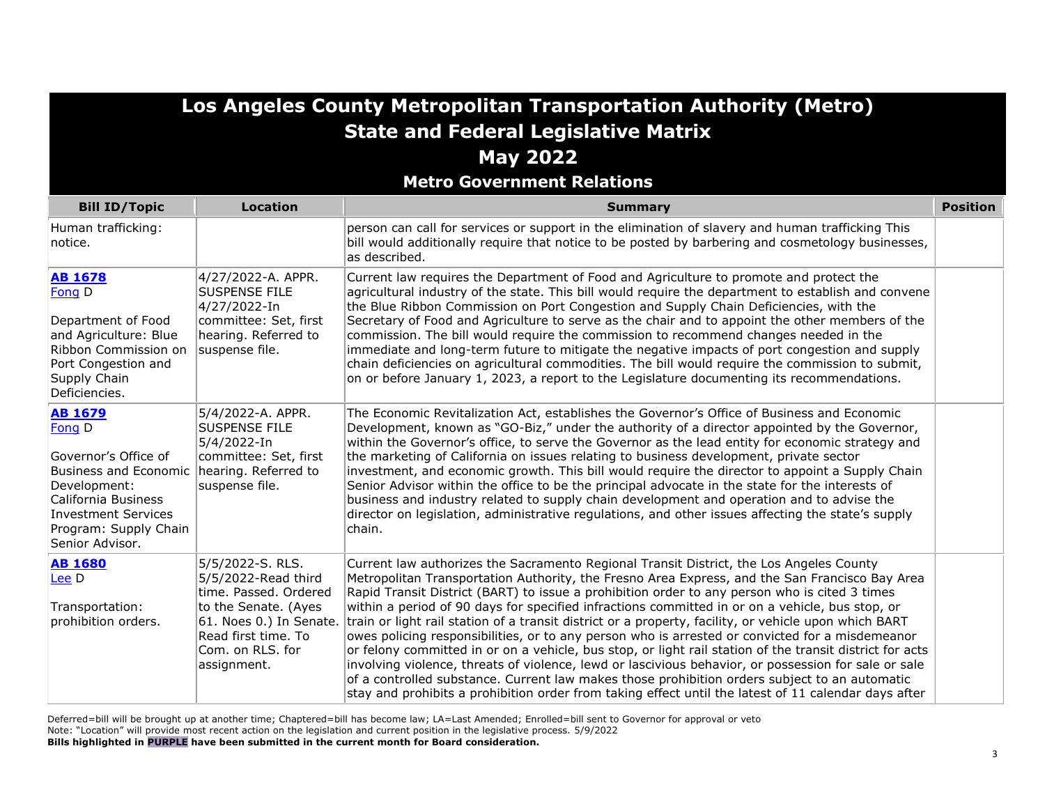# Los Angeles County Metropolitan Transportation Authority (Metro)
## State and Federal Legislative Matrix
## May 2022
### Metro Government Relations

| Bill ID/Topic | Location | Summary | Position |
|---|---|---|---|
| Human trafficking: notice. | | person can call for services or support in the elimination of slavery and human trafficking This bill would additionally require that notice to be posted by barbering and cosmetology businesses, as described. | |
| **AB 1678**<br>Fong D<br><br>Department of Food and Agriculture: Blue Ribbon Commission on Port Congestion and Supply Chain Deficiencies. | 4/27/2022-A. APPR. SUSPENSE FILE<br>4/27/2022-In committee: Set, first hearing. Referred to suspense file. | Current law requires the Department of Food and Agriculture to promote and protect the agricultural industry of the state. This bill would require the department to establish and convene the Blue Ribbon Commission on Port Congestion and Supply Chain Deficiencies, with the Secretary of Food and Agriculture to serve as the chair and to appoint the other members of the commission. The bill would require the commission to recommend changes needed in the immediate and long-term future to mitigate the negative impacts of port congestion and supply chain deficiencies on agricultural commodities. The bill would require the commission to submit, on or before January 1, 2023, a report to the Legislature documenting its recommendations. | |
| **AB 1679**<br>Fong D<br><br>Governor's Office of Business and Economic Development: California Business Investment Services Program: Supply Chain Senior Advisor. | 5/4/2022-A. APPR. SUSPENSE FILE<br>5/4/2022-In committee: Set, first hearing. Referred to suspense file. | The Economic Revitalization Act, establishes the Governor's Office of Business and Economic Development, known as "GO-Biz," under the authority of a director appointed by the Governor, within the Governor's office, to serve the Governor as the lead entity for economic strategy and the marketing of California on issues relating to business development, private sector investment, and economic growth. This bill would require the director to appoint a Supply Chain Senior Advisor within the office to be the principal advocate in the state for the interests of business and industry related to supply chain development and operation and to advise the director on legislation, administrative regulations, and other issues affecting the state's supply chain. | |
| **AB 1680**<br>Lee D<br><br>Transportation: prohibition orders. | 5/5/2022-S. RLS.<br>5/5/2022-Read third time. Passed. Ordered to the Senate. (Ayes 61. Noes 0.) In Senate. Read first time. To Com. on RLS. for assignment. | Current law authorizes the Sacramento Regional Transit District, the Los Angeles County Metropolitan Transportation Authority, the Fresno Area Express, and the San Francisco Bay Area Rapid Transit District (BART) to issue a prohibition order to any person who is cited 3 times within a period of 90 days for specified infractions committed in or on a vehicle, bus stop, or train or light rail station of a transit district or a property, facility, or vehicle upon which BART owes policing responsibilities, or to any person who is arrested or convicted for a misdemeanor or felony committed in or on a vehicle, bus stop, or light rail station of the transit district for acts involving violence, threats of violence, lewd or lascivious behavior, or possession for sale or sale of a controlled substance. Current law makes those prohibition orders subject to an automatic stay and prohibits a prohibition order from taking effect until the latest of 11 calendar days after | |

Deferred=bill will be brought up at another time; Chaptered=bill has become law; LA=Last Amended; Enrolled=bill sent to Governor for approval or veto
Note: "Location" will provide most recent action on the legislation and current position in the legislative process. 5/9/2022
**Bills highlighted in PURPLE have been submitted in the current month for Board consideration.**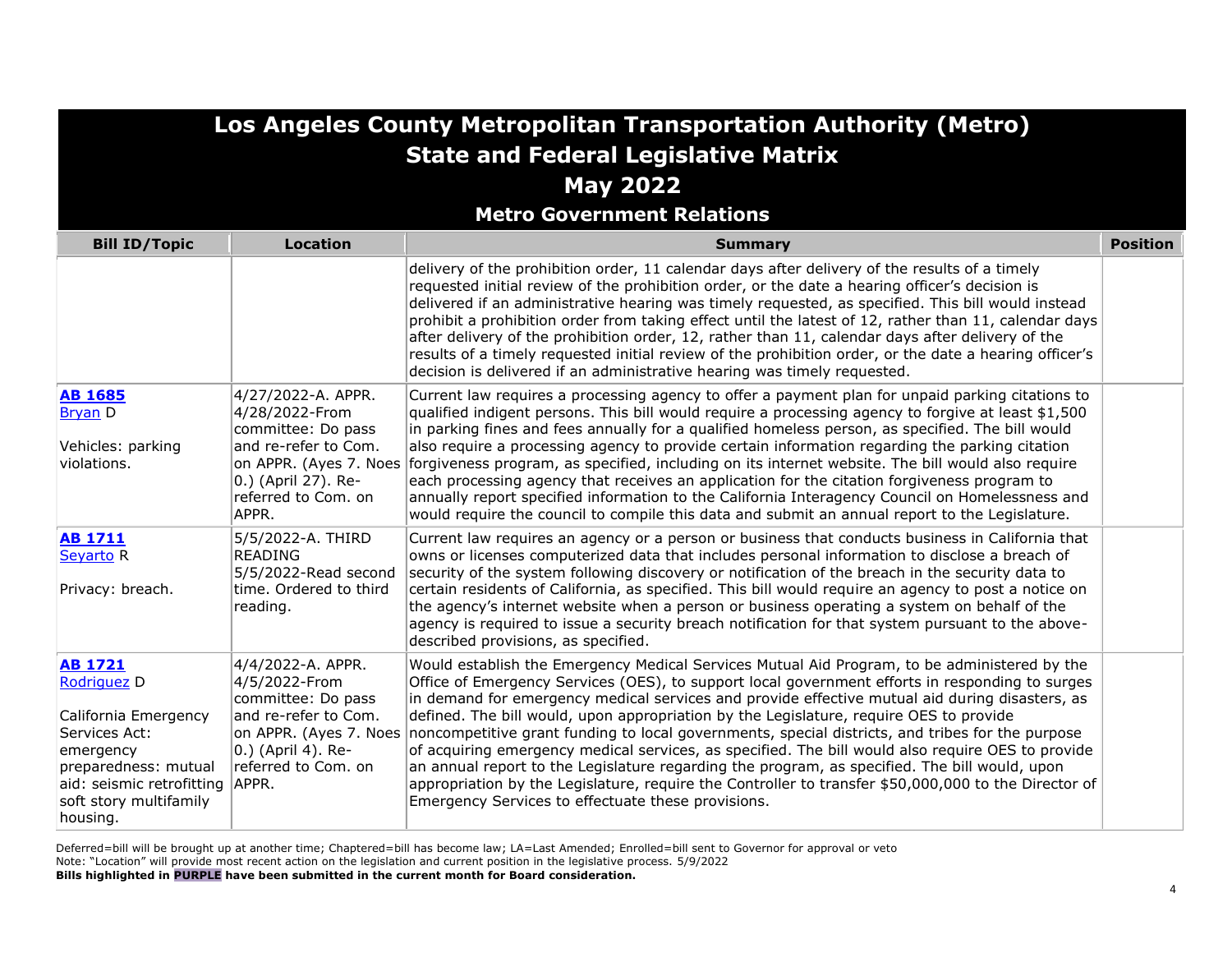# Los Angeles County Metropolitan Transportation Authority (Metro)
## State and Federal Legislative Matrix
## May 2022
### Metro Government Relations

| Bill ID/Topic | Location | Summary | Position |
|---|---|---|---|
| | | delivery of the prohibition order, 11 calendar days after delivery of the results of a timely requested initial review of the prohibition order, or the date a hearing officer's decision is delivered if an administrative hearing was timely requested, as specified. This bill would instead prohibit a prohibition order from taking effect until the latest of 12, rather than 11, calendar days after delivery of the prohibition order, 12, rather than 11, calendar days after delivery of the results of a timely requested initial review of the prohibition order, or the date a hearing officer's decision is delivered if an administrative hearing was timely requested. | |
| **AB 1685**<br>Bryan D<br><br>Vehicles: parking violations. | 4/27/2022-A. APPR.<br>4/28/2022-From committee: Do pass and re-refer to Com. on APPR. (Ayes 7. Noes 0.) (April 27). Re-referred to Com. on APPR. | Current law requires a processing agency to offer a payment plan for unpaid parking citations to qualified indigent persons. This bill would require a processing agency to forgive at least $1,500 in parking fines and fees annually for a qualified homeless person, as specified. The bill would also require a processing agency to provide certain information regarding the parking citation forgiveness program, as specified, including on its internet website. The bill would also require each processing agency that receives an application for the citation forgiveness program to annually report specified information to the California Interagency Council on Homelessness and would require the council to compile this data and submit an annual report to the Legislature. | |
| **AB 1711**<br>Seyarto R<br><br>Privacy: breach. | 5/5/2022-A. THIRD READING<br>5/5/2022-Read second time. Ordered to third reading. | Current law requires an agency or a person or business that conducts business in California that owns or licenses computerized data that includes personal information to disclose a breach of security of the system following discovery or notification of the breach in the security data to certain residents of California, as specified. This bill would require an agency to post a notice on the agency's internet website when a person or business operating a system on behalf of the agency is required to issue a security breach notification for that system pursuant to the above-described provisions, as specified. | |
| **AB 1721**<br>Rodriguez D<br><br>California Emergency Services Act: emergency preparedness: mutual aid: seismic retrofitting soft story multifamily housing. | 4/4/2022-A. APPR.<br>4/5/2022-From committee: Do pass and re-refer to Com. on APPR. (Ayes 7. Noes 0.) (April 4). Re-referred to Com. on APPR. | Would establish the Emergency Medical Services Mutual Aid Program, to be administered by the Office of Emergency Services (OES), to support local government efforts in responding to surges in demand for emergency medical services and provide effective mutual aid during disasters, as defined. The bill would, upon appropriation by the Legislature, require OES to provide noncompetitive grant funding to local governments, special districts, and tribes for the purpose of acquiring emergency medical services, as specified. The bill would also require OES to provide an annual report to the Legislature regarding the program, as specified. The bill would, upon appropriation by the Legislature, require the Controller to transfer $50,000,000 to the Director of Emergency Services to effectuate these provisions. | |

Deferred=bill will be brought up at another time; Chaptered=bill has become law; LA=Last Amended; Enrolled=bill sent to Governor for approval or veto
Note: "Location" will provide most recent action on the legislation and current position in the legislative process. 5/9/2022
**Bills highlighted in PURPLE have been submitted in the current month for Board consideration.**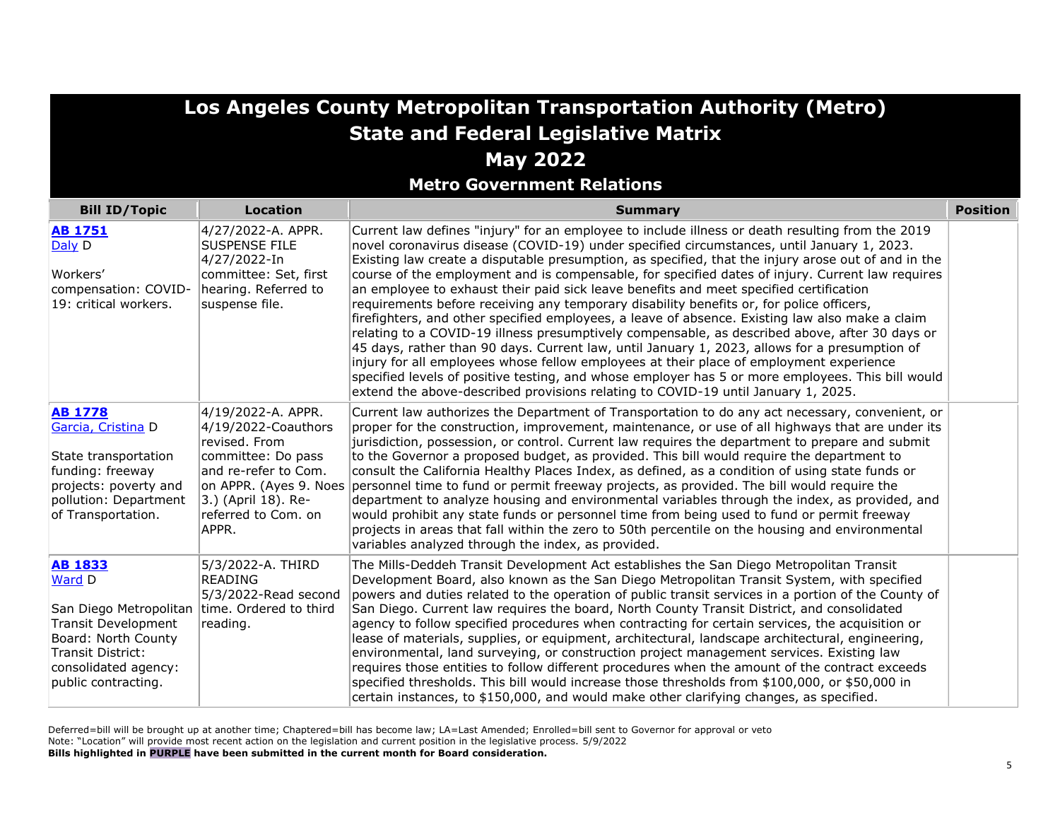# Los Angeles County Metropolitan Transportation Authority (Metro)
## State and Federal Legislative Matrix
## May 2022
### Metro Government Relations

| Bill ID/Topic | Location | Summary | Position |
|---|---|---|---|
| **AB 1751**<br>Daly D<br><br>Workers' compensation: COVID-19: critical workers. | 4/27/2022-A. APPR. SUSPENSE FILE<br>4/27/2022-In committee: Set, first hearing. Referred to suspense file. | Current law defines "injury" for an employee to include illness or death resulting from the 2019 novel coronavirus disease (COVID-19) under specified circumstances, until January 1, 2023. Existing law create a disputable presumption, as specified, that the injury arose out of and in the course of the employment and is compensable, for specified dates of injury. Current law requires an employee to exhaust their paid sick leave benefits and meet specified certification requirements before receiving any temporary disability benefits or, for police officers, firefighters, and other specified employees, a leave of absence. Existing law also make a claim relating to a COVID-19 illness presumptively compensable, as described above, after 30 days or 45 days, rather than 90 days. Current law, until January 1, 2023, allows for a presumption of injury for all employees whose fellow employees at their place of employment experience specified levels of positive testing, and whose employer has 5 or more employees. This bill would extend the above-described provisions relating to COVID-19 until January 1, 2025. | |
| **AB 1778**<br>Garcia, Cristina D<br><br>State transportation funding: freeway projects: poverty and pollution: Department of Transportation. | 4/19/2022-A. APPR.<br>4/19/2022-Coauthors revised. From committee: Do pass and re-refer to Com. on APPR. (Ayes 9. Noes 3.) (April 18). Re-referred to Com. on APPR. | Current law authorizes the Department of Transportation to do any act necessary, convenient, or proper for the construction, improvement, maintenance, or use of all highways that are under its jurisdiction, possession, or control. Current law requires the department to prepare and submit to the Governor a proposed budget, as provided. This bill would require the department to consult the California Healthy Places Index, as defined, as a condition of using state funds or personnel time to fund or permit freeway projects, as provided. The bill would require the department to analyze housing and environmental variables through the index, as provided, and would prohibit any state funds or personnel time from being used to fund or permit freeway projects in areas that fall within the zero to 50th percentile on the housing and environmental variables analyzed through the index, as provided. | |
| **AB 1833**<br>Ward D<br><br>San Diego Metropolitan Transit Development Board: North County Transit District: consolidated agency: public contracting. | 5/3/2022-A. THIRD READING<br>5/3/2022-Read second time. Ordered to third reading. | The Mills-Deddeh Transit Development Act establishes the San Diego Metropolitan Transit Development Board, also known as the San Diego Metropolitan Transit System, with specified powers and duties related to the operation of public transit services in a portion of the County of San Diego. Current law requires the board, North County Transit District, and consolidated agency to follow specified procedures when contracting for certain services, the acquisition or lease of materials, supplies, or equipment, architectural, landscape architectural, engineering, environmental, land surveying, or construction project management services. Existing law requires those entities to follow different procedures when the amount of the contract exceeds specified thresholds. This bill would increase those thresholds from $100,000, or $50,000 in certain instances, to $150,000, and would make other clarifying changes, as specified. | |

Deferred=bill will be brought up at another time; Chaptered=bill has become law; LA=Last Amended; Enrolled=bill sent to Governor for approval or veto
Note: "Location" will provide most recent action on the legislation and current position in the legislative process. 5/9/2022
**Bills highlighted in PURPLE have been submitted in the current month for Board consideration.**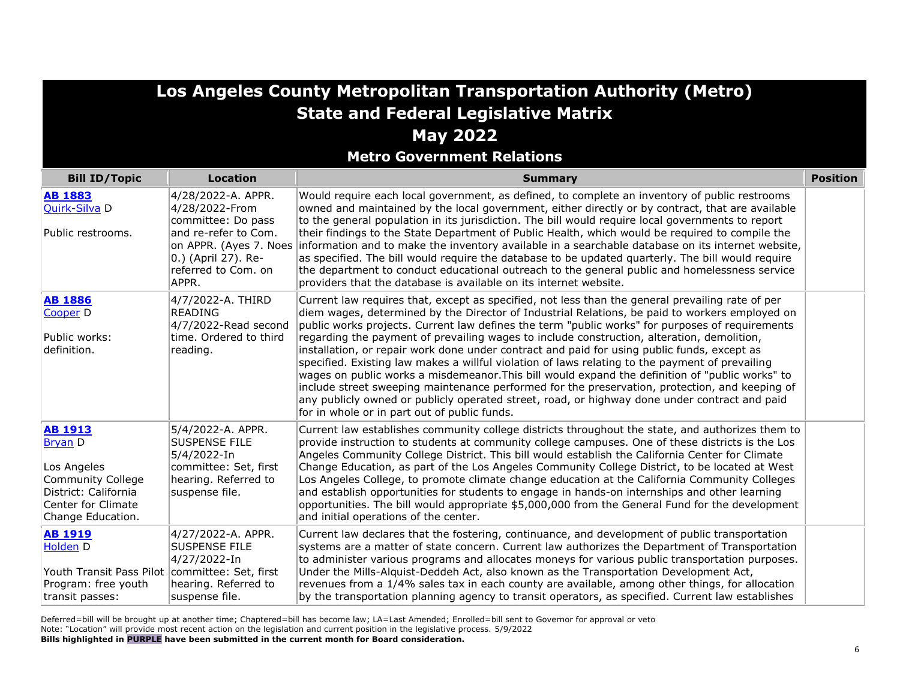# Los Angeles County Metropolitan Transportation Authority (Metro)
## State and Federal Legislative Matrix
## May 2022
### Metro Government Relations

| Bill ID/Topic | Location | Summary | Position |
|---|---|---|---|
| **AB 1883** Quirk-Silva D<br><br>Public restrooms. | 4/28/2022-A. APPR. 4/28/2022-From committee: Do pass and re-refer to Com. on APPR. (Ayes 7. Noes 0.) (April 27). Re-referred to Com. on APPR. | Would require each local government, as defined, to complete an inventory of public restrooms owned and maintained by the local government, either directly or by contract, that are available to the general population in its jurisdiction. The bill would require local governments to report their findings to the State Department of Public Health, which would be required to compile the information and to make the inventory available in a searchable database on its internet website, as specified. The bill would require the database to be updated quarterly. The bill would require the department to conduct educational outreach to the general public and homelessness service providers that the database is available on its internet website. | |
| **AB 1886** Cooper D<br><br>Public works: definition. | 4/7/2022-A. THIRD READING 4/7/2022-Read second time. Ordered to third reading. | Current law requires that, except as specified, not less than the general prevailing rate of per diem wages, determined by the Director of Industrial Relations, be paid to workers employed on public works projects. Current law defines the term "public works" for purposes of requirements regarding the payment of prevailing wages to include construction, alteration, demolition, installation, or repair work done under contract and paid for using public funds, except as specified. Existing law makes a willful violation of laws relating to the payment of prevailing wages on public works a misdemeanor.This bill would expand the definition of "public works" to include street sweeping maintenance performed for the preservation, protection, and keeping of any publicly owned or publicly operated street, road, or highway done under contract and paid for in whole or in part out of public funds. | |
| **AB 1913** Bryan D<br><br>Los Angeles Community College District: California Center for Climate Change Education. | 5/4/2022-A. APPR. SUSPENSE FILE 5/4/2022-In committee: Set, first hearing. Referred to suspense file. | Current law establishes community college districts throughout the state, and authorizes them to provide instruction to students at community college campuses. One of these districts is the Los Angeles Community College District. This bill would establish the California Center for Climate Change Education, as part of the Los Angeles Community College District, to be located at West Los Angeles College, to promote climate change education at the California Community Colleges and establish opportunities for students to engage in hands-on internships and other learning opportunities. The bill would appropriate $5,000,000 from the General Fund for the development and initial operations of the center. | |
| **AB 1919** Holden D<br><br>Youth Transit Pass Pilot Program: free youth transit passes: | 4/27/2022-A. APPR. SUSPENSE FILE 4/27/2022-In committee: Set, first hearing. Referred to suspense file. | Current law declares that the fostering, continuance, and development of public transportation systems are a matter of state concern. Current law authorizes the Department of Transportation to administer various programs and allocates moneys for various public transportation purposes. Under the Mills-Alquist-Deddeh Act, also known as the Transportation Development Act, revenues from a 1/4% sales tax in each county are available, among other things, for allocation by the transportation planning agency to transit operators, as specified. Current law establishes | |

Deferred=bill will be brought up at another time; Chaptered=bill has become law; LA=Last Amended; Enrolled=bill sent to Governor for approval or veto
Note: "Location" will provide most recent action on the legislation and current position in the legislative process. 5/9/2022
**Bills highlighted in PURPLE have been submitted in the current month for Board consideration.**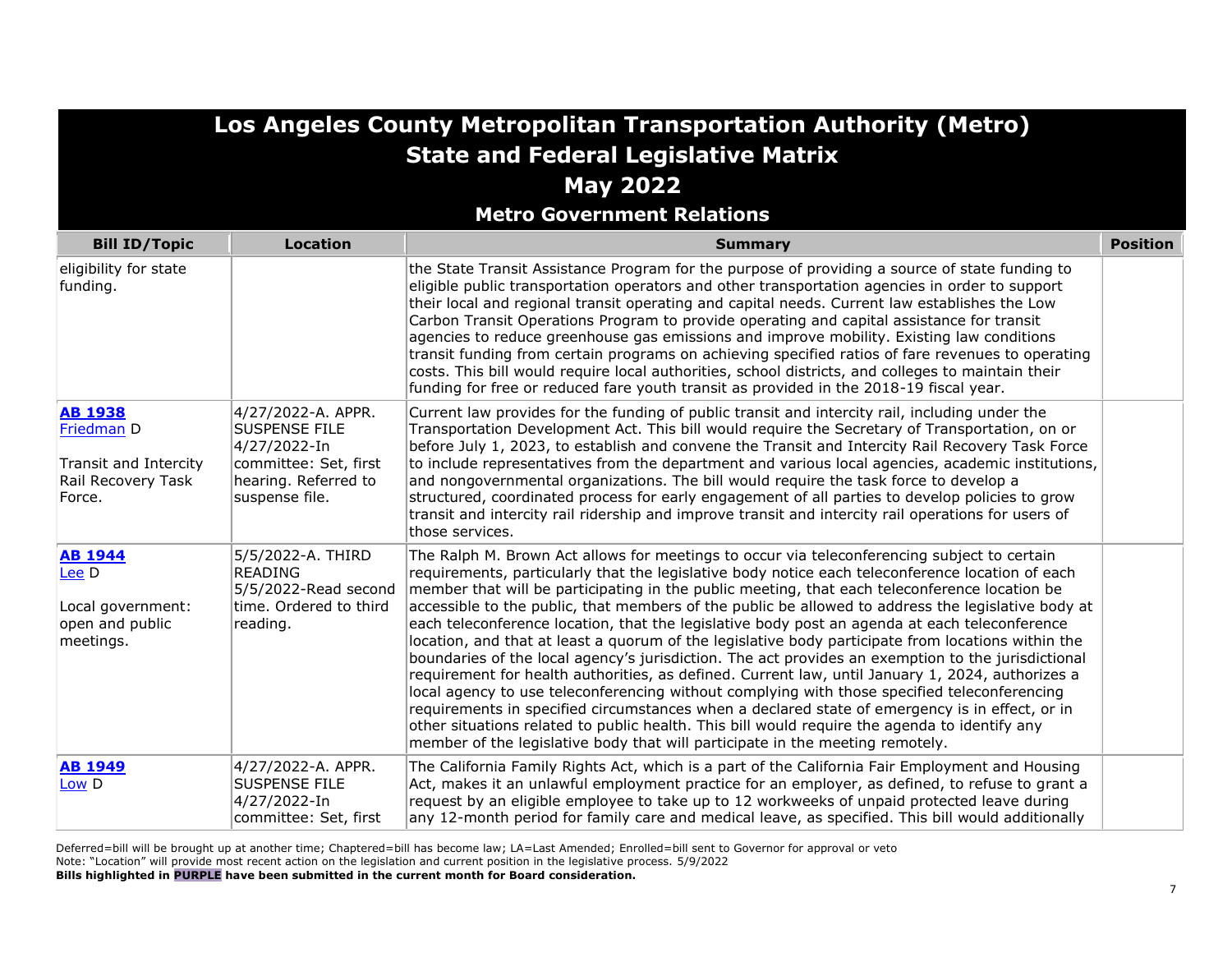# Los Angeles County Metropolitan Transportation Authority (Metro)
## State and Federal Legislative Matrix
## May 2022
### Metro Government Relations

| Bill ID/Topic | Location | Summary | Position |
|---|---|---|---|
| eligibility for state funding. | | the State Transit Assistance Program for the purpose of providing a source of state funding to eligible public transportation operators and other transportation agencies in order to support their local and regional transit operating and capital needs. Current law establishes the Low Carbon Transit Operations Program to provide operating and capital assistance for transit agencies to reduce greenhouse gas emissions and improve mobility. Existing law conditions transit funding from certain programs on achieving specified ratios of fare revenues to operating costs. This bill would require local authorities, school districts, and colleges to maintain their funding for free or reduced fare youth transit as provided in the 2018-19 fiscal year. | |
| **AB 1938** Friedman D<br><br>Transit and Intercity Rail Recovery Task Force. | 4/27/2022-A. APPR. SUSPENSE FILE 4/27/2022-In committee: Set, first hearing. Referred to suspense file. | Current law provides for the funding of public transit and intercity rail, including under the Transportation Development Act. This bill would require the Secretary of Transportation, on or before July 1, 2023, to establish and convene the Transit and Intercity Rail Recovery Task Force to include representatives from the department and various local agencies, academic institutions, and nongovernmental organizations. The bill would require the task force to develop a structured, coordinated process for early engagement of all parties to develop policies to grow transit and intercity rail ridership and improve transit and intercity rail operations for users of those services. | |
| **AB 1944** Lee D<br><br>Local government: open and public meetings. | 5/5/2022-A. THIRD READING 5/5/2022-Read second time. Ordered to third reading. | The Ralph M. Brown Act allows for meetings to occur via teleconferencing subject to certain requirements, particularly that the legislative body notice each teleconference location of each member that will be participating in the public meeting, that each teleconference location be accessible to the public, that members of the public be allowed to address the legislative body at each teleconference location, that the legislative body post an agenda at each teleconference location, and that at least a quorum of the legislative body participate from locations within the boundaries of the local agency's jurisdiction. The act provides an exemption to the jurisdictional requirement for health authorities, as defined. Current law, until January 1, 2024, authorizes a local agency to use teleconferencing without complying with those specified teleconferencing requirements in specified circumstances when a declared state of emergency is in effect, or in other situations related to public health. This bill would require the agenda to identify any member of the legislative body that will participate in the meeting remotely. | |
| **AB 1949** Low D | 4/27/2022-A. APPR. SUSPENSE FILE 4/27/2022-In committee: Set, first | The California Family Rights Act, which is a part of the California Fair Employment and Housing Act, makes it an unlawful employment practice for an employer, as defined, to refuse to grant a request by an eligible employee to take up to 12 workweeks of unpaid protected leave during any 12-month period for family care and medical leave, as specified. This bill would additionally | |

Deferred=bill will be brought up at another time; Chaptered=bill has become law; LA=Last Amended; Enrolled=bill sent to Governor for approval or veto
Note: "Location" will provide most recent action on the legislation and current position in the legislative process. 5/9/2022
**Bills highlighted in PURPLE have been submitted in the current month for Board consideration.**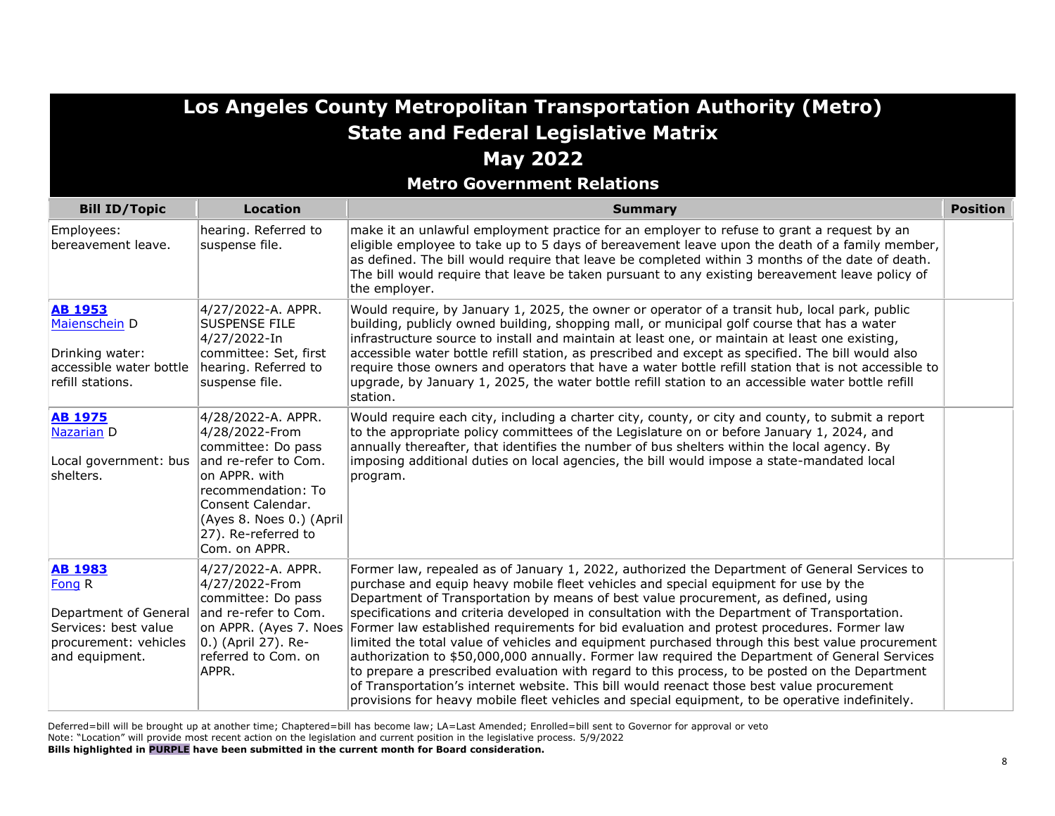# Los Angeles County Metropolitan Transportation Authority (Metro)
## State and Federal Legislative Matrix
## May 2022
### Metro Government Relations

| Bill ID/Topic | Location | Summary | Position |
|---|---|---|---|
| Employees: bereavement leave. | hearing. Referred to suspense file. | make it an unlawful employment practice for an employer to refuse to grant a request by an eligible employee to take up to 5 days of bereavement leave upon the death of a family member, as defined. The bill would require that leave be completed within 3 months of the date of death. The bill would require that leave be taken pursuant to any existing bereavement leave policy of the employer. | |
| **AB 1953** Maienschein D<br><br>Drinking water: accessible water bottle refill stations. | 4/27/2022-A. APPR. SUSPENSE FILE<br>4/27/2022-In committee: Set, first hearing. Referred to suspense file. | Would require, by January 1, 2025, the owner or operator of a transit hub, local park, public building, publicly owned building, shopping mall, or municipal golf course that has a water infrastructure source to install and maintain at least one, or maintain at least one existing, accessible water bottle refill station, as prescribed and except as specified. The bill would also require those owners and operators that have a water bottle refill station that is not accessible to upgrade, by January 1, 2025, the water bottle refill station to an accessible water bottle refill station. | |
| **AB 1975** Nazarian D<br><br>Local government: bus shelters. | 4/28/2022-A. APPR.<br>4/28/2022-From committee: Do pass and re-refer to Com. on APPR. with recommendation: To Consent Calendar. (Ayes 8. Noes 0.) (April 27). Re-referred to Com. on APPR. | Would require each city, including a charter city, county, or city and county, to submit a report to the appropriate policy committees of the Legislature on or before January 1, 2024, and annually thereafter, that identifies the number of bus shelters within the local agency. By imposing additional duties on local agencies, the bill would impose a state-mandated local program. | |
| **AB 1983** Fong R<br><br>Department of General Services: best value procurement: vehicles and equipment. | 4/27/2022-A. APPR.<br>4/27/2022-From committee: Do pass and re-refer to Com. on APPR. (Ayes 7. Noes 0.) (April 27). Re-referred to Com. on APPR. | Former law, repealed as of January 1, 2022, authorized the Department of General Services to purchase and equip heavy mobile fleet vehicles and special equipment for use by the Department of Transportation by means of best value procurement, as defined, using specifications and criteria developed in consultation with the Department of Transportation. Former law established requirements for bid evaluation and protest procedures. Former law limited the total value of vehicles and equipment purchased through this best value procurement authorization to $50,000,000 annually. Former law required the Department of General Services to prepare a prescribed evaluation with regard to this process, to be posted on the Department of Transportation's internet website. This bill would reenact those best value procurement provisions for heavy mobile fleet vehicles and special equipment, to be operative indefinitely. | |

Deferred=bill will be brought up at another time; Chaptered=bill has become law; LA=Last Amended; Enrolled=bill sent to Governor for approval or veto
Note: "Location" will provide most recent action on the legislation and current position in the legislative process. 5/9/2022
**Bills highlighted in PURPLE have been submitted in the current month for Board consideration.**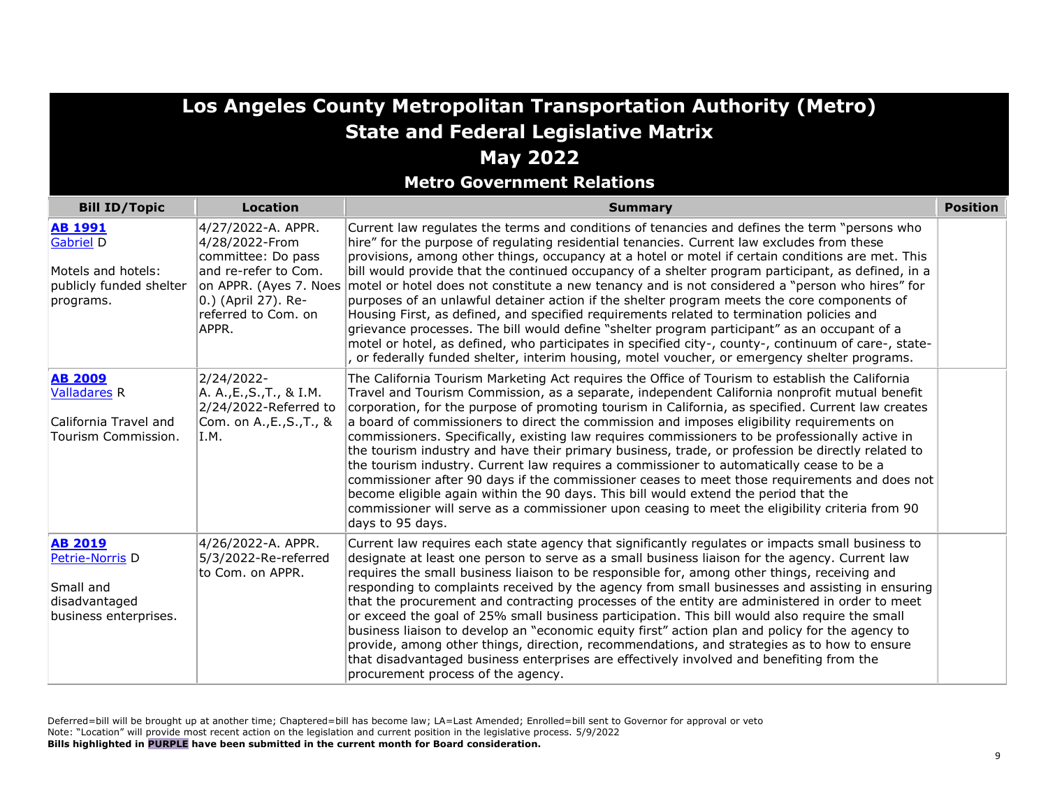# Los Angeles County Metropolitan Transportation Authority (Metro)
# State and Federal Legislative Matrix
# May 2022
## Metro Government Relations

| Bill ID/Topic | Location | Summary | Position |
|---|---|---|---|
| **AB 1991**<br>Gabriel D<br><br>Motels and hotels: publicly funded shelter programs. | 4/27/2022-A. APPR.<br>4/28/2022-From committee: Do pass and re-refer to Com. on APPR. (Ayes 7. Noes 0.) (April 27). Re-referred to Com. on APPR. | Current law regulates the terms and conditions of tenancies and defines the term "persons who hire" for the purpose of regulating residential tenancies. Current law excludes from these provisions, among other things, occupancy at a hotel or motel if certain conditions are met. This bill would provide that the continued occupancy of a shelter program participant, as defined, in a motel or hotel does not constitute a new tenancy and is not considered a "person who hires" for purposes of an unlawful detainer action if the shelter program meets the core components of Housing First, as defined, and specified requirements related to termination policies and grievance processes. The bill would define "shelter program participant" as an occupant of a motel or hotel, as defined, who participates in specified city-, county-, continuum of care-, state-, or federally funded shelter, interim housing, motel voucher, or emergency shelter programs. | |
| **AB 2009**<br>Valladares R<br><br>California Travel and Tourism Commission. | 2/24/2022-<br>A. A.,E.,S.,T., & I.M.<br>2/24/2022-Referred to Com. on A.,E.,S.,T., & I.M. | The California Tourism Marketing Act requires the Office of Tourism to establish the California Travel and Tourism Commission, as a separate, independent California nonprofit mutual benefit corporation, for the purpose of promoting tourism in California, as specified. Current law creates a board of commissioners to direct the commission and imposes eligibility requirements on commissioners. Specifically, existing law requires commissioners to be professionally active in the tourism industry and have their primary business, trade, or profession be directly related to the tourism industry. Current law requires a commissioner to automatically cease to be a commissioner after 90 days if the commissioner ceases to meet those requirements and does not become eligible again within the 90 days. This bill would extend the period that the commissioner will serve as a commissioner upon ceasing to meet the eligibility criteria from 90 days to 95 days. | |
| **AB 2019**<br>Petrie-Norris D<br><br>Small and disadvantaged business enterprises. | 4/26/2022-A. APPR.<br>5/3/2022-Re-referred to Com. on APPR. | Current law requires each state agency that significantly regulates or impacts small business to designate at least one person to serve as a small business liaison for the agency. Current law requires the small business liaison to be responsible for, among other things, receiving and responding to complaints received by the agency from small businesses and assisting in ensuring that the procurement and contracting processes of the entity are administered in order to meet or exceed the goal of 25% small business participation. This bill would also require the small business liaison to develop an "economic equity first" action plan and policy for the agency to provide, among other things, direction, recommendations, and strategies as to how to ensure that disadvantaged business enterprises are effectively involved and benefiting from the procurement process of the agency. | |

Deferred=bill will be brought up at another time; Chaptered=bill has become law; LA=Last Amended; Enrolled=bill sent to Governor for approval or veto
Note: "Location" will provide most recent action on the legislation and current position in the legislative process. 5/9/2022
**Bills highlighted in PURPLE have been submitted in the current month for Board consideration.**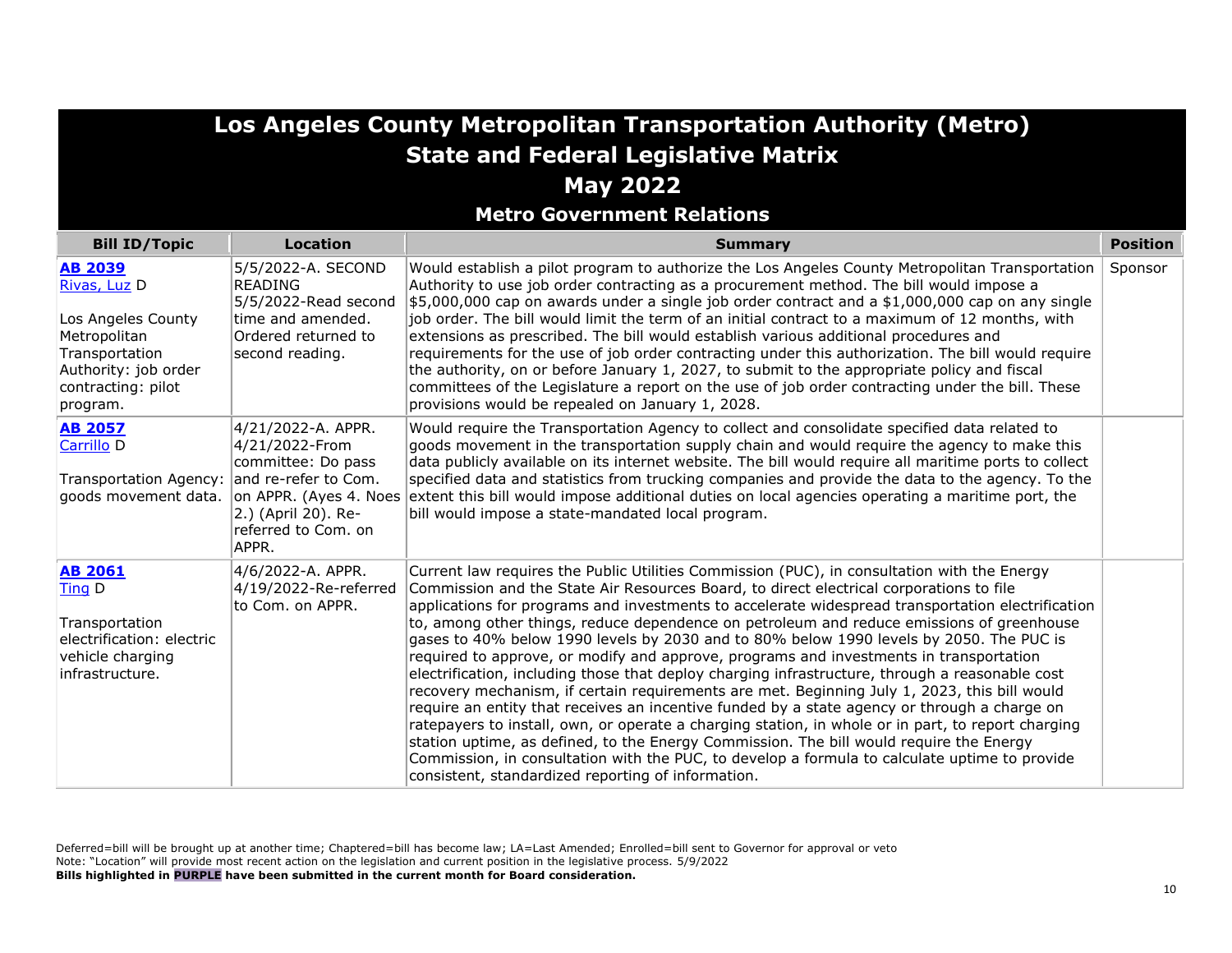# Los Angeles County Metropolitan Transportation Authority (Metro)
## State and Federal Legislative Matrix
## May 2022
### Metro Government Relations

| Bill ID/Topic | Location | Summary | Position |
|---|---|---|---|
| **AB 2039** Rivas, Luz D<br><br>Los Angeles County Metropolitan Transportation Authority: job order contracting: pilot program. | 5/5/2022-A. SECOND READING<br>5/5/2022-Read second time and amended. Ordered returned to second reading. | Would establish a pilot program to authorize the Los Angeles County Metropolitan Transportation Authority to use job order contracting as a procurement method. The bill would impose a $5,000,000 cap on awards under a single job order contract and a $1,000,000 cap on any single job order. The bill would limit the term of an initial contract to a maximum of 12 months, with extensions as prescribed. The bill would establish various additional procedures and requirements for the use of job order contracting under this authorization. The bill would require the authority, on or before January 1, 2027, to submit to the appropriate policy and fiscal committees of the Legislature a report on the use of job order contracting under the bill. These provisions would be repealed on January 1, 2028. | Sponsor |
| **AB 2057** Carrillo D<br><br>Transportation Agency: goods movement data. | 4/21/2022-A. APPR.<br>4/21/2022-From committee: Do pass and re-refer to Com. on APPR. (Ayes 4. Noes 2.) (April 20). Re-referred to Com. on APPR. | Would require the Transportation Agency to collect and consolidate specified data related to goods movement in the transportation supply chain and would require the agency to make this data publicly available on its internet website. The bill would require all maritime ports to collect specified data and statistics from trucking companies and provide the data to the agency. To the extent this bill would impose additional duties on local agencies operating a maritime port, the bill would impose a state-mandated local program. | |
| **AB 2061** Ting D<br><br>Transportation electrification: electric vehicle charging infrastructure. | 4/6/2022-A. APPR.<br>4/19/2022-Re-referred to Com. on APPR. | Current law requires the Public Utilities Commission (PUC), in consultation with the Energy Commission and the State Air Resources Board, to direct electrical corporations to file applications for programs and investments to accelerate widespread transportation electrification to, among other things, reduce dependence on petroleum and reduce emissions of greenhouse gases to 40% below 1990 levels by 2030 and to 80% below 1990 levels by 2050. The PUC is required to approve, or modify and approve, programs and investments in transportation electrification, including those that deploy charging infrastructure, through a reasonable cost recovery mechanism, if certain requirements are met. Beginning July 1, 2023, this bill would require an entity that receives an incentive funded by a state agency or through a charge on ratepayers to install, own, or operate a charging station, in whole or in part, to report charging station uptime, as defined, to the Energy Commission. The bill would require the Energy Commission, in consultation with the PUC, to develop a formula to calculate uptime to provide consistent, standardized reporting of information. | |

Deferred=bill will be brought up at another time; Chaptered=bill has become law; LA=Last Amended; Enrolled=bill sent to Governor for approval or veto
Note: "Location" will provide most recent action on the legislation and current position in the legislative process. 5/9/2022
**Bills highlighted in PURPLE have been submitted in the current month for Board consideration.**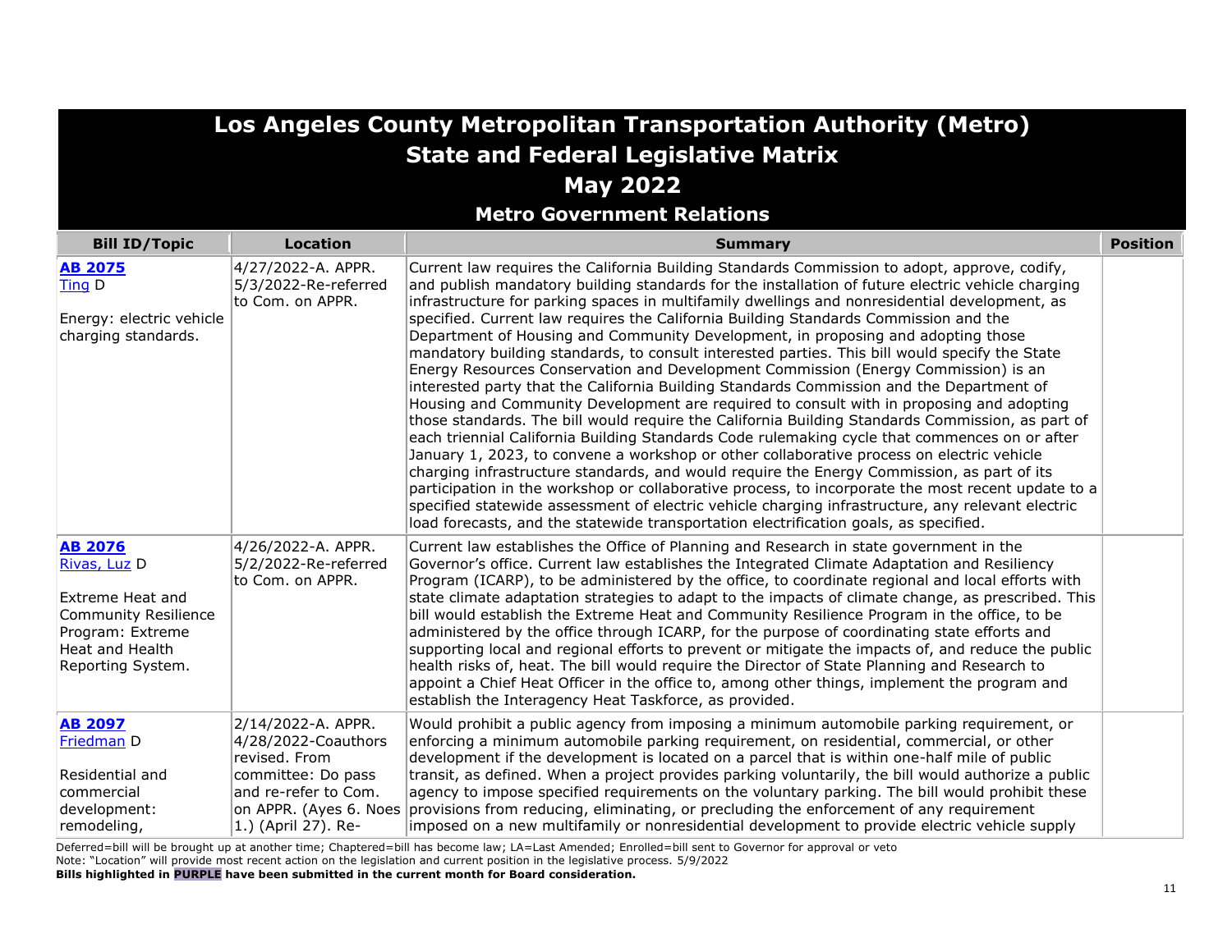# Los Angeles County Metropolitan Transportation Authority (Metro)
## State and Federal Legislative Matrix
## May 2022
### Metro Government Relations

| Bill ID/Topic | Location | Summary | Position |
|---|---|---|---|
| **AB 2075** Ting D<br><br>Energy: electric vehicle charging standards. | 4/27/2022-A. APPR. 5/3/2022-Re-referred to Com. on APPR. | Current law requires the California Building Standards Commission to adopt, approve, codify, and publish mandatory building standards for the installation of future electric vehicle charging infrastructure for parking spaces in multifamily dwellings and nonresidential development, as specified. Current law requires the California Building Standards Commission and the Department of Housing and Community Development, in proposing and adopting those mandatory building standards, to consult interested parties. This bill would specify the State Energy Resources Conservation and Development Commission (Energy Commission) is an interested party that the California Building Standards Commission and the Department of Housing and Community Development are required to consult with in proposing and adopting those standards. The bill would require the California Building Standards Commission, as part of each triennial California Building Standards Code rulemaking cycle that commences on or after January 1, 2023, to convene a workshop or other collaborative process on electric vehicle charging infrastructure standards, and would require the Energy Commission, as part of its participation in the workshop or collaborative process, to incorporate the most recent update to a specified statewide assessment of electric vehicle charging infrastructure, any relevant electric load forecasts, and the statewide transportation electrification goals, as specified. | |
| **AB 2076** Rivas, Luz D<br><br>Extreme Heat and Community Resilience Program: Extreme Heat and Health Reporting System. | 4/26/2022-A. APPR. 5/2/2022-Re-referred to Com. on APPR. | Current law establishes the Office of Planning and Research in state government in the Governor's office. Current law establishes the Integrated Climate Adaptation and Resiliency Program (ICARP), to be administered by the office, to coordinate regional and local efforts with state climate adaptation strategies to adapt to the impacts of climate change, as prescribed. This bill would establish the Extreme Heat and Community Resilience Program in the office, to be administered by the office through ICARP, for the purpose of coordinating state efforts and supporting local and regional efforts to prevent or mitigate the impacts of, and reduce the public health risks of, heat. The bill would require the Director of State Planning and Research to appoint a Chief Heat Officer in the office to, among other things, implement the program and establish the Interagency Heat Taskforce, as provided. | |
| **AB 2097** Friedman D<br><br>Residential and commercial development: remodeling, | 2/14/2022-A. APPR. 4/28/2022-Coauthors revised. From committee: Do pass and re-refer to Com. on APPR. (Ayes 6. Noes 1.) (April 27). Re- | Would prohibit a public agency from imposing a minimum automobile parking requirement, or enforcing a minimum automobile parking requirement, on residential, commercial, or other development if the development is located on a parcel that is within one-half mile of public transit, as defined. When a project provides parking voluntarily, the bill would authorize a public agency to impose specified requirements on the voluntary parking. The bill would prohibit these provisions from reducing, eliminating, or precluding the enforcement of any requirement imposed on a new multifamily or nonresidential development to provide electric vehicle supply | |

Deferred=bill will be brought up at another time; Chaptered=bill has become law; LA=Last Amended; Enrolled=bill sent to Governor for approval or veto
Note: "Location" will provide most recent action on the legislation and current position in the legislative process. 5/9/2022
**Bills highlighted in PURPLE have been submitted in the current month for Board consideration.**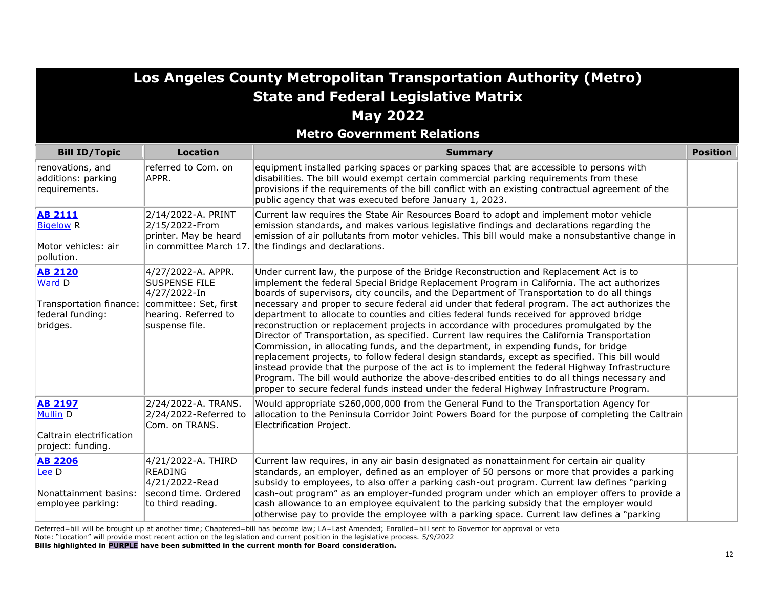# Los Angeles County Metropolitan Transportation Authority (Metro)
## State and Federal Legislative Matrix
## May 2022
### Metro Government Relations

| Bill ID/Topic | Location | Summary | Position |
|---|---|---|---|
| renovations, and additions: parking requirements. | referred to Com. on APPR. | equipment installed parking spaces or parking spaces that are accessible to persons with disabilities. The bill would exempt certain commercial parking requirements from these provisions if the requirements of the bill conflict with an existing contractual agreement of the public agency that was executed before January 1, 2023. | |
| **AB 2111** Bigelow R<br><br>Motor vehicles: air pollution. | 2/14/2022-A. PRINT 2/15/2022-From printer. May be heard in committee March 17. | Current law requires the State Air Resources Board to adopt and implement motor vehicle emission standards, and makes various legislative findings and declarations regarding the emission of air pollutants from motor vehicles. This bill would make a nonsubstantive change in the findings and declarations. | |
| **AB 2120** Ward D<br><br>Transportation finance: federal funding: bridges. | 4/27/2022-A. APPR. SUSPENSE FILE 4/27/2022-In committee: Set, first hearing. Referred to suspense file. | Under current law, the purpose of the Bridge Reconstruction and Replacement Act is to implement the federal Special Bridge Replacement Program in California. The act authorizes boards of supervisors, city councils, and the Department of Transportation to do all things necessary and proper to secure federal aid under that federal program. The act authorizes the department to allocate to counties and cities federal funds received for approved bridge reconstruction or replacement projects in accordance with procedures promulgated by the Director of Transportation, as specified. Current law requires the California Transportation Commission, in allocating funds, and the department, in expending funds, for bridge replacement projects, to follow federal design standards, except as specified. This bill would instead provide that the purpose of the act is to implement the federal Highway Infrastructure Program. The bill would authorize the above-described entities to do all things necessary and proper to secure federal funds instead under the federal Highway Infrastructure Program. | |
| **AB 2197** Mullin D<br><br>Caltrain electrification project: funding. | 2/24/2022-A. TRANS. 2/24/2022-Referred to Com. on TRANS. | Would appropriate $260,000,000 from the General Fund to the Transportation Agency for allocation to the Peninsula Corridor Joint Powers Board for the purpose of completing the Caltrain Electrification Project. | |
| **AB 2206** Lee D<br><br>Nonattainment basins: employee parking: | 4/21/2022-A. THIRD READING 4/21/2022-Read second time. Ordered to third reading. | Current law requires, in any air basin designated as nonattainment for certain air quality standards, an employer, defined as an employer of 50 persons or more that provides a parking subsidy to employees, to also offer a parking cash-out program. Current law defines "parking cash-out program" as an employer-funded program under which an employer offers to provide a cash allowance to an employee equivalent to the parking subsidy that the employer would otherwise pay to provide the employee with a parking space. Current law defines a "parking | |

Deferred=bill will be brought up at another time; Chaptered=bill has become law; LA=Last Amended; Enrolled=bill sent to Governor for approval or veto
Note: "Location" will provide most recent action on the legislation and current position in the legislative process. 5/9/2022
**Bills highlighted in PURPLE have been submitted in the current month for Board consideration.**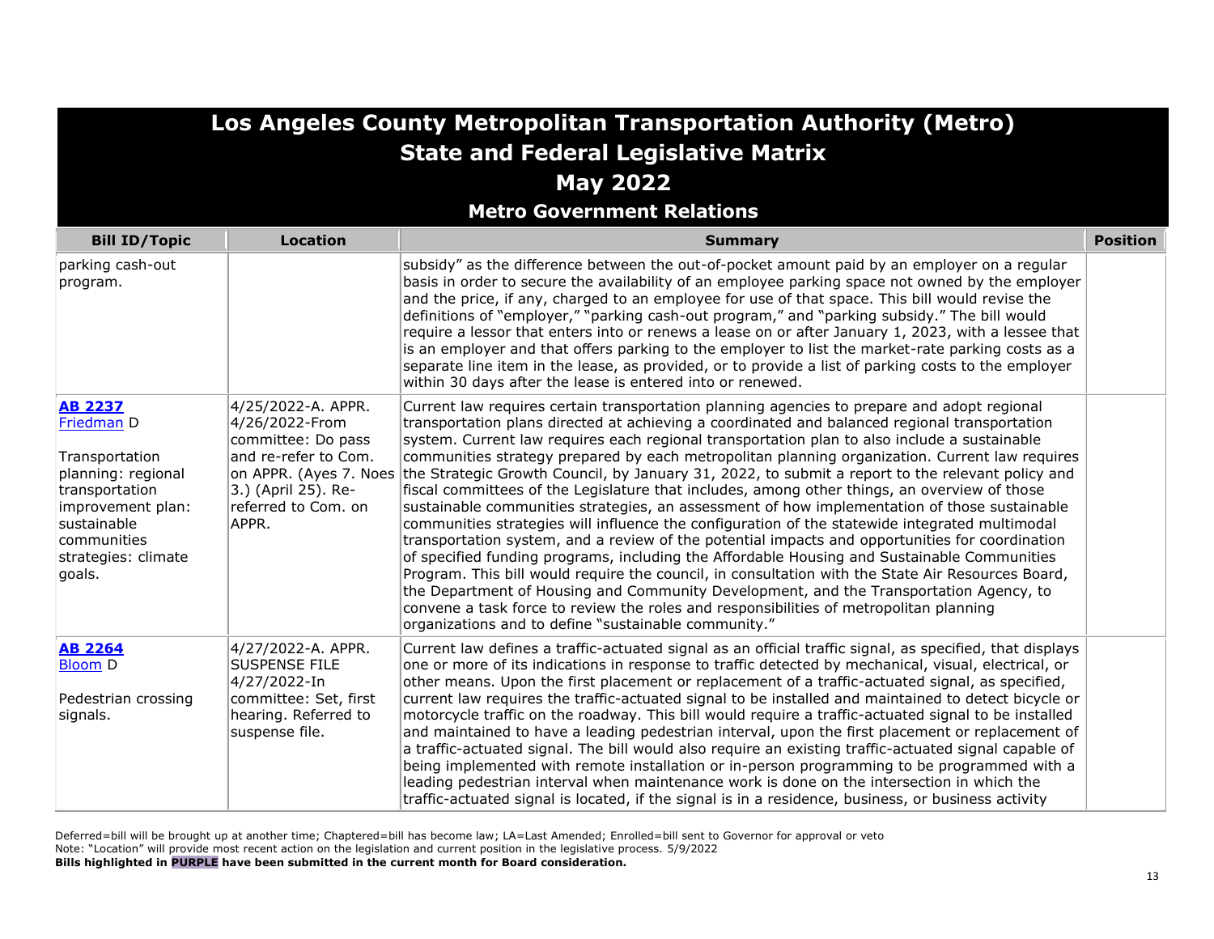# Los Angeles County Metropolitan Transportation Authority (Metro)
## State and Federal Legislative Matrix
## May 2022
### Metro Government Relations

| Bill ID/Topic | Location | Summary | Position |
|---|---|---|---|
| parking cash-out program. | | subsidy" as the difference between the out-of-pocket amount paid by an employer on a regular basis in order to secure the availability of an employee parking space not owned by the employer and the price, if any, charged to an employee for use of that space. This bill would revise the definitions of "employer," "parking cash-out program," and "parking subsidy." The bill would require a lessor that enters into or renews a lease on or after January 1, 2023, with a lessee that is an employer and that offers parking to the employer to list the market-rate parking costs as a separate line item in the lease, as provided, or to provide a list of parking costs to the employer within 30 days after the lease is entered into or renewed. | |
| **AB 2237** Friedman D<br><br>Transportation planning: regional transportation improvement plan: sustainable communities strategies: climate goals. | 4/25/2022-A. APPR. 4/26/2022-From committee: Do pass and re-refer to Com. on APPR. (Ayes 7. Noes 3.) (April 25). Re-referred to Com. on APPR. | Current law requires certain transportation planning agencies to prepare and adopt regional transportation plans directed at achieving a coordinated and balanced regional transportation system. Current law requires each regional transportation plan to also include a sustainable communities strategy prepared by each metropolitan planning organization. Current law requires the Strategic Growth Council, by January 31, 2022, to submit a report to the relevant policy and fiscal committees of the Legislature that includes, among other things, an overview of those sustainable communities strategies, an assessment of how implementation of those sustainable communities strategies will influence the configuration of the statewide integrated multimodal transportation system, and a review of the potential impacts and opportunities for coordination of specified funding programs, including the Affordable Housing and Sustainable Communities Program. This bill would require the council, in consultation with the State Air Resources Board, the Department of Housing and Community Development, and the Transportation Agency, to convene a task force to review the roles and responsibilities of metropolitan planning organizations and to define "sustainable community." | |
| **AB 2264** Bloom D<br><br>Pedestrian crossing signals. | 4/27/2022-A. APPR. SUSPENSE FILE 4/27/2022-In committee: Set, first hearing. Referred to suspense file. | Current law defines a traffic-actuated signal as an official traffic signal, as specified, that displays one or more of its indications in response to traffic detected by mechanical, visual, electrical, or other means. Upon the first placement or replacement of a traffic-actuated signal, as specified, current law requires the traffic-actuated signal to be installed and maintained to detect bicycle or motorcycle traffic on the roadway. This bill would require a traffic-actuated signal to be installed and maintained to have a leading pedestrian interval, upon the first placement or replacement of a traffic-actuated signal. The bill would also require an existing traffic-actuated signal capable of being implemented with remote installation or in-person programming to be programmed with a leading pedestrian interval when maintenance work is done on the intersection in which the traffic-actuated signal is located, if the signal is in a residence, business, or business activity | |

Deferred=bill will be brought up at another time; Chaptered=bill has become law; LA=Last Amended; Enrolled=bill sent to Governor for approval or veto
Note: "Location" will provide most recent action on the legislation and current position in the legislative process. 5/9/2022
**Bills highlighted in PURPLE have been submitted in the current month for Board consideration.**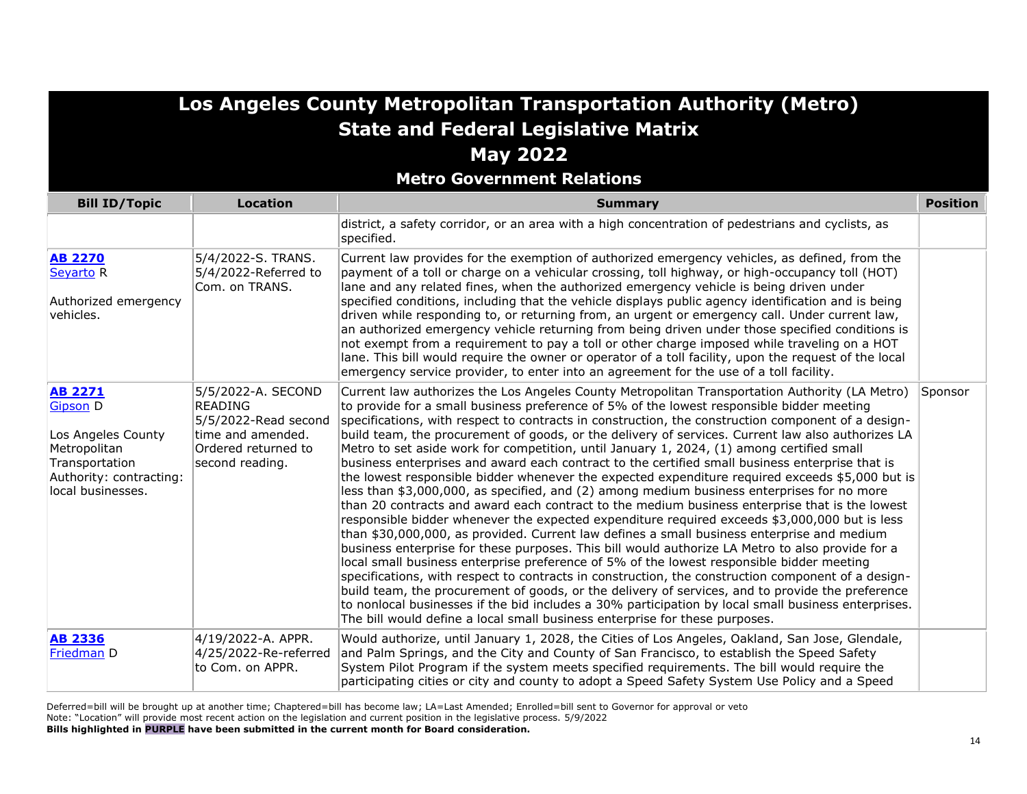# Los Angeles County Metropolitan Transportation Authority (Metro)
## State and Federal Legislative Matrix
## May 2022
### Metro Government Relations

| Bill ID/Topic | Location | Summary | Position |
|---|---|---|---|
| | | district, a safety corridor, or an area with a high concentration of pedestrians and cyclists, as specified. | |
| **AB 2270** Seyarto R<br><br>Authorized emergency vehicles. | 5/4/2022-S. TRANS.<br>5/4/2022-Referred to Com. on TRANS. | Current law provides for the exemption of authorized emergency vehicles, as defined, from the payment of a toll or charge on a vehicular crossing, toll highway, or high-occupancy toll (HOT) lane and any related fines, when the authorized emergency vehicle is being driven under specified conditions, including that the vehicle displays public agency identification and is being driven while responding to, or returning from, an urgent or emergency call. Under current law, an authorized emergency vehicle returning from being driven under those specified conditions is not exempt from a requirement to pay a toll or other charge imposed while traveling on a HOT lane. This bill would require the owner or operator of a toll facility, upon the request of the local emergency service provider, to enter into an agreement for the use of a toll facility. | |
| **AB 2271** Gipson D<br><br>Los Angeles County Metropolitan Transportation Authority: contracting: local businesses. | 5/5/2022-A. SECOND READING<br>5/5/2022-Read second time and amended. Ordered returned to second reading. | Current law authorizes the Los Angeles County Metropolitan Transportation Authority (LA Metro) to provide for a small business preference of 5% of the lowest responsible bidder meeting specifications, with respect to contracts in construction, the construction component of a design-build team, the procurement of goods, or the delivery of services. Current law also authorizes LA Metro to set aside work for competition, until January 1, 2024, (1) among certified small business enterprises and award each contract to the certified small business enterprise that is the lowest responsible bidder whenever the expected expenditure required exceeds $5,000 but is less than $3,000,000, as specified, and (2) among medium business enterprises for no more than 20 contracts and award each contract to the medium business enterprise that is the lowest responsible bidder whenever the expected expenditure required exceeds $3,000,000 but is less than $30,000,000, as provided. Current law defines a small business enterprise and medium business enterprise for these purposes. This bill would authorize LA Metro to also provide for a local small business enterprise preference of 5% of the lowest responsible bidder meeting specifications, with respect to contracts in construction, the construction component of a design-build team, the procurement of goods, or the delivery of services, and to provide the preference to nonlocal businesses if the bid includes a 30% participation by local small business enterprises. The bill would define a local small business enterprise for these purposes. | Sponsor |
| **AB 2336** Friedman D | 4/19/2022-A. APPR.<br>4/25/2022-Re-referred to Com. on APPR. | Would authorize, until January 1, 2028, the Cities of Los Angeles, Oakland, San Jose, Glendale, and Palm Springs, and the City and County of San Francisco, to establish the Speed Safety System Pilot Program if the system meets specified requirements. The bill would require the participating cities or city and county to adopt a Speed Safety System Use Policy and a Speed | |

Deferred=bill will be brought up at another time; Chaptered=bill has become law; LA=Last Amended; Enrolled=bill sent to Governor for approval or veto
Note: "Location" will provide most recent action on the legislation and current position in the legislative process. 5/9/2022
**Bills highlighted in PURPLE have been submitted in the current month for Board consideration.**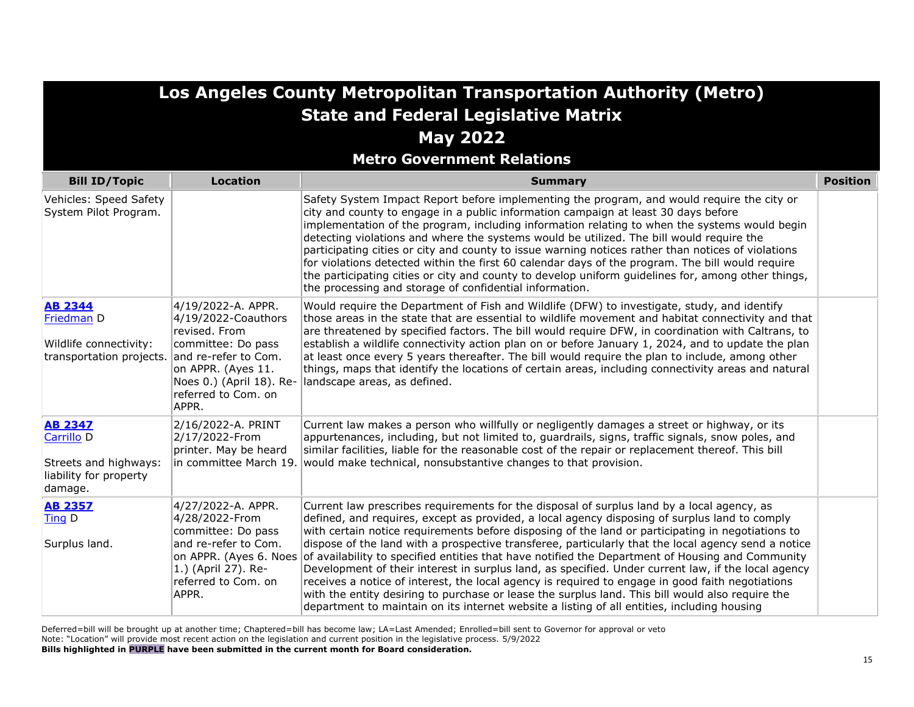# Los Angeles County Metropolitan Transportation Authority (Metro)
## State and Federal Legislative Matrix
## May 2022
### Metro Government Relations

| Bill ID/Topic | Location | Summary | Position |
|---|---|---|---|
| Vehicles: Speed Safety System Pilot Program. | | Safety System Impact Report before implementing the program, and would require the city or city and county to engage in a public information campaign at least 30 days before implementation of the program, including information relating to when the systems would begin detecting violations and where the systems would be utilized. The bill would require the participating cities or city and county to issue warning notices rather than notices of violations for violations detected within the first 60 calendar days of the program. The bill would require the participating cities or city and county to develop uniform guidelines for, among other things, the processing and storage of confidential information. | |
| **AB 2344** Friedman D<br><br>Wildlife connectivity: transportation projects. | 4/19/2022-A. APPR. 4/19/2022-Coauthors revised. From committee: Do pass and re-refer to Com. on APPR. (Ayes 11. Noes 0.) (April 18). Re-referred to Com. on APPR. | Would require the Department of Fish and Wildlife (DFW) to investigate, study, and identify those areas in the state that are essential to wildlife movement and habitat connectivity and that are threatened by specified factors. The bill would require DFW, in coordination with Caltrans, to establish a wildlife connectivity action plan on or before January 1, 2024, and to update the plan at least once every 5 years thereafter. The bill would require the plan to include, among other things, maps that identify the locations of certain areas, including connectivity areas and natural landscape areas, as defined. | |
| **AB 2347** Carrillo D<br><br>Streets and highways: liability for property damage. | 2/16/2022-A. PRINT 2/17/2022-From printer. May be heard in committee March 19. | Current law makes a person who willfully or negligently damages a street or highway, or its appurtenances, including, but not limited to, guardrails, signs, traffic signals, snow poles, and similar facilities, liable for the reasonable cost of the repair or replacement thereof. This bill would make technical, nonsubstantive changes to that provision. | |
| **AB 2357** Ting D<br><br>Surplus land. | 4/27/2022-A. APPR. 4/28/2022-From committee: Do pass and re-refer to Com. on APPR. (Ayes 6. Noes 1.) (April 27). Re-referred to Com. on APPR. | Current law prescribes requirements for the disposal of surplus land by a local agency, as defined, and requires, except as provided, a local agency disposing of surplus land to comply with certain notice requirements before disposing of the land or participating in negotiations to dispose of the land with a prospective transferee, particularly that the local agency send a notice of availability to specified entities that have notified the Department of Housing and Community Development of their interest in surplus land, as specified. Under current law, if the local agency receives a notice of interest, the local agency is required to engage in good faith negotiations with the entity desiring to purchase or lease the surplus land. This bill would also require the department to maintain on its internet website a listing of all entities, including housing | |

Deferred=bill will be brought up at another time; Chaptered=bill has become law; LA=Last Amended; Enrolled=bill sent to Governor for approval or veto
Note: "Location" will provide most recent action on the legislation and current position in the legislative process. 5/9/2022
**Bills highlighted in PURPLE have been submitted in the current month for Board consideration.**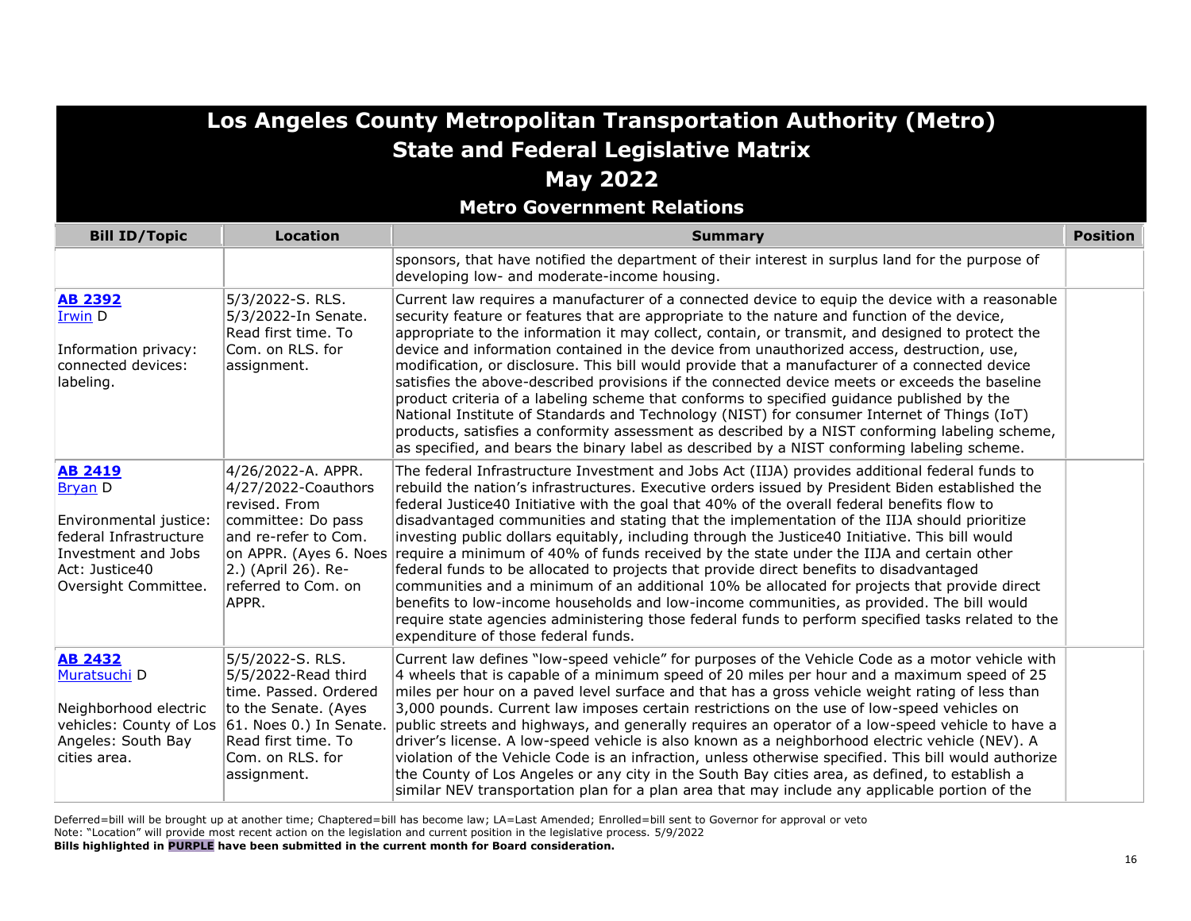# Los Angeles County Metropolitan Transportation Authority (Metro)
## State and Federal Legislative Matrix
## May 2022
### Metro Government Relations

| Bill ID/Topic | Location | Summary | Position |
|---|---|---|---|
| | | sponsors, that have notified the department of their interest in surplus land for the purpose of developing low- and moderate-income housing. | |
| **AB 2392** Irwin D<br><br>Information privacy: connected devices: labeling. | 5/3/2022-S. RLS. 5/3/2022-In Senate. Read first time. To Com. on RLS. for assignment. | Current law requires a manufacturer of a connected device to equip the device with a reasonable security feature or features that are appropriate to the nature and function of the device, appropriate to the information it may collect, contain, or transmit, and designed to protect the device and information contained in the device from unauthorized access, destruction, use, modification, or disclosure. This bill would provide that a manufacturer of a connected device satisfies the above-described provisions if the connected device meets or exceeds the baseline product criteria of a labeling scheme that conforms to specified guidance published by the National Institute of Standards and Technology (NIST) for consumer Internet of Things (IoT) products, satisfies a conformity assessment as described by a NIST conforming labeling scheme, as specified, and bears the binary label as described by a NIST conforming labeling scheme. | |
| **AB 2419** Bryan D<br><br>Environmental justice: federal Infrastructure Investment and Jobs Act: Justice40 Oversight Committee. | 4/26/2022-A. APPR. 4/27/2022-Coauthors revised. From committee: Do pass and re-refer to Com. on APPR. (Ayes 6. Noes 2.) (April 26). Re-referred to Com. on APPR. | The federal Infrastructure Investment and Jobs Act (IIJA) provides additional federal funds to rebuild the nation's infrastructures. Executive orders issued by President Biden established the federal Justice40 Initiative with the goal that 40% of the overall federal benefits flow to disadvantaged communities and stating that the implementation of the IIJA should prioritize investing public dollars equitably, including through the Justice40 Initiative. This bill would require a minimum of 40% of funds received by the state under the IIJA and certain other federal funds to be allocated to projects that provide direct benefits to disadvantaged communities and a minimum of an additional 10% be allocated for projects that provide direct benefits to low-income households and low-income communities, as provided. The bill would require state agencies administering those federal funds to perform specified tasks related to the expenditure of those federal funds. | |
| **AB 2432** Muratsuchi D<br><br>Neighborhood electric vehicles: County of Los Angeles: South Bay cities area. | 5/5/2022-S. RLS. 5/5/2022-Read third time. Passed. Ordered to the Senate. (Ayes 61. Noes 0.) In Senate. Read first time. To Com. on RLS. for assignment. | Current law defines "low-speed vehicle" for purposes of the Vehicle Code as a motor vehicle with 4 wheels that is capable of a minimum speed of 20 miles per hour and a maximum speed of 25 miles per hour on a paved level surface and that has a gross vehicle weight rating of less than 3,000 pounds. Current law imposes certain restrictions on the use of low-speed vehicles on public streets and highways, and generally requires an operator of a low-speed vehicle to have a driver's license. A low-speed vehicle is also known as a neighborhood electric vehicle (NEV). A violation of the Vehicle Code is an infraction, unless otherwise specified. This bill would authorize the County of Los Angeles or any city in the South Bay cities area, as defined, to establish a similar NEV transportation plan for a plan area that may include any applicable portion of the | |

Deferred=bill will be brought up at another time; Chaptered=bill has become law; LA=Last Amended; Enrolled=bill sent to Governor for approval or veto
Note: "Location" will provide most recent action on the legislation and current position in the legislative process. 5/9/2022
**Bills highlighted in PURPLE have been submitted in the current month for Board consideration.**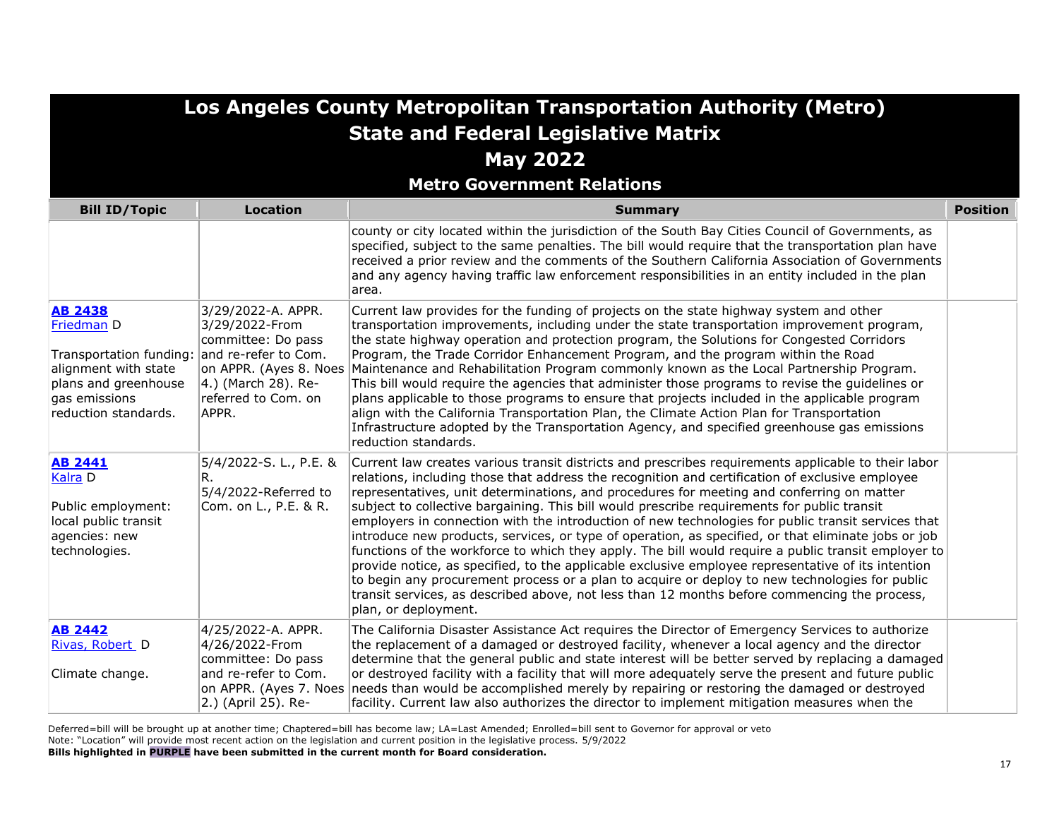# Los Angeles County Metropolitan Transportation Authority (Metro)
## State and Federal Legislative Matrix
## May 2022
### Metro Government Relations

| Bill ID/Topic | Location | Summary | Position |
|---|---|---|---|
| | | county or city located within the jurisdiction of the South Bay Cities Council of Governments, as specified, subject to the same penalties. The bill would require that the transportation plan have received a prior review and the comments of the Southern California Association of Governments and any agency having traffic law enforcement responsibilities in an entity included in the plan area. | |
| **AB 2438**<br>Friedman D<br><br>Transportation funding: alignment with state plans and greenhouse gas emissions reduction standards. | 3/29/2022-A. APPR.<br>3/29/2022-From committee: Do pass and re-refer to Com. on APPR. (Ayes 8. Noes 4.) (March 28). Re-referred to Com. on APPR. | Current law provides for the funding of projects on the state highway system and other transportation improvements, including under the state transportation improvement program, the state highway operation and protection program, the Solutions for Congested Corridors Program, the Trade Corridor Enhancement Program, and the program within the Road Maintenance and Rehabilitation Program commonly known as the Local Partnership Program. This bill would require the agencies that administer those programs to revise the guidelines or plans applicable to those programs to ensure that projects included in the applicable program align with the California Transportation Plan, the Climate Action Plan for Transportation Infrastructure adopted by the Transportation Agency, and specified greenhouse gas emissions reduction standards. | |
| **AB 2441**<br>Kalra D<br><br>Public employment: local public transit agencies: new technologies. | 5/4/2022-S. L., P.E. & R.<br>5/4/2022-Referred to Com. on L., P.E. & R. | Current law creates various transit districts and prescribes requirements applicable to their labor relations, including those that address the recognition and certification of exclusive employee representatives, unit determinations, and procedures for meeting and conferring on matter subject to collective bargaining. This bill would prescribe requirements for public transit employers in connection with the introduction of new technologies for public transit services that introduce new products, services, or type of operation, as specified, or that eliminate jobs or job functions of the workforce to which they apply. The bill would require a public transit employer to provide notice, as specified, to the applicable exclusive employee representative of its intention to begin any procurement process or a plan to acquire or deploy to new technologies for public transit services, as described above, not less than 12 months before commencing the process, plan, or deployment. | |
| **AB 2442**<br>Rivas, Robert D<br><br>Climate change. | 4/25/2022-A. APPR.<br>4/26/2022-From committee: Do pass and re-refer to Com. on APPR. (Ayes 7. Noes 2.) (April 25). Re- | The California Disaster Assistance Act requires the Director of Emergency Services to authorize the replacement of a damaged or destroyed facility, whenever a local agency and the director determine that the general public and state interest will be better served by replacing a damaged or destroyed facility with a facility that will more adequately serve the present and future public needs than would be accomplished merely by repairing or restoring the damaged or destroyed facility. Current law also authorizes the director to implement mitigation measures when the | |

Deferred=bill will be brought up at another time; Chaptered=bill has become law; LA=Last Amended; Enrolled=bill sent to Governor for approval or veto
Note: "Location" will provide most recent action on the legislation and current position in the legislative process. 5/9/2022
**Bills highlighted in PURPLE have been submitted in the current month for Board consideration.**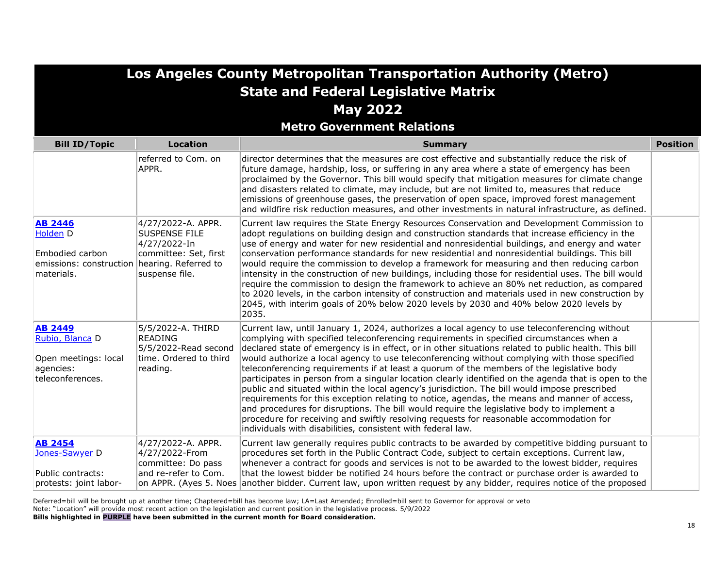# Los Angeles County Metropolitan Transportation Authority (Metro)
## State and Federal Legislative Matrix
## May 2022
### Metro Government Relations

| Bill ID/Topic | Location | Summary | Position |
|---|---|---|---|
| | referred to Com. on APPR. | director determines that the measures are cost effective and substantially reduce the risk of future damage, hardship, loss, or suffering in any area where a state of emergency has been proclaimed by the Governor. This bill would specify that mitigation measures for climate change and disasters related to climate, may include, but are not limited to, measures that reduce emissions of greenhouse gases, the preservation of open space, improved forest management and wildfire risk reduction measures, and other investments in natural infrastructure, as defined. | |
| **AB 2446** Holden D<br><br>Embodied carbon emissions: construction materials. | 4/27/2022-A. APPR. SUSPENSE FILE 4/27/2022-In committee: Set, first hearing. Referred to suspense file. | Current law requires the State Energy Resources Conservation and Development Commission to adopt regulations on building design and construction standards that increase efficiency in the use of energy and water for new residential and nonresidential buildings, and energy and water conservation performance standards for new residential and nonresidential buildings. This bill would require the commission to develop a framework for measuring and then reducing carbon intensity in the construction of new buildings, including those for residential uses. The bill would require the commission to design the framework to achieve an 80% net reduction, as compared to 2020 levels, in the carbon intensity of construction and materials used in new construction by 2045, with interim goals of 20% below 2020 levels by 2030 and 40% below 2020 levels by 2035. | |
| **AB 2449** Rubio, Blanca D<br><br>Open meetings: local agencies: teleconferences. | 5/5/2022-A. THIRD READING 5/5/2022-Read second time. Ordered to third reading. | Current law, until January 1, 2024, authorizes a local agency to use teleconferencing without complying with specified teleconferencing requirements in specified circumstances when a declared state of emergency is in effect, or in other situations related to public health. This bill would authorize a local agency to use teleconferencing without complying with those specified teleconferencing requirements if at least a quorum of the members of the legislative body participates in person from a singular location clearly identified on the agenda that is open to the public and situated within the local agency's jurisdiction. The bill would impose prescribed requirements for this exception relating to notice, agendas, the means and manner of access, and procedures for disruptions. The bill would require the legislative body to implement a procedure for receiving and swiftly resolving requests for reasonable accommodation for individuals with disabilities, consistent with federal law. | |
| **AB 2454** Jones-Sawyer D<br><br>Public contracts: protests: joint labor- | 4/27/2022-A. APPR. 4/27/2022-From committee: Do pass and re-refer to Com. on APPR. (Ayes 5. Noes | Current law generally requires public contracts to be awarded by competitive bidding pursuant to procedures set forth in the Public Contract Code, subject to certain exceptions. Current law, whenever a contract for goods and services is not to be awarded to the lowest bidder, requires that the lowest bidder be notified 24 hours before the contract or purchase order is awarded to another bidder. Current law, upon written request by any bidder, requires notice of the proposed | |

Deferred=bill will be brought up at another time; Chaptered=bill has become law; LA=Last Amended; Enrolled=bill sent to Governor for approval or veto
Note: "Location" will provide most recent action on the legislation and current position in the legislative process. 5/9/2022
**Bills highlighted in PURPLE have been submitted in the current month for Board consideration.**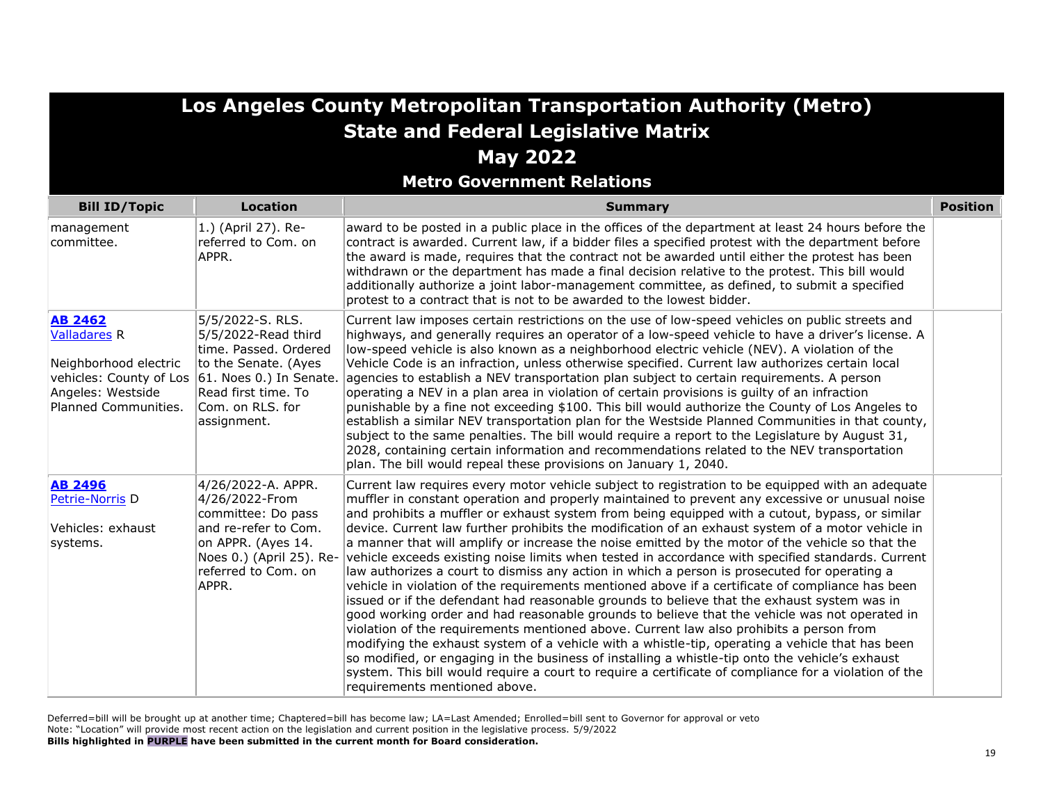# Los Angeles County Metropolitan Transportation Authority (Metro)
## State and Federal Legislative Matrix
## May 2022
### Metro Government Relations

| Bill ID/Topic | Location | Summary | Position |
|---|---|---|---|
| management committee. | 1.) (April 27). Re-referred to Com. on APPR. | award to be posted in a public place in the offices of the department at least 24 hours before the contract is awarded. Current law, if a bidder files a specified protest with the department before the award is made, requires that the contract not be awarded until either the protest has been withdrawn or the department has made a final decision relative to the protest. This bill would additionally authorize a joint labor-management committee, as defined, to submit a specified protest to a contract that is not to be awarded to the lowest bidder. | |
| **AB 2462** Valladares R<br><br>Neighborhood electric vehicles: County of Los Angeles: Westside Planned Communities. | 5/5/2022-S. RLS. 5/5/2022-Read third time. Passed. Ordered to the Senate. (Ayes 61. Noes 0.) In Senate. Read first time. To Com. on RLS. for assignment. | Current law imposes certain restrictions on the use of low-speed vehicles on public streets and highways, and generally requires an operator of a low-speed vehicle to have a driver's license. A low-speed vehicle is also known as a neighborhood electric vehicle (NEV). A violation of the Vehicle Code is an infraction, unless otherwise specified. Current law authorizes certain local agencies to establish a NEV transportation plan subject to certain requirements. A person operating a NEV in a plan area in violation of certain provisions is guilty of an infraction punishable by a fine not exceeding $100. This bill would authorize the County of Los Angeles to establish a similar NEV transportation plan for the Westside Planned Communities in that county, subject to the same penalties. The bill would require a report to the Legislature by August 31, 2028, containing certain information and recommendations related to the NEV transportation plan. The bill would repeal these provisions on January 1, 2040. | |
| **AB 2496** Petrie-Norris D<br><br>Vehicles: exhaust systems. | 4/26/2022-A. APPR. 4/26/2022-From committee: Do pass and re-refer to Com. on APPR. (Ayes 14. Noes 0.) (April 25). Re-referred to Com. on APPR. | Current law requires every motor vehicle subject to registration to be equipped with an adequate muffler in constant operation and properly maintained to prevent any excessive or unusual noise and prohibits a muffler or exhaust system from being equipped with a cutout, bypass, or similar device. Current law further prohibits the modification of an exhaust system of a motor vehicle in a manner that will amplify or increase the noise emitted by the motor of the vehicle so that the vehicle exceeds existing noise limits when tested in accordance with specified standards. Current law authorizes a court to dismiss any action in which a person is prosecuted for operating a vehicle in violation of the requirements mentioned above if a certificate of compliance has been issued or if the defendant had reasonable grounds to believe that the exhaust system was in good working order and had reasonable grounds to believe that the vehicle was not operated in violation of the requirements mentioned above. Current law also prohibits a person from modifying the exhaust system of a vehicle with a whistle-tip, operating a vehicle that has been so modified, or engaging in the business of installing a whistle-tip onto the vehicle's exhaust system. This bill would require a court to require a certificate of compliance for a violation of the requirements mentioned above. | |

Deferred=bill will be brought up at another time; Chaptered=bill has become law; LA=Last Amended; Enrolled=bill sent to Governor for approval or veto
Note: "Location" will provide most recent action on the legislation and current position in the legislative process. 5/9/2022
**Bills highlighted in PURPLE have been submitted in the current month for Board consideration.**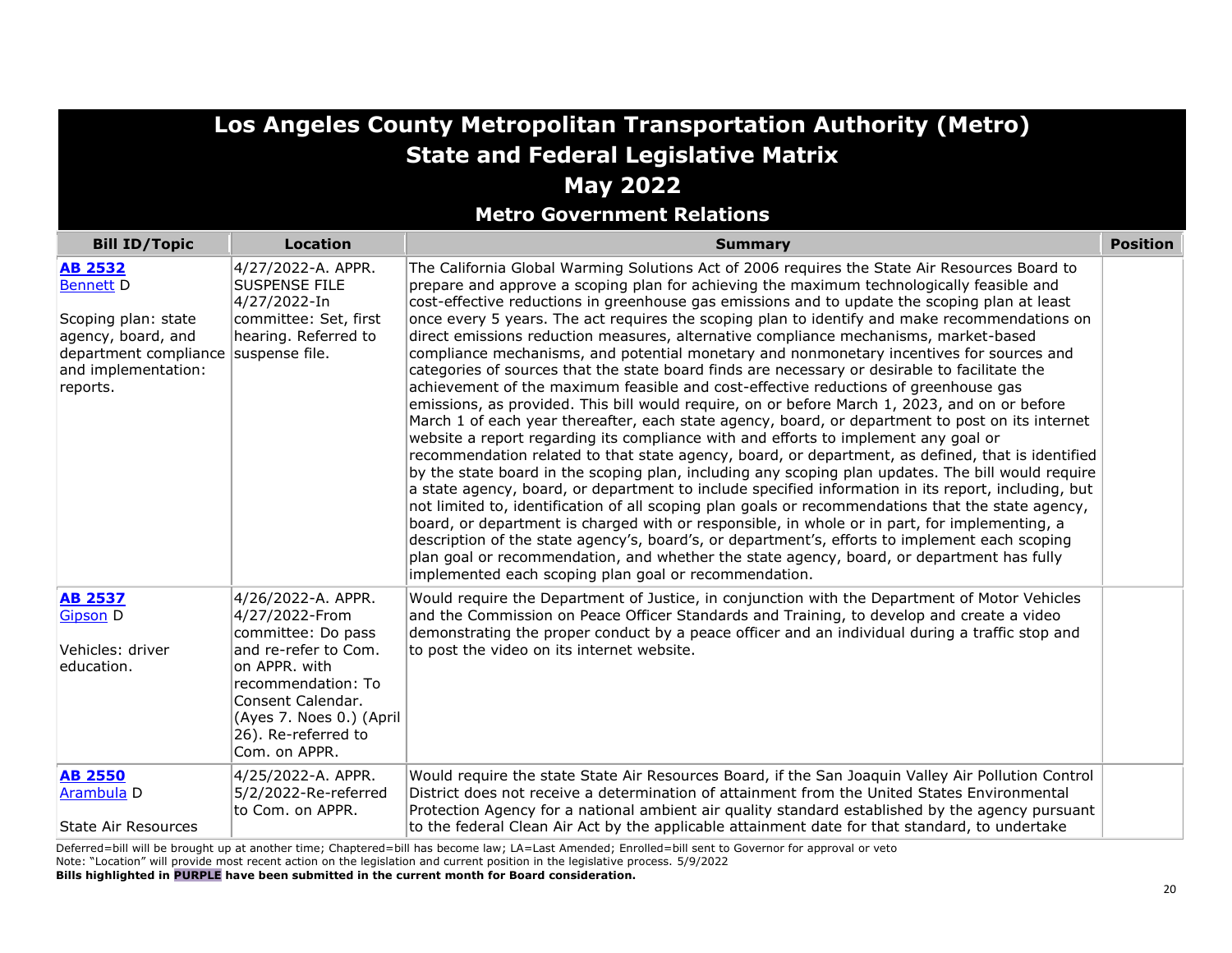# Los Angeles County Metropolitan Transportation Authority (Metro)
## State and Federal Legislative Matrix
## May 2022
### Metro Government Relations

| Bill ID/Topic | Location | Summary | Position |
|---|---|---|---|
| **AB 2532**<br>Bennett D<br><br>Scoping plan: state agency, board, and department compliance and implementation: reports. | 4/27/2022-A. APPR. SUSPENSE FILE<br>4/27/2022-In committee: Set, first hearing. Referred to suspense file. | The California Global Warming Solutions Act of 2006 requires the State Air Resources Board to prepare and approve a scoping plan for achieving the maximum technologically feasible and cost-effective reductions in greenhouse gas emissions and to update the scoping plan at least once every 5 years. The act requires the scoping plan to identify and make recommendations on direct emissions reduction measures, alternative compliance mechanisms, market-based compliance mechanisms, and potential monetary and nonmonetary incentives for sources and categories of sources that the state board finds are necessary or desirable to facilitate the achievement of the maximum feasible and cost-effective reductions of greenhouse gas emissions, as provided. This bill would require, on or before March 1, 2023, and on or before March 1 of each year thereafter, each state agency, board, or department to post on its internet website a report regarding its compliance with and efforts to implement any goal or recommendation related to that state agency, board, or department, as defined, that is identified by the state board in the scoping plan, including any scoping plan updates. The bill would require a state agency, board, or department to include specified information in its report, including, but not limited to, identification of all scoping plan goals or recommendations that the state agency, board, or department is charged with or responsible, in whole or in part, for implementing, a description of the state agency's, board's, or department's, efforts to implement each scoping plan goal or recommendation, and whether the state agency, board, or department has fully implemented each scoping plan goal or recommendation. | |
| **AB 2537**<br>Gipson D<br><br>Vehicles: driver education. | 4/26/2022-A. APPR.<br>4/27/2022-From committee: Do pass and re-refer to Com. on APPR. with recommendation: To Consent Calendar. (Ayes 7. Noes 0.) (April 26). Re-referred to Com. on APPR. | Would require the Department of Justice, in conjunction with the Department of Motor Vehicles and the Commission on Peace Officer Standards and Training, to develop and create a video demonstrating the proper conduct by a peace officer and an individual during a traffic stop and to post the video on its internet website. | |
| **AB 2550**<br>Arambula D<br><br>State Air Resources | 4/25/2022-A. APPR.<br>5/2/2022-Re-referred to Com. on APPR. | Would require the state State Air Resources Board, if the San Joaquin Valley Air Pollution Control District does not receive a determination of attainment from the United States Environmental Protection Agency for a national ambient air quality standard established by the agency pursuant to the federal Clean Air Act by the applicable attainment date for that standard, to undertake | |

Deferred=bill will be brought up at another time; Chaptered=bill has become law; LA=Last Amended; Enrolled=bill sent to Governor for approval or veto
Note: "Location" will provide most recent action on the legislation and current position in the legislative process. 5/9/2022
**Bills highlighted in PURPLE have been submitted in the current month for Board consideration.**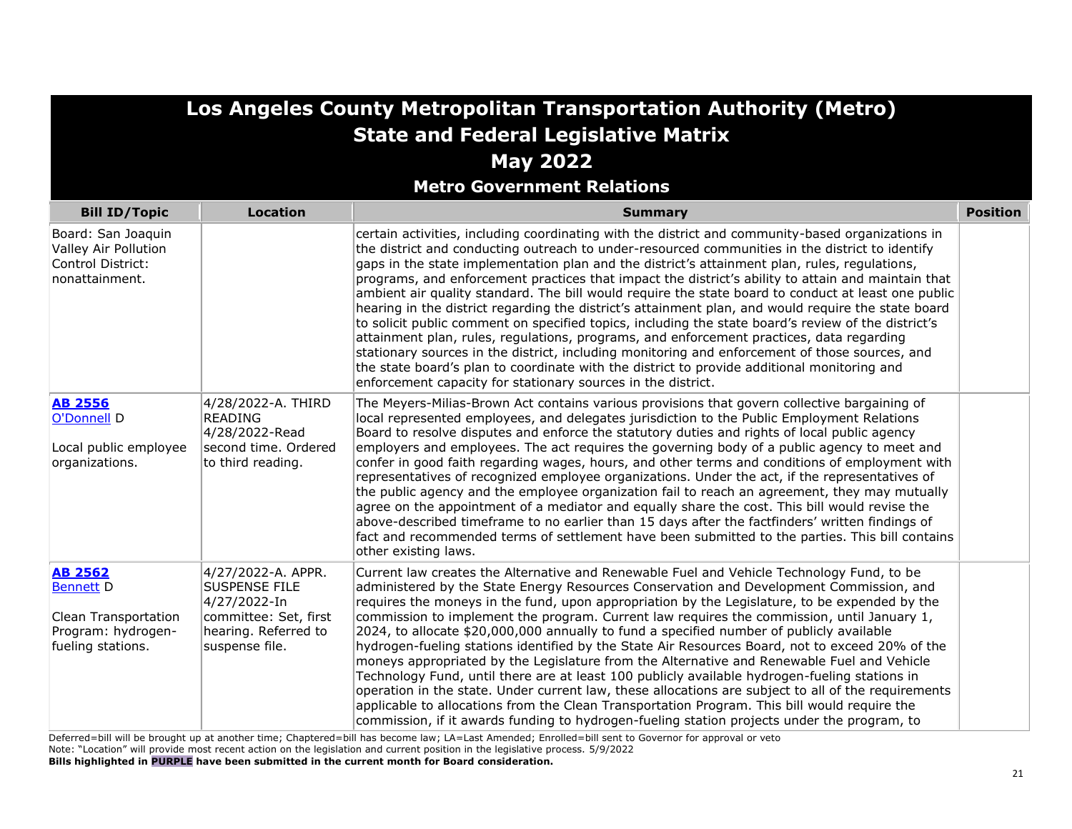# Los Angeles County Metropolitan Transportation Authority (Metro)
## State and Federal Legislative Matrix
## May 2022
### Metro Government Relations

| Bill ID/Topic | Location | Summary | Position |
|---|---|---|---|
| Board: San Joaquin Valley Air Pollution Control District: nonattainment. | | certain activities, including coordinating with the district and community-based organizations in the district and conducting outreach to under-resourced communities in the district to identify gaps in the state implementation plan and the district's attainment plan, rules, regulations, programs, and enforcement practices that impact the district's ability to attain and maintain that ambient air quality standard. The bill would require the state board to conduct at least one public hearing in the district regarding the district's attainment plan, and would require the state board to solicit public comment on specified topics, including the state board's review of the district's attainment plan, rules, regulations, programs, and enforcement practices, data regarding stationary sources in the district, including monitoring and enforcement of those sources, and the state board's plan to coordinate with the district to provide additional monitoring and enforcement capacity for stationary sources in the district. | |
| **AB 2556** O'Donnell D<br><br>Local public employee organizations. | 4/28/2022-A. THIRD READING<br>4/28/2022-Read second time. Ordered to third reading. | The Meyers-Milias-Brown Act contains various provisions that govern collective bargaining of local represented employees, and delegates jurisdiction to the Public Employment Relations Board to resolve disputes and enforce the statutory duties and rights of local public agency employers and employees. The act requires the governing body of a public agency to meet and confer in good faith regarding wages, hours, and other terms and conditions of employment with representatives of recognized employee organizations. Under the act, if the representatives of the public agency and the employee organization fail to reach an agreement, they may mutually agree on the appointment of a mediator and equally share the cost. This bill would revise the above-described timeframe to no earlier than 15 days after the factfinders' written findings of fact and recommended terms of settlement have been submitted to the parties. This bill contains other existing laws. | |
| **AB 2562** Bennett D<br><br>Clean Transportation Program: hydrogen-fueling stations. | 4/27/2022-A. APPR. SUSPENSE FILE<br>4/27/2022-In committee: Set, first hearing. Referred to suspense file. | Current law creates the Alternative and Renewable Fuel and Vehicle Technology Fund, to be administered by the State Energy Resources Conservation and Development Commission, and requires the moneys in the fund, upon appropriation by the Legislature, to be expended by the commission to implement the program. Current law requires the commission, until January 1, 2024, to allocate $20,000,000 annually to fund a specified number of publicly available hydrogen-fueling stations identified by the State Air Resources Board, not to exceed 20% of the moneys appropriated by the Legislature from the Alternative and Renewable Fuel and Vehicle Technology Fund, until there are at least 100 publicly available hydrogen-fueling stations in operation in the state. Under current law, these allocations are subject to all of the requirements applicable to allocations from the Clean Transportation Program. This bill would require the commission, if it awards funding to hydrogen-fueling station projects under the program, to | |

Deferred=bill will be brought up at another time; Chaptered=bill has become law; LA=Last Amended; Enrolled=bill sent to Governor for approval or veto
Note: "Location" will provide most recent action on the legislation and current position in the legislative process. 5/9/2022
**Bills highlighted in PURPLE have been submitted in the current month for Board consideration.**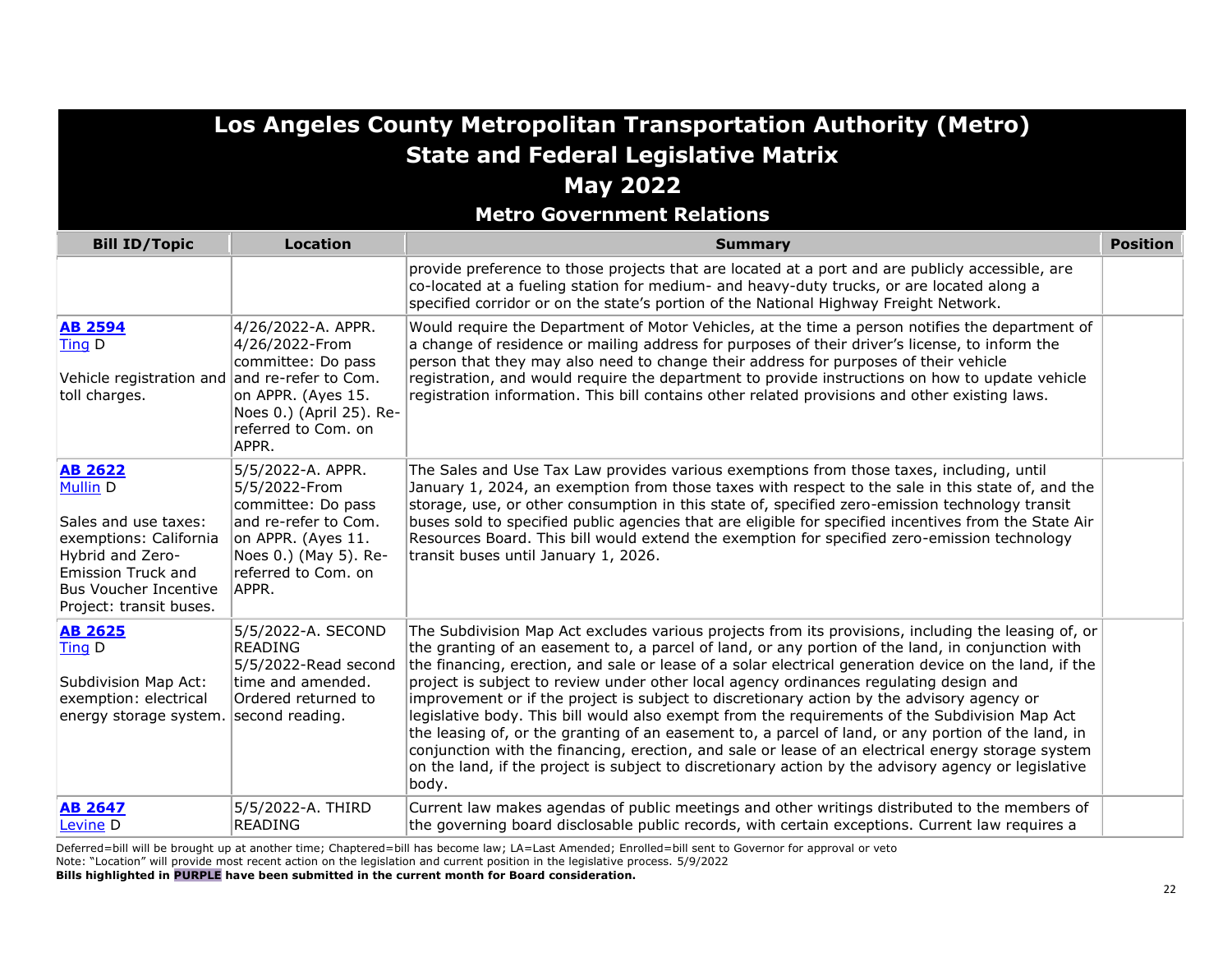# Los Angeles County Metropolitan Transportation Authority (Metro)
## State and Federal Legislative Matrix
## May 2022
### Metro Government Relations

| Bill ID/Topic | Location | Summary | Position |
|---|---|---|---|
| | | provide preference to those projects that are located at a port and are publicly accessible, are co-located at a fueling station for medium- and heavy-duty trucks, or are located along a specified corridor or on the state's portion of the National Highway Freight Network. | |
| **AB 2594**<br>Ting D<br><br>Vehicle registration and toll charges. | 4/26/2022-A. APPR.<br>4/26/2022-From committee: Do pass and re-refer to Com. on APPR. (Ayes 15. Noes 0.) (April 25). Re-referred to Com. on APPR. | Would require the Department of Motor Vehicles, at the time a person notifies the department of a change of residence or mailing address for purposes of their driver's license, to inform the person that they may also need to change their address for purposes of their vehicle registration, and would require the department to provide instructions on how to update vehicle registration information. This bill contains other related provisions and other existing laws. | |
| **AB 2622**<br>Mullin D<br><br>Sales and use taxes: exemptions: California Hybrid and Zero-Emission Truck and Bus Voucher Incentive Project: transit buses. | 5/5/2022-A. APPR.<br>5/5/2022-From committee: Do pass and re-refer to Com. on APPR. (Ayes 11. Noes 0.) (May 5). Re-referred to Com. on APPR. | The Sales and Use Tax Law provides various exemptions from those taxes, including, until January 1, 2024, an exemption from those taxes with respect to the sale in this state of, and the storage, use, or other consumption in this state of, specified zero-emission technology transit buses sold to specified public agencies that are eligible for specified incentives from the State Air Resources Board. This bill would extend the exemption for specified zero-emission technology transit buses until January 1, 2026. | |
| **AB 2625**<br>Ting D<br><br>Subdivision Map Act: exemption: electrical energy storage system. | 5/5/2022-A. SECOND READING<br>5/5/2022-Read second time and amended. Ordered returned to second reading. | The Subdivision Map Act excludes various projects from its provisions, including the leasing of, or the granting of an easement to, a parcel of land, or any portion of the land, in conjunction with the financing, erection, and sale or lease of a solar electrical generation device on the land, if the project is subject to review under other local agency ordinances regulating design and improvement or if the project is subject to discretionary action by the advisory agency or legislative body. This bill would also exempt from the requirements of the Subdivision Map Act the leasing of, or the granting of an easement to, a parcel of land, or any portion of the land, in conjunction with the financing, erection, and sale or lease of an electrical energy storage system on the land, if the project is subject to discretionary action by the advisory agency or legislative body. | |
| **AB 2647**<br>Levine D | 5/5/2022-A. THIRD READING | Current law makes agendas of public meetings and other writings distributed to the members of the governing board disclosable public records, with certain exceptions. Current law requires a | |

Deferred=bill will be brought up at another time; Chaptered=bill has become law; LA=Last Amended; Enrolled=bill sent to Governor for approval or veto
Note: "Location" will provide most recent action on the legislation and current position in the legislative process. 5/9/2022
**Bills highlighted in PURPLE have been submitted in the current month for Board consideration.**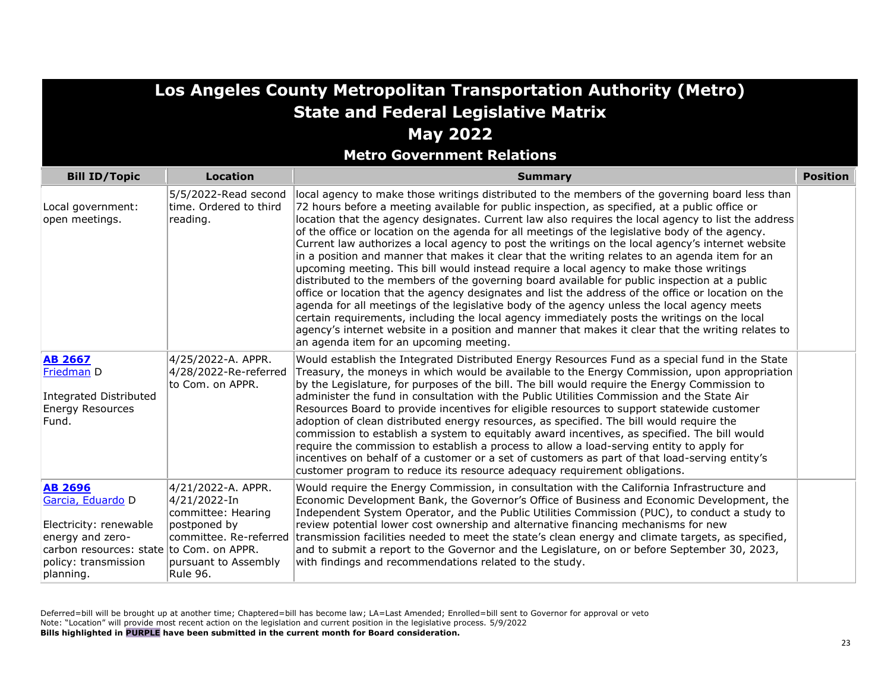# Los Angeles County Metropolitan Transportation Authority (Metro)
## State and Federal Legislative Matrix
## May 2022
### Metro Government Relations

| Bill ID/Topic | Location | Summary | Position |
|---|---|---|---|
| Local government: open meetings. | 5/5/2022-Read second time. Ordered to third reading. | local agency to make those writings distributed to the members of the governing board less than 72 hours before a meeting available for public inspection, as specified, at a public office or location that the agency designates. Current law also requires the local agency to list the address of the office or location on the agenda for all meetings of the legislative body of the agency. Current law authorizes a local agency to post the writings on the local agency's internet website in a position and manner that makes it clear that the writing relates to an agenda item for an upcoming meeting. This bill would instead require a local agency to make those writings distributed to the members of the governing board available for public inspection at a public office or location that the agency designates and list the address of the office or location on the agenda for all meetings of the legislative body of the agency unless the local agency meets certain requirements, including the local agency immediately posts the writings on the local agency's internet website in a position and manner that makes it clear that the writing relates to an agenda item for an upcoming meeting. | |
| **AB 2667** Friedman D<br><br>Integrated Distributed Energy Resources Fund. | 4/25/2022-A. APPR. 4/28/2022-Re-referred to Com. on APPR. | Would establish the Integrated Distributed Energy Resources Fund as a special fund in the State Treasury, the moneys in which would be available to the Energy Commission, upon appropriation by the Legislature, for purposes of the bill. The bill would require the Energy Commission to administer the fund in consultation with the Public Utilities Commission and the State Air Resources Board to provide incentives for eligible resources to support statewide customer adoption of clean distributed energy resources, as specified. The bill would require the commission to establish a system to equitably award incentives, as specified. The bill would require the commission to establish a process to allow a load-serving entity to apply for incentives on behalf of a customer or a set of customers as part of that load-serving entity's customer program to reduce its resource adequacy requirement obligations. | |
| **AB 2696** Garcia, Eduardo D<br><br>Electricity: renewable energy and zero-carbon resources: state policy: transmission planning. | 4/21/2022-A. APPR. 4/21/2022-In committee: Hearing postponed by committee. Re-referred to Com. on APPR. pursuant to Assembly Rule 96. | Would require the Energy Commission, in consultation with the California Infrastructure and Economic Development Bank, the Governor's Office of Business and Economic Development, the Independent System Operator, and the Public Utilities Commission (PUC), to conduct a study to review potential lower cost ownership and alternative financing mechanisms for new transmission facilities needed to meet the state's clean energy and climate targets, as specified, and to submit a report to the Governor and the Legislature, on or before September 30, 2023, with findings and recommendations related to the study. | |

Deferred=bill will be brought up at another time; Chaptered=bill has become law; LA=Last Amended; Enrolled=bill sent to Governor for approval or veto
Note: "Location" will provide most recent action on the legislation and current position in the legislative process. 5/9/2022
**Bills highlighted in PURPLE have been submitted in the current month for Board consideration.**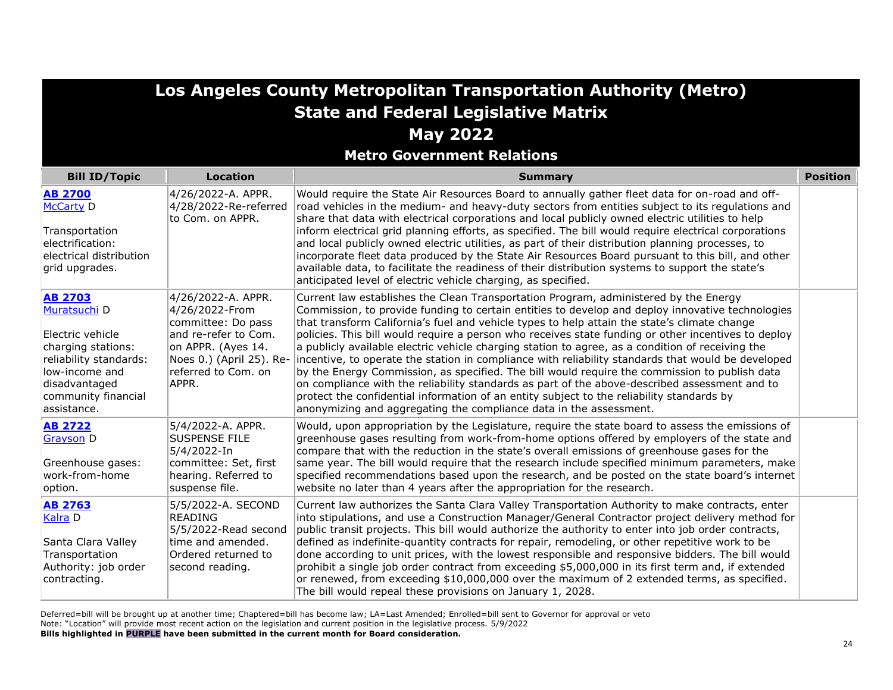# Los Angeles County Metropolitan Transportation Authority (Metro)
## State and Federal Legislative Matrix
## May 2022
### Metro Government Relations

| Bill ID/Topic | Location | Summary | Position |
|---|---|---|---|
| **AB 2700**<br>McCarty D<br><br>Transportation electrification: electrical distribution grid upgrades. | 4/26/2022-A. APPR.<br>4/28/2022-Re-referred to Com. on APPR. | Would require the State Air Resources Board to annually gather fleet data for on-road and off-road vehicles in the medium- and heavy-duty sectors from entities subject to its regulations and share that data with electrical corporations and local publicly owned electric utilities to help inform electrical grid planning efforts, as specified. The bill would require electrical corporations and local publicly owned electric utilities, as part of their distribution planning processes, to incorporate fleet data produced by the State Air Resources Board pursuant to this bill, and other available data, to facilitate the readiness of their distribution systems to support the state's anticipated level of electric vehicle charging, as specified. | |
| **AB 2703**<br>Muratsuchi D<br><br>Electric vehicle charging stations: reliability standards: low-income and disadvantaged community financial assistance. | 4/26/2022-A. APPR.<br>4/26/2022-From committee: Do pass and re-refer to Com. on APPR. (Ayes 14. Noes 0.) (April 25). Re-referred to Com. on APPR. | Current law establishes the Clean Transportation Program, administered by the Energy Commission, to provide funding to certain entities to develop and deploy innovative technologies that transform California's fuel and vehicle types to help attain the state's climate change policies. This bill would require a person who receives state funding or other incentives to deploy a publicly available electric vehicle charging station to agree, as a condition of receiving the incentive, to operate the station in compliance with reliability standards that would be developed by the Energy Commission, as specified. The bill would require the commission to publish data on compliance with the reliability standards as part of the above-described assessment and to protect the confidential information of an entity subject to the reliability standards by anonymizing and aggregating the compliance data in the assessment. | |
| **AB 2722**<br>Grayson D<br><br>Greenhouse gases: work-from-home option. | 5/4/2022-A. APPR. SUSPENSE FILE<br>5/4/2022-In committee: Set, first hearing. Referred to suspense file. | Would, upon appropriation by the Legislature, require the state board to assess the emissions of greenhouse gases resulting from work-from-home options offered by employers of the state and compare that with the reduction in the state's overall emissions of greenhouse gases for the same year. The bill would require that the research include specified minimum parameters, make specified recommendations based upon the research, and be posted on the state board's internet website no later than 4 years after the appropriation for the research. | |
| **AB 2763**<br>Kalra D<br><br>Santa Clara Valley Transportation Authority: job order contracting. | 5/5/2022-A. SECOND READING<br>5/5/2022-Read second time and amended. Ordered returned to second reading. | Current law authorizes the Santa Clara Valley Transportation Authority to make contracts, enter into stipulations, and use a Construction Manager/General Contractor project delivery method for public transit projects. This bill would authorize the authority to enter into job order contracts, defined as indefinite-quantity contracts for repair, remodeling, or other repetitive work to be done according to unit prices, with the lowest responsible and responsive bidders. The bill would prohibit a single job order contract from exceeding $5,000,000 in its first term and, if extended or renewed, from exceeding $10,000,000 over the maximum of 2 extended terms, as specified. The bill would repeal these provisions on January 1, 2028. | |

Deferred=bill will be brought up at another time; Chaptered=bill has become law; LA=Last Amended; Enrolled=bill sent to Governor for approval or veto
Note: "Location" will provide most recent action on the legislation and current position in the legislative process. 5/9/2022
**Bills highlighted in PURPLE have been submitted in the current month for Board consideration.**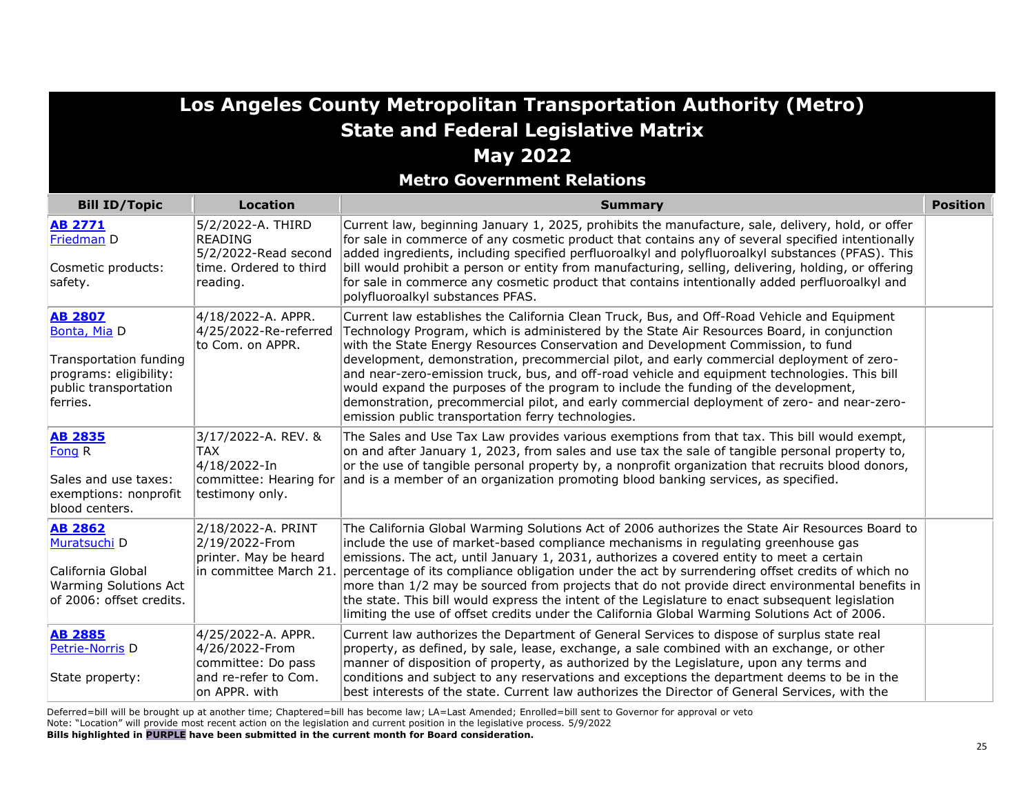# Los Angeles County Metropolitan Transportation Authority (Metro)

## State and Federal Legislative Matrix

## May 2022

### Metro Government Relations

| Bill ID/Topic | Location | Summary | Position |
|---|---|---|---|
| **AB 2771** Friedman D<br><br>Cosmetic products: safety. | 5/2/2022-A. THIRD READING<br>5/2/2022-Read second time. Ordered to third reading. | Current law, beginning January 1, 2025, prohibits the manufacture, sale, delivery, hold, or offer for sale in commerce of any cosmetic product that contains any of several specified intentionally added ingredients, including specified perfluoroalkyl and polyfluoroalkyl substances (PFAS). This bill would prohibit a person or entity from manufacturing, selling, delivering, holding, or offering for sale in commerce any cosmetic product that contains intentionally added perfluoroalkyl and polyfluoroalkyl substances PFAS. | |
| **AB 2807** Bonta, Mia D<br><br>Transportation funding programs: eligibility: public transportation ferries. | 4/18/2022-A. APPR.<br>4/25/2022-Re-referred to Com. on APPR. | Current law establishes the California Clean Truck, Bus, and Off-Road Vehicle and Equipment Technology Program, which is administered by the State Air Resources Board, in conjunction with the State Energy Resources Conservation and Development Commission, to fund development, demonstration, precommercial pilot, and early commercial deployment of zero- and near-zero-emission truck, bus, and off-road vehicle and equipment technologies. This bill would expand the purposes of the program to include the funding of the development, demonstration, precommercial pilot, and early commercial deployment of zero- and near-zero-emission public transportation ferry technologies. | |
| **AB 2835** Fong R<br><br>Sales and use taxes: exemptions: nonprofit blood centers. | 3/17/2022-A. REV. & TAX<br>4/18/2022-In committee: Hearing for testimony only. | The Sales and Use Tax Law provides various exemptions from that tax. This bill would exempt, on and after January 1, 2023, from sales and use tax the sale of tangible personal property to, or the use of tangible personal property by, a nonprofit organization that recruits blood donors, and is a member of an organization promoting blood banking services, as specified. | |
| **AB 2862** Muratsuchi D<br><br>California Global Warming Solutions Act of 2006: offset credits. | 2/18/2022-A. PRINT<br>2/19/2022-From printer. May be heard in committee March 21. | The California Global Warming Solutions Act of 2006 authorizes the State Air Resources Board to include the use of market-based compliance mechanisms in regulating greenhouse gas emissions. The act, until January 1, 2031, authorizes a covered entity to meet a certain percentage of its compliance obligation under the act by surrendering offset credits of which no more than 1/2 may be sourced from projects that do not provide direct environmental benefits in the state. This bill would express the intent of the Legislature to enact subsequent legislation limiting the use of offset credits under the California Global Warming Solutions Act of 2006. | |
| **AB 2885** Petrie-Norris D<br><br>State property: | 4/25/2022-A. APPR.<br>4/26/2022-From committee: Do pass and re-refer to Com. on APPR. with | Current law authorizes the Department of General Services to dispose of surplus state real property, as defined, by sale, lease, exchange, a sale combined with an exchange, or other manner of disposition of property, as authorized by the Legislature, upon any terms and conditions and subject to any reservations and exceptions the department deems to be in the best interests of the state. Current law authorizes the Director of General Services, with the | |

Deferred=bill will be brought up at another time; Chaptered=bill has become law; LA=Last Amended; Enrolled=bill sent to Governor for approval or veto
Note: "Location" will provide most recent action on the legislation and current position in the legislative process. 5/9/2022
**Bills highlighted in PURPLE have been submitted in the current month for Board consideration.**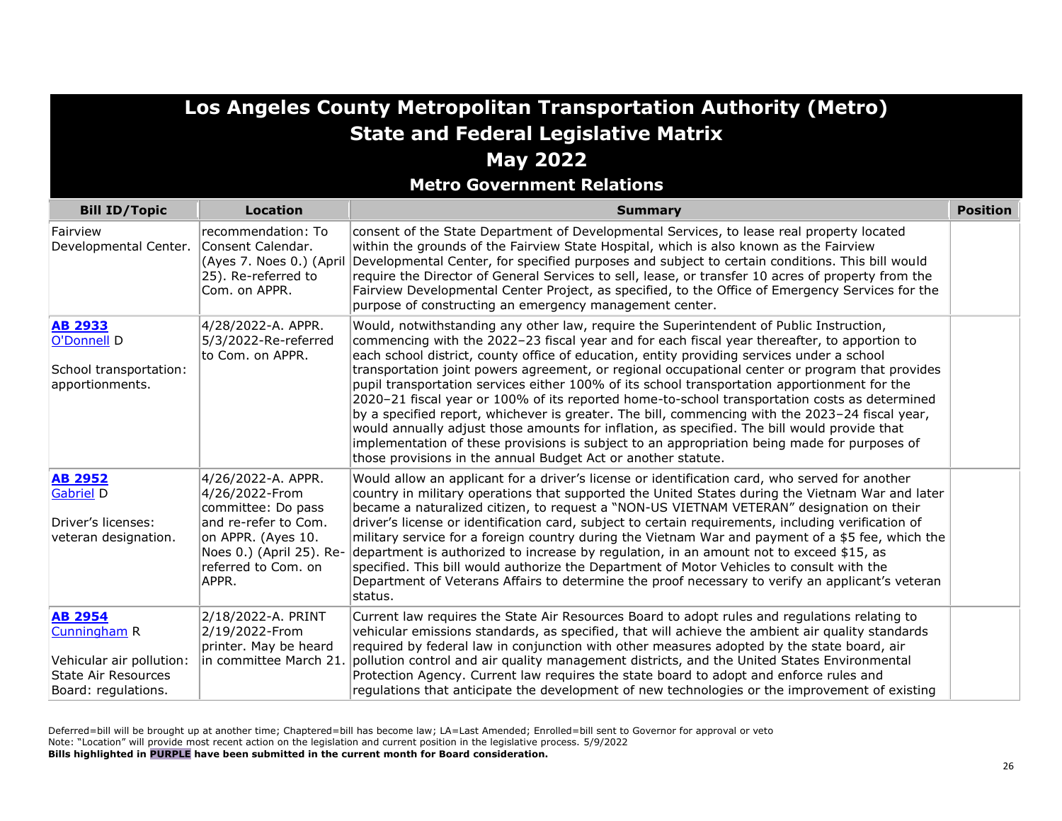# Los Angeles County Metropolitan Transportation Authority (Metro)
## State and Federal Legislative Matrix
## May 2022
### Metro Government Relations

| Bill ID/Topic | Location | Summary | Position |
|---|---|---|---|
| Fairview Developmental Center. | recommendation: To Consent Calendar. (Ayes 7. Noes 0.) (April 25). Re-referred to Com. on APPR. | consent of the State Department of Developmental Services, to lease real property located within the grounds of the Fairview State Hospital, which is also known as the Fairview Developmental Center, for specified purposes and subject to certain conditions. This bill would require the Director of General Services to sell, lease, or transfer 10 acres of property from the Fairview Developmental Center Project, as specified, to the Office of Emergency Services for the purpose of constructing an emergency management center. | |
| **AB 2933**<br>O'Donnell D<br><br>School transportation: apportionments. | 4/28/2022-A. APPR.<br>5/3/2022-Re-referred to Com. on APPR. | Would, notwithstanding any other law, require the Superintendent of Public Instruction, commencing with the 2022–23 fiscal year and for each fiscal year thereafter, to apportion to each school district, county office of education, entity providing services under a school transportation joint powers agreement, or regional occupational center or program that provides pupil transportation services either 100% of its school transportation apportionment for the 2020–21 fiscal year or 100% of its reported home-to-school transportation costs as determined by a specified report, whichever is greater. The bill, commencing with the 2023–24 fiscal year, would annually adjust those amounts for inflation, as specified. The bill would provide that implementation of these provisions is subject to an appropriation being made for purposes of those provisions in the annual Budget Act or another statute. | |
| **AB 2952**<br>Gabriel D<br><br>Driver's licenses: veteran designation. | 4/26/2022-A. APPR.<br>4/26/2022-From committee: Do pass and re-refer to Com. on APPR. (Ayes 10. Noes 0.) (April 25). Re-referred to Com. on APPR. | Would allow an applicant for a driver's license or identification card, who served for another country in military operations that supported the United States during the Vietnam War and later became a naturalized citizen, to request a "NON-US VIETNAM VETERAN" designation on their driver's license or identification card, subject to certain requirements, including verification of military service for a foreign country during the Vietnam War and payment of a $5 fee, which the department is authorized to increase by regulation, in an amount not to exceed $15, as specified. This bill would authorize the Department of Motor Vehicles to consult with the Department of Veterans Affairs to determine the proof necessary to verify an applicant's veteran status. | |
| **AB 2954**<br>Cunningham R<br><br>Vehicular air pollution: State Air Resources Board: regulations. | 2/18/2022-A. PRINT<br>2/19/2022-From printer. May be heard in committee March 21. | Current law requires the State Air Resources Board to adopt rules and regulations relating to vehicular emissions standards, as specified, that will achieve the ambient air quality standards required by federal law in conjunction with other measures adopted by the state board, air pollution control and air quality management districts, and the United States Environmental Protection Agency. Current law requires the state board to adopt and enforce rules and regulations that anticipate the development of new technologies or the improvement of existing | |

Deferred=bill will be brought up at another time; Chaptered=bill has become law; LA=Last Amended; Enrolled=bill sent to Governor for approval or veto
Note: "Location" will provide most recent action on the legislation and current position in the legislative process. 5/9/2022
**Bills highlighted in PURPLE have been submitted in the current month for Board consideration.**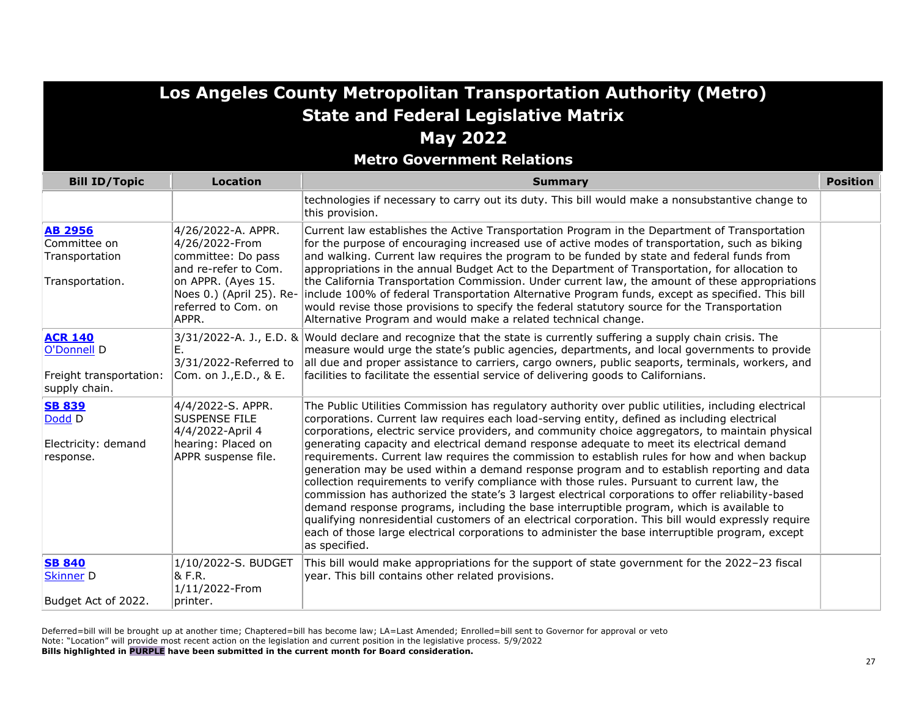# Los Angeles County Metropolitan Transportation Authority (Metro)
## State and Federal Legislative Matrix
## May 2022
### Metro Government Relations

| Bill ID/Topic | Location | Summary | Position |
|---|---|---|---|
| | | technologies if necessary to carry out its duty. This bill would make a nonsubstantive change to this provision. | |
| **AB 2956**<br>Committee on Transportation<br><br>Transportation. | 4/26/2022-A. APPR.<br>4/26/2022-From committee: Do pass and re-refer to Com. on APPR. (Ayes 15. Noes 0.) (April 25). Re-referred to Com. on APPR. | Current law establishes the Active Transportation Program in the Department of Transportation for the purpose of encouraging increased use of active modes of transportation, such as biking and walking. Current law requires the program to be funded by state and federal funds from appropriations in the annual Budget Act to the Department of Transportation, for allocation to the California Transportation Commission. Under current law, the amount of these appropriations include 100% of federal Transportation Alternative Program funds, except as specified. This bill would revise those provisions to specify the federal statutory source for the Transportation Alternative Program and would make a related technical change. | |
| **ACR 140**<br>O'Donnell D<br><br>Freight transportation: supply chain. | 3/31/2022-A. J., E.D. & E.<br>3/31/2022-Referred to Com. on J.,E.D., & E. | Would declare and recognize that the state is currently suffering a supply chain crisis. The measure would urge the state's public agencies, departments, and local governments to provide all due and proper assistance to carriers, cargo owners, public seaports, terminals, workers, and facilities to facilitate the essential service of delivering goods to Californians. | |
| **SB 839**<br>Dodd D<br><br>Electricity: demand response. | 4/4/2022-S. APPR. SUSPENSE FILE<br>4/4/2022-April 4 hearing: Placed on APPR suspense file. | The Public Utilities Commission has regulatory authority over public utilities, including electrical corporations. Current law requires each load-serving entity, defined as including electrical corporations, electric service providers, and community choice aggregators, to maintain physical generating capacity and electrical demand response adequate to meet its electrical demand requirements. Current law requires the commission to establish rules for how and when backup generation may be used within a demand response program and to establish reporting and data collection requirements to verify compliance with those rules. Pursuant to current law, the commission has authorized the state's 3 largest electrical corporations to offer reliability-based demand response programs, including the base interruptible program, which is available to qualifying nonresidential customers of an electrical corporation. This bill would expressly require each of those large electrical corporations to administer the base interruptible program, except as specified. | |
| **SB 840**<br>Skinner D<br><br>Budget Act of 2022. | 1/10/2022-S. BUDGET & F.R.<br>1/11/2022-From printer. | This bill would make appropriations for the support of state government for the 2022–23 fiscal year. This bill contains other related provisions. | |

Deferred=bill will be brought up at another time; Chaptered=bill has become law; LA=Last Amended; Enrolled=bill sent to Governor for approval or veto
Note: "Location" will provide most recent action on the legislation and current position in the legislative process. 5/9/2022
**Bills highlighted in PURPLE have been submitted in the current month for Board consideration.**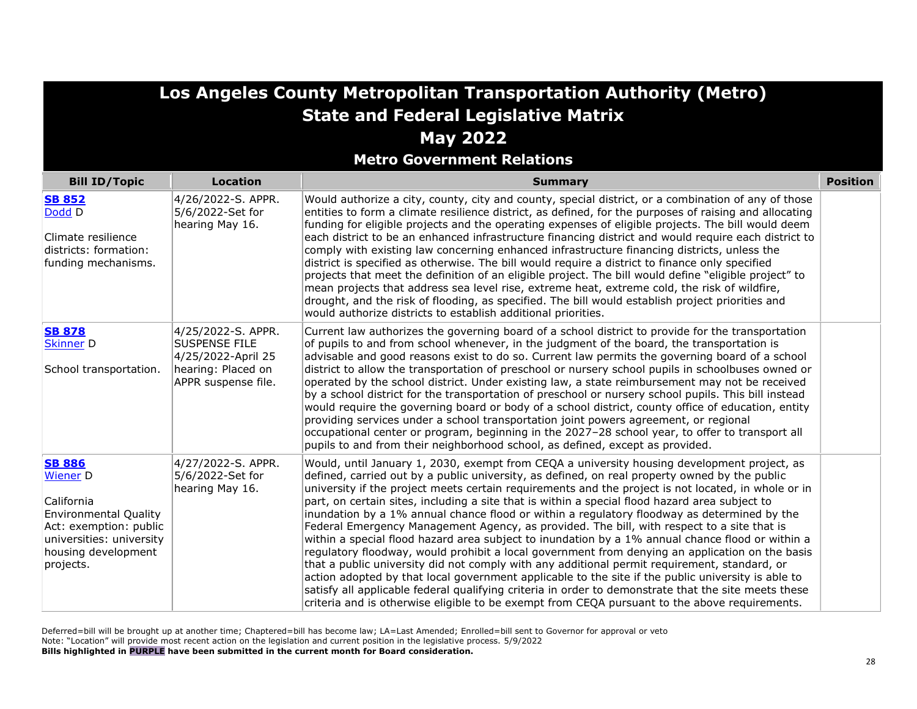# Los Angeles County Metropolitan Transportation Authority (Metro)
## State and Federal Legislative Matrix
## May 2022
### Metro Government Relations

| Bill ID/Topic | Location | Summary | Position |
|---|---|---|---|
| **SB 852**<br>Dodd D<br><br>Climate resilience districts: formation: funding mechanisms. | 4/26/2022-S. APPR.<br>5/6/2022-Set for hearing May 16. | Would authorize a city, county, city and county, special district, or a combination of any of those entities to form a climate resilience district, as defined, for the purposes of raising and allocating funding for eligible projects and the operating expenses of eligible projects. The bill would deem each district to be an enhanced infrastructure financing district and would require each district to comply with existing law concerning enhanced infrastructure financing districts, unless the district is specified as otherwise. The bill would require a district to finance only specified projects that meet the definition of an eligible project. The bill would define "eligible project" to mean projects that address sea level rise, extreme heat, extreme cold, the risk of wildfire, drought, and the risk of flooding, as specified. The bill would establish project priorities and would authorize districts to establish additional priorities. | |
| **SB 878**<br>Skinner D<br><br>School transportation. | 4/25/2022-S. APPR. SUSPENSE FILE<br>4/25/2022-April 25 hearing: Placed on APPR suspense file. | Current law authorizes the governing board of a school district to provide for the transportation of pupils to and from school whenever, in the judgment of the board, the transportation is advisable and good reasons exist to do so. Current law permits the governing board of a school district to allow the transportation of preschool or nursery school pupils in schoolbuses owned or operated by the school district. Under existing law, a state reimbursement may not be received by a school district for the transportation of preschool or nursery school pupils. This bill instead would require the governing board or body of a school district, county office of education, entity providing services under a school transportation joint powers agreement, or regional occupational center or program, beginning in the 2027–28 school year, to offer to transport all pupils to and from their neighborhood school, as defined, except as provided. | |
| **SB 886**<br>Wiener D<br><br>California Environmental Quality Act: exemption: public universities: university housing development projects. | 4/27/2022-S. APPR.<br>5/6/2022-Set for hearing May 16. | Would, until January 1, 2030, exempt from CEQA a university housing development project, as defined, carried out by a public university, as defined, on real property owned by the public university if the project meets certain requirements and the project is not located, in whole or in part, on certain sites, including a site that is within a special flood hazard area subject to inundation by a 1% annual chance flood or within a regulatory floodway as determined by the Federal Emergency Management Agency, as provided. The bill, with respect to a site that is within a special flood hazard area subject to inundation by a 1% annual chance flood or within a regulatory floodway, would prohibit a local government from denying an application on the basis that a public university did not comply with any additional permit requirement, standard, or action adopted by that local government applicable to the site if the public university is able to satisfy all applicable federal qualifying criteria in order to demonstrate that the site meets these criteria and is otherwise eligible to be exempt from CEQA pursuant to the above requirements. | |

Deferred=bill will be brought up at another time; Chaptered=bill has become law; LA=Last Amended; Enrolled=bill sent to Governor for approval or veto
Note: "Location" will provide most recent action on the legislation and current position in the legislative process. 5/9/2022
**Bills highlighted in PURPLE have been submitted in the current month for Board consideration.**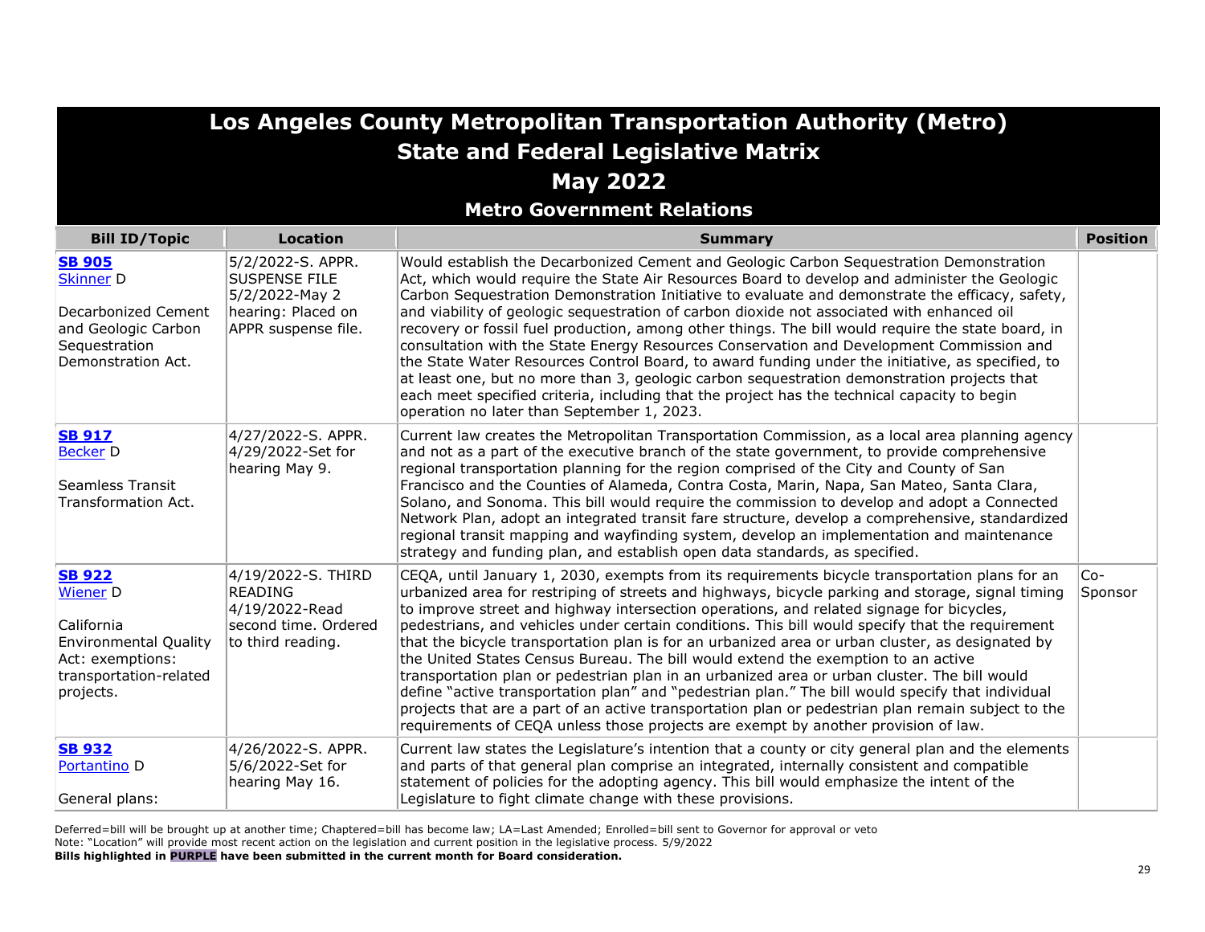# Los Angeles County Metropolitan Transportation Authority (Metro)
## State and Federal Legislative Matrix
## May 2022
### Metro Government Relations

| Bill ID/Topic | Location | Summary | Position |
|---|---|---|---|
| **SB 905**<br>Skinner D<br><br>Decarbonized Cement and Geologic Carbon Sequestration Demonstration Act. | 5/2/2022-S. APPR. SUSPENSE FILE<br>5/2/2022-May 2 hearing: Placed on APPR suspense file. | Would establish the Decarbonized Cement and Geologic Carbon Sequestration Demonstration Act, which would require the State Air Resources Board to develop and administer the Geologic Carbon Sequestration Demonstration Initiative to evaluate and demonstrate the efficacy, safety, and viability of geologic sequestration of carbon dioxide not associated with enhanced oil recovery or fossil fuel production, among other things. The bill would require the state board, in consultation with the State Energy Resources Conservation and Development Commission and the State Water Resources Control Board, to award funding under the initiative, as specified, to at least one, but no more than 3, geologic carbon sequestration demonstration projects that each meet specified criteria, including that the project has the technical capacity to begin operation no later than September 1, 2023. | |
| **SB 917**<br>Becker D<br><br>Seamless Transit Transformation Act. | 4/27/2022-S. APPR.<br>4/29/2022-Set for hearing May 9. | Current law creates the Metropolitan Transportation Commission, as a local area planning agency and not as a part of the executive branch of the state government, to provide comprehensive regional transportation planning for the region comprised of the City and County of San Francisco and the Counties of Alameda, Contra Costa, Marin, Napa, San Mateo, Santa Clara, Solano, and Sonoma. This bill would require the commission to develop and adopt a Connected Network Plan, adopt an integrated transit fare structure, develop a comprehensive, standardized regional transit mapping and wayfinding system, develop an implementation and maintenance strategy and funding plan, and establish open data standards, as specified. | |
| **SB 922**<br>Wiener D<br><br>California Environmental Quality Act: exemptions: transportation-related projects. | 4/19/2022-S. THIRD READING<br>4/19/2022-Read second time. Ordered to third reading. | CEQA, until January 1, 2030, exempts from its requirements bicycle transportation plans for an urbanized area for restriping of streets and highways, bicycle parking and storage, signal timing to improve street and highway intersection operations, and related signage for bicycles, pedestrians, and vehicles under certain conditions. This bill would specify that the requirement that the bicycle transportation plan is for an urbanized area or urban cluster, as designated by the United States Census Bureau. The bill would extend the exemption to an active transportation plan or pedestrian plan in an urbanized area or urban cluster. The bill would define "active transportation plan" and "pedestrian plan." The bill would specify that individual projects that are a part of an active transportation plan or pedestrian plan remain subject to the requirements of CEQA unless those projects are exempt by another provision of law. | Co-Sponsor |
| **SB 932**<br>Portantino D<br><br>General plans: | 4/26/2022-S. APPR.<br>5/6/2022-Set for hearing May 16. | Current law states the Legislature's intention that a county or city general plan and the elements and parts of that general plan comprise an integrated, internally consistent and compatible statement of policies for the adopting agency. This bill would emphasize the intent of the Legislature to fight climate change with these provisions. | |

Deferred=bill will be brought up at another time; Chaptered=bill has become law; LA=Last Amended; Enrolled=bill sent to Governor for approval or veto
Note: "Location" will provide most recent action on the legislation and current position in the legislative process. 5/9/2022
**Bills highlighted in PURPLE have been submitted in the current month for Board consideration.**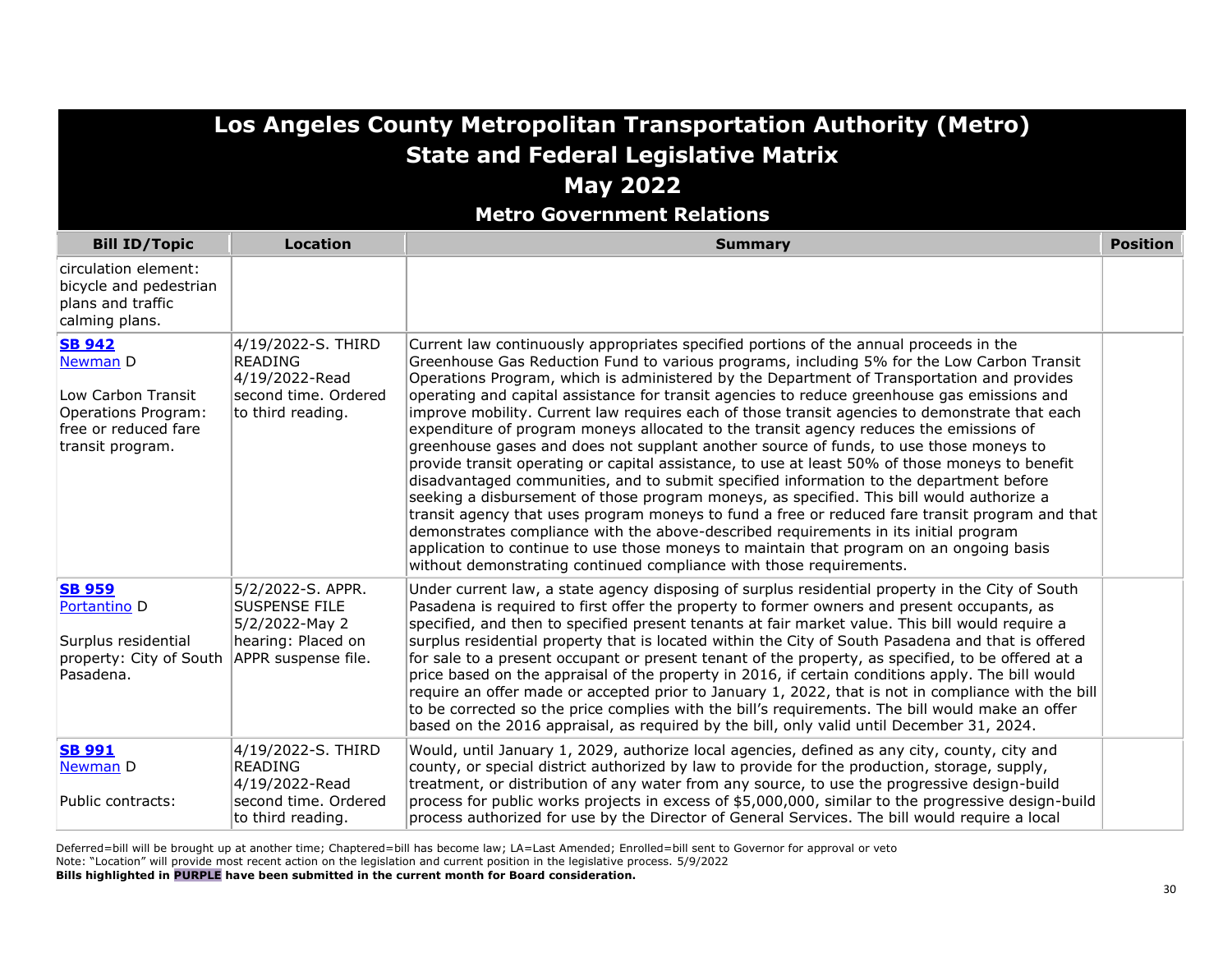# Los Angeles County Metropolitan Transportation Authority (Metro)
## State and Federal Legislative Matrix
## May 2022
### Metro Government Relations

| Bill ID/Topic | Location | Summary | Position |
|---|---|---|---|
| circulation element: bicycle and pedestrian plans and traffic calming plans. | | | |
| **SB 942** Newman D<br><br>Low Carbon Transit Operations Program: free or reduced fare transit program. | 4/19/2022-S. THIRD READING<br>4/19/2022-Read second time. Ordered to third reading. | Current law continuously appropriates specified portions of the annual proceeds in the Greenhouse Gas Reduction Fund to various programs, including 5% for the Low Carbon Transit Operations Program, which is administered by the Department of Transportation and provides operating and capital assistance for transit agencies to reduce greenhouse gas emissions and improve mobility. Current law requires each of those transit agencies to demonstrate that each expenditure of program moneys allocated to the transit agency reduces the emissions of greenhouse gases and does not supplant another source of funds, to use those moneys to provide transit operating or capital assistance, to use at least 50% of those moneys to benefit disadvantaged communities, and to submit specified information to the department before seeking a disbursement of those program moneys, as specified. This bill would authorize a transit agency that uses program moneys to fund a free or reduced fare transit program and that demonstrates compliance with the above-described requirements in its initial program application to continue to use those moneys to maintain that program on an ongoing basis without demonstrating continued compliance with those requirements. | |
| **SB 959** Portantino D<br><br>Surplus residential property: City of South Pasadena. | 5/2/2022-S. APPR. SUSPENSE FILE<br>5/2/2022-May 2 hearing: Placed on APPR suspense file. | Under current law, a state agency disposing of surplus residential property in the City of South Pasadena is required to first offer the property to former owners and present occupants, as specified, and then to specified present tenants at fair market value. This bill would require a surplus residential property that is located within the City of South Pasadena and that is offered for sale to a present occupant or present tenant of the property, as specified, to be offered at a price based on the appraisal of the property in 2016, if certain conditions apply. The bill would require an offer made or accepted prior to January 1, 2022, that is not in compliance with the bill to be corrected so the price complies with the bill's requirements. The bill would make an offer based on the 2016 appraisal, as required by the bill, only valid until December 31, 2024. | |
| **SB 991** Newman D<br><br>Public contracts: | 4/19/2022-S. THIRD READING<br>4/19/2022-Read second time. Ordered to third reading. | Would, until January 1, 2029, authorize local agencies, defined as any city, county, city and county, or special district authorized by law to provide for the production, storage, supply, treatment, or distribution of any water from any source, to use the progressive design-build process for public works projects in excess of $5,000,000, similar to the progressive design-build process authorized for use by the Director of General Services. The bill would require a local | |

Deferred=bill will be brought up at another time; Chaptered=bill has become law; LA=Last Amended; Enrolled=bill sent to Governor for approval or veto
Note: "Location" will provide most recent action on the legislation and current position in the legislative process. 5/9/2022
**Bills highlighted in PURPLE have been submitted in the current month for Board consideration.**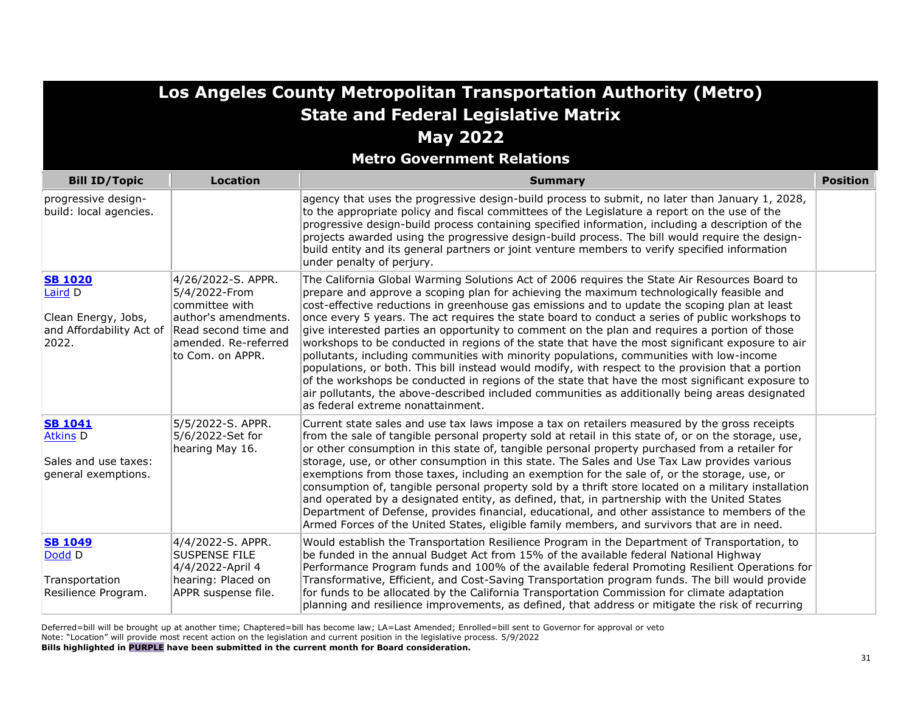# Los Angeles County Metropolitan Transportation Authority (Metro)
## State and Federal Legislative Matrix
## May 2022
### Metro Government Relations

| Bill ID/Topic | Location | Summary | Position |
|---|---|---|---|
| progressive design-build: local agencies. | | agency that uses the progressive design-build process to submit, no later than January 1, 2028, to the appropriate policy and fiscal committees of the Legislature a report on the use of the progressive design-build process containing specified information, including a description of the projects awarded using the progressive design-build process. The bill would require the design-build entity and its general partners or joint venture members to verify specified information under penalty of perjury. | |
| **SB 1020** Laird D<br><br>Clean Energy, Jobs, and Affordability Act of 2022. | 4/26/2022-S. APPR.<br>5/4/2022-From committee with author's amendments. Read second time and amended. Re-referred to Com. on APPR. | The California Global Warming Solutions Act of 2006 requires the State Air Resources Board to prepare and approve a scoping plan for achieving the maximum technologically feasible and cost-effective reductions in greenhouse gas emissions and to update the scoping plan at least once every 5 years. The act requires the state board to conduct a series of public workshops to give interested parties an opportunity to comment on the plan and requires a portion of those workshops to be conducted in regions of the state that have the most significant exposure to air pollutants, including communities with minority populations, communities with low-income populations, or both. This bill instead would modify, with respect to the provision that a portion of the workshops be conducted in regions of the state that have the most significant exposure to air pollutants, the above-described included communities as additionally being areas designated as federal extreme nonattainment. | |
| **SB 1041** Atkins D<br><br>Sales and use taxes: general exemptions. | 5/5/2022-S. APPR.<br>5/6/2022-Set for hearing May 16. | Current state sales and use tax laws impose a tax on retailers measured by the gross receipts from the sale of tangible personal property sold at retail in this state of, or on the storage, use, or other consumption in this state of, tangible personal property purchased from a retailer for storage, use, or other consumption in this state. The Sales and Use Tax Law provides various exemptions from those taxes, including an exemption for the sale of, or the storage, use, or consumption of, tangible personal property sold by a thrift store located on a military installation and operated by a designated entity, as defined, that, in partnership with the United States Department of Defense, provides financial, educational, and other assistance to members of the Armed Forces of the United States, eligible family members, and survivors that are in need. | |
| **SB 1049** Dodd D<br><br>Transportation Resilience Program. | 4/4/2022-S. APPR. SUSPENSE FILE<br>4/4/2022-April 4 hearing: Placed on APPR suspense file. | Would establish the Transportation Resilience Program in the Department of Transportation, to be funded in the annual Budget Act from 15% of the available federal National Highway Performance Program funds and 100% of the available federal Promoting Resilient Operations for Transformative, Efficient, and Cost-Saving Transportation program funds. The bill would provide for funds to be allocated by the California Transportation Commission for climate adaptation planning and resilience improvements, as defined, that address or mitigate the risk of recurring | |

Deferred=bill will be brought up at another time; Chaptered=bill has become law; LA=Last Amended; Enrolled=bill sent to Governor for approval or veto
Note: "Location" will provide most recent action on the legislation and current position in the legislative process. 5/9/2022
**Bills highlighted in PURPLE have been submitted in the current month for Board consideration.**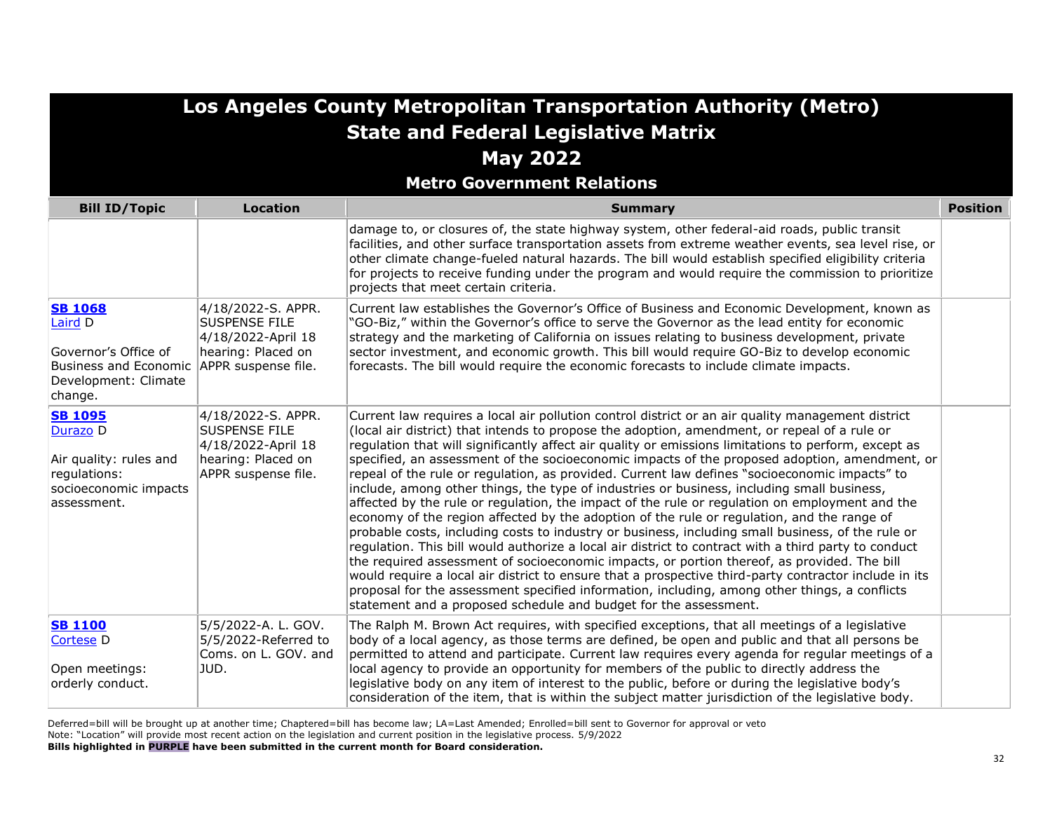# Los Angeles County Metropolitan Transportation Authority (Metro)
## State and Federal Legislative Matrix
## May 2022
### Metro Government Relations

| Bill ID/Topic | Location | Summary | Position |
|---|---|---|---|
| | | damage to, or closures of, the state highway system, other federal-aid roads, public transit facilities, and other surface transportation assets from extreme weather events, sea level rise, or other climate change-fueled natural hazards. The bill would establish specified eligibility criteria for projects to receive funding under the program and would require the commission to prioritize projects that meet certain criteria. | |
| **SB 1068** Laird D<br><br>Governor's Office of Business and Economic Development: Climate change. | 4/18/2022-S. APPR. SUSPENSE FILE 4/18/2022-April 18 hearing: Placed on APPR suspense file. | Current law establishes the Governor's Office of Business and Economic Development, known as "GO-Biz," within the Governor's office to serve the Governor as the lead entity for economic strategy and the marketing of California on issues relating to business development, private sector investment, and economic growth. This bill would require GO-Biz to develop economic forecasts. The bill would require the economic forecasts to include climate impacts. | |
| **SB 1095** Durazo D<br><br>Air quality: rules and regulations: socioeconomic impacts assessment. | 4/18/2022-S. APPR. SUSPENSE FILE 4/18/2022-April 18 hearing: Placed on APPR suspense file. | Current law requires a local air pollution control district or an air quality management district (local air district) that intends to propose the adoption, amendment, or repeal of a rule or regulation that will significantly affect air quality or emissions limitations to perform, except as specified, an assessment of the socioeconomic impacts of the proposed adoption, amendment, or repeal of the rule or regulation, as provided. Current law defines "socioeconomic impacts" to include, among other things, the type of industries or business, including small business, affected by the rule or regulation, the impact of the rule or regulation on employment and the economy of the region affected by the adoption of the rule or regulation, and the range of probable costs, including costs to industry or business, including small business, of the rule or regulation. This bill would authorize a local air district to contract with a third party to conduct the required assessment of socioeconomic impacts, or portion thereof, as provided. The bill would require a local air district to ensure that a prospective third-party contractor include in its proposal for the assessment specified information, including, among other things, a conflicts statement and a proposed schedule and budget for the assessment. | |
| **SB 1100** Cortese D<br><br>Open meetings: orderly conduct. | 5/5/2022-A. L. GOV. 5/5/2022-Referred to Coms. on L. GOV. and JUD. | The Ralph M. Brown Act requires, with specified exceptions, that all meetings of a legislative body of a local agency, as those terms are defined, be open and public and that all persons be permitted to attend and participate. Current law requires every agenda for regular meetings of a local agency to provide an opportunity for members of the public to directly address the legislative body on any item of interest to the public, before or during the legislative body's consideration of the item, that is within the subject matter jurisdiction of the legislative body. | |

Deferred=bill will be brought up at another time; Chaptered=bill has become law; LA=Last Amended; Enrolled=bill sent to Governor for approval or veto
Note: "Location" will provide most recent action on the legislation and current position in the legislative process. 5/9/2022
**Bills highlighted in PURPLE have been submitted in the current month for Board consideration.**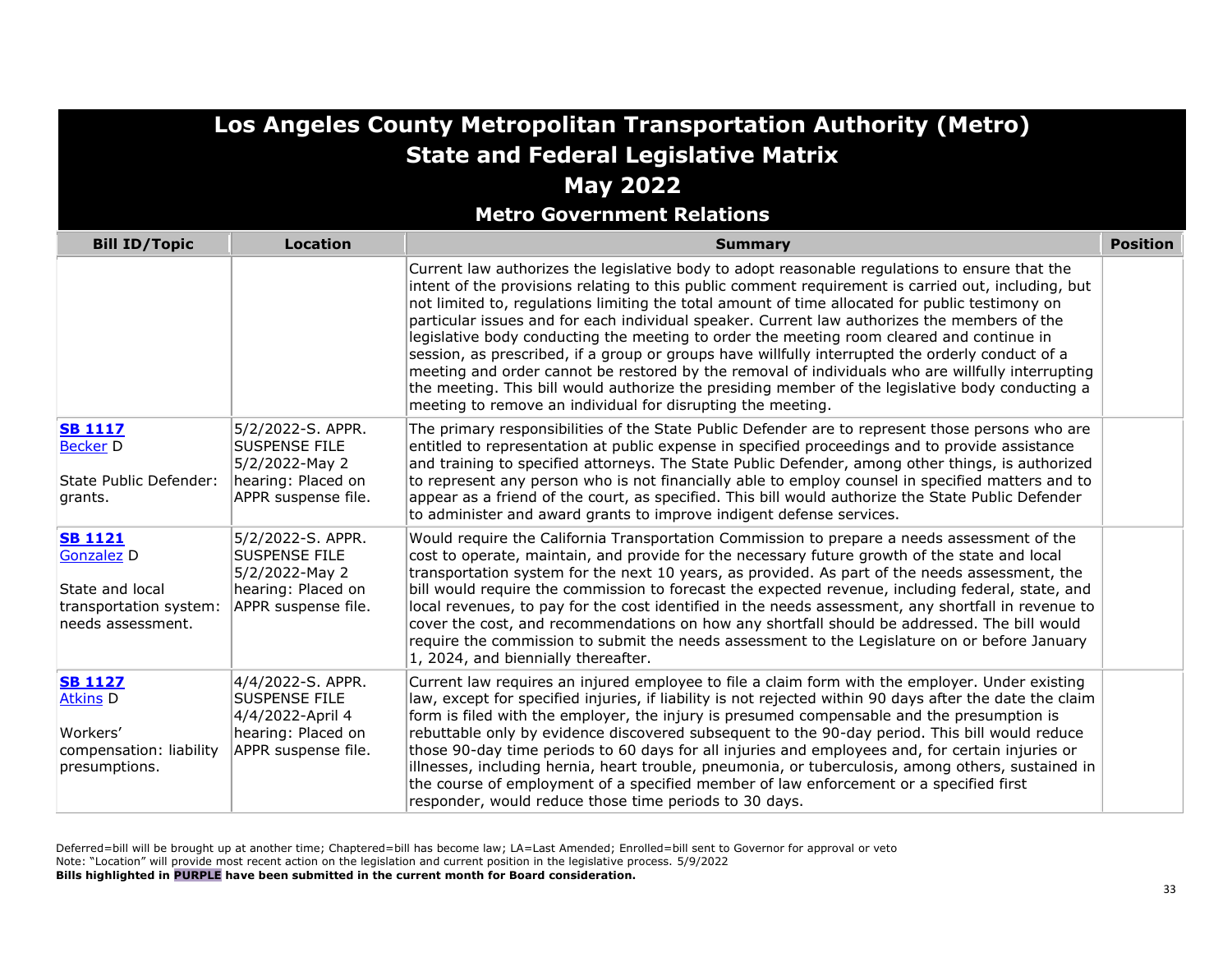# Los Angeles County Metropolitan Transportation Authority (Metro)
## State and Federal Legislative Matrix
## May 2022
### Metro Government Relations

| Bill ID/Topic | Location | Summary | Position |
|---|---|---|---|
| | | Current law authorizes the legislative body to adopt reasonable regulations to ensure that the intent of the provisions relating to this public comment requirement is carried out, including, but not limited to, regulations limiting the total amount of time allocated for public testimony on particular issues and for each individual speaker. Current law authorizes the members of the legislative body conducting the meeting to order the meeting room cleared and continue in session, as prescribed, if a group or groups have willfully interrupted the orderly conduct of a meeting and order cannot be restored by the removal of individuals who are willfully interrupting the meeting. This bill would authorize the presiding member of the legislative body conducting a meeting to remove an individual for disrupting the meeting. | |
| **SB 1117**<br>Becker D<br><br>State Public Defender: grants. | 5/2/2022-S. APPR. SUSPENSE FILE<br>5/2/2022-May 2 hearing: Placed on APPR suspense file. | The primary responsibilities of the State Public Defender are to represent those persons who are entitled to representation at public expense in specified proceedings and to provide assistance and training to specified attorneys. The State Public Defender, among other things, is authorized to represent any person who is not financially able to employ counsel in specified matters and to appear as a friend of the court, as specified. This bill would authorize the State Public Defender to administer and award grants to improve indigent defense services. | |
| **SB 1121**<br>Gonzalez D<br><br>State and local transportation system: needs assessment. | 5/2/2022-S. APPR. SUSPENSE FILE<br>5/2/2022-May 2 hearing: Placed on APPR suspense file. | Would require the California Transportation Commission to prepare a needs assessment of the cost to operate, maintain, and provide for the necessary future growth of the state and local transportation system for the next 10 years, as provided. As part of the needs assessment, the bill would require the commission to forecast the expected revenue, including federal, state, and local revenues, to pay for the cost identified in the needs assessment, any shortfall in revenue to cover the cost, and recommendations on how any shortfall should be addressed. The bill would require the commission to submit the needs assessment to the Legislature on or before January 1, 2024, and biennially thereafter. | |
| **SB 1127**<br>Atkins D<br><br>Workers' compensation: liability presumptions. | 4/4/2022-S. APPR. SUSPENSE FILE<br>4/4/2022-April 4 hearing: Placed on APPR suspense file. | Current law requires an injured employee to file a claim form with the employer. Under existing law, except for specified injuries, if liability is not rejected within 90 days after the date the claim form is filed with the employer, the injury is presumed compensable and the presumption is rebuttable only by evidence discovered subsequent to the 90-day period. This bill would reduce those 90-day time periods to 60 days for all injuries and employees and, for certain injuries or illnesses, including hernia, heart trouble, pneumonia, or tuberculosis, among others, sustained in the course of employment of a specified member of law enforcement or a specified first responder, would reduce those time periods to 30 days. | |

Deferred=bill will be brought up at another time; Chaptered=bill has become law; LA=Last Amended; Enrolled=bill sent to Governor for approval or veto
Note: "Location" will provide most recent action on the legislation and current position in the legislative process. 5/9/2022
**Bills highlighted in PURPLE have been submitted in the current month for Board consideration.**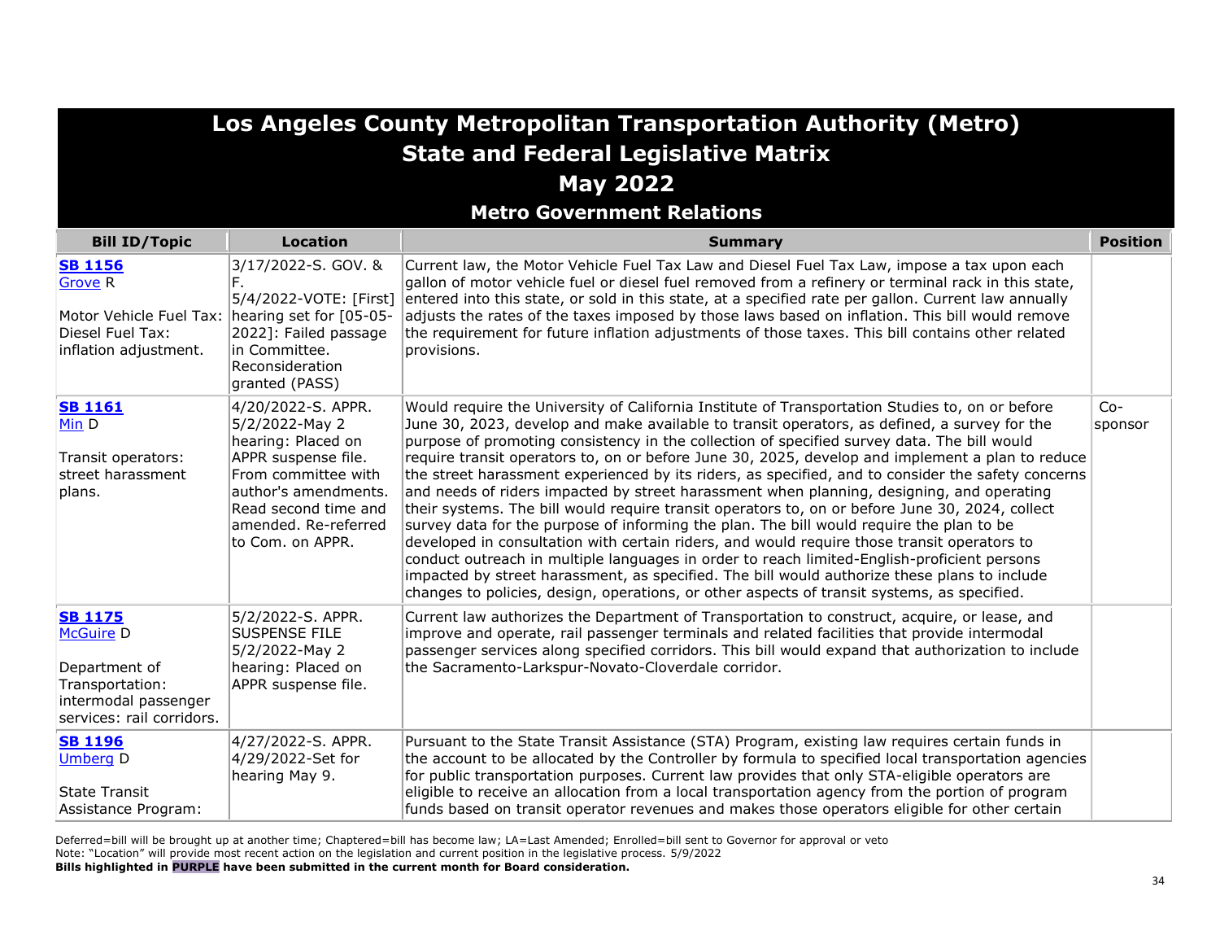# Los Angeles County Metropolitan Transportation Authority (Metro)
## State and Federal Legislative Matrix
## May 2022
### Metro Government Relations

| Bill ID/Topic | Location | Summary | Position |
|---|---|---|---|
| **SB 1156** Grove R<br><br>Motor Vehicle Fuel Tax: Diesel Fuel Tax: inflation adjustment. | 3/17/2022-S. GOV. & F.<br>5/4/2022-VOTE: [First] hearing set for [05-05-2022]: Failed passage in Committee. Reconsideration granted (PASS) | Current law, the Motor Vehicle Fuel Tax Law and Diesel Fuel Tax Law, impose a tax upon each gallon of motor vehicle fuel or diesel fuel removed from a refinery or terminal rack in this state, entered into this state, or sold in this state, at a specified rate per gallon. Current law annually adjusts the rates of the taxes imposed by those laws based on inflation. This bill would remove the requirement for future inflation adjustments of those taxes. This bill contains other related provisions. | |
| **SB 1161** Min D<br><br>Transit operators: street harassment plans. | 4/20/2022-S. APPR.<br>5/2/2022-May 2 hearing: Placed on APPR suspense file. From committee with author's amendments. Read second time and amended. Re-referred to Com. on APPR. | Would require the University of California Institute of Transportation Studies to, on or before June 30, 2023, develop and make available to transit operators, as defined, a survey for the purpose of promoting consistency in the collection of specified survey data. The bill would require transit operators to, on or before June 30, 2025, develop and implement a plan to reduce the street harassment experienced by its riders, as specified, and to consider the safety concerns and needs of riders impacted by street harassment when planning, designing, and operating their systems. The bill would require transit operators to, on or before June 30, 2024, collect survey data for the purpose of informing the plan. The bill would require the plan to be developed in consultation with certain riders, and would require those transit operators to conduct outreach in multiple languages in order to reach limited-English-proficient persons impacted by street harassment, as specified. The bill would authorize these plans to include changes to policies, design, operations, or other aspects of transit systems, as specified. | Co-sponsor |
| **SB 1175** McGuire D<br><br>Department of Transportation: intermodal passenger services: rail corridors. | 5/2/2022-S. APPR. SUSPENSE FILE<br>5/2/2022-May 2 hearing: Placed on APPR suspense file. | Current law authorizes the Department of Transportation to construct, acquire, or lease, and improve and operate, rail passenger terminals and related facilities that provide intermodal passenger services along specified corridors. This bill would expand that authorization to include the Sacramento-Larkspur-Novato-Cloverdale corridor. | |
| **SB 1196** Umberg D<br><br>State Transit Assistance Program: | 4/27/2022-S. APPR.<br>4/29/2022-Set for hearing May 9. | Pursuant to the State Transit Assistance (STA) Program, existing law requires certain funds in the account to be allocated by the Controller by formula to specified local transportation agencies for public transportation purposes. Current law provides that only STA-eligible operators are eligible to receive an allocation from a local transportation agency from the portion of program funds based on transit operator revenues and makes those operators eligible for other certain | |

Deferred=bill will be brought up at another time; Chaptered=bill has become law; LA=Last Amended; Enrolled=bill sent to Governor for approval or veto
Note: "Location" will provide most recent action on the legislation and current position in the legislative process. 5/9/2022
**Bills highlighted in PURPLE have been submitted in the current month for Board consideration.**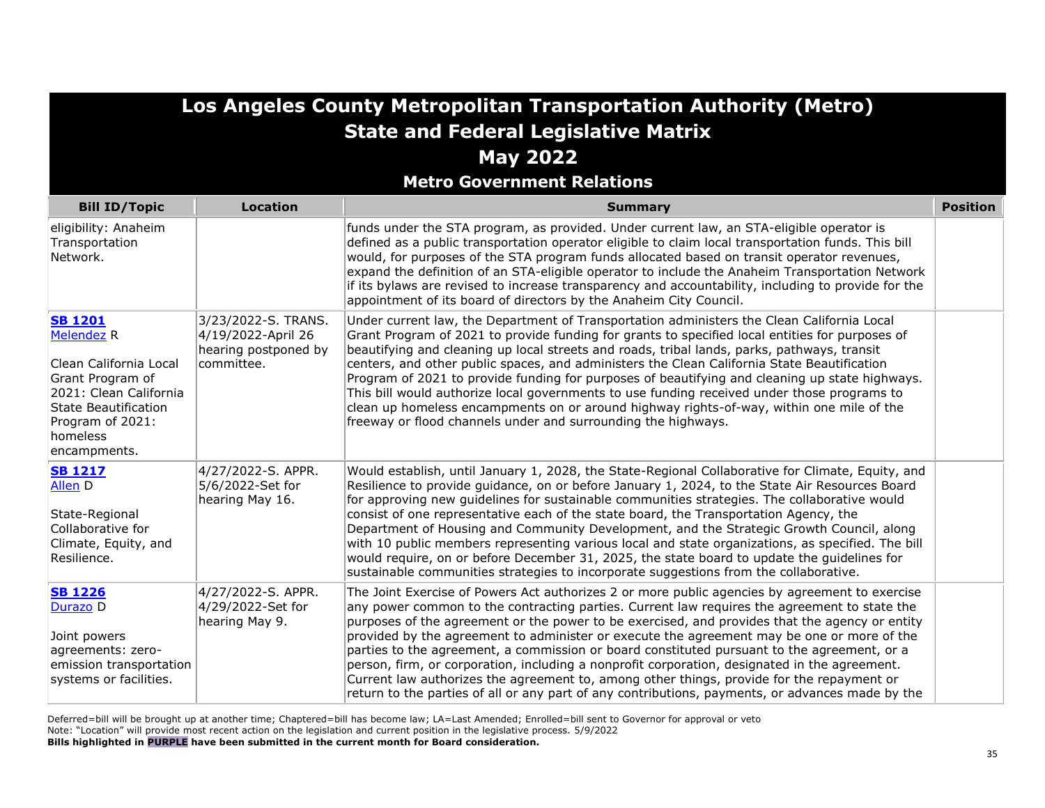# Los Angeles County Metropolitan Transportation Authority (Metro)
## State and Federal Legislative Matrix
## May 2022
### Metro Government Relations

| Bill ID/Topic | Location | Summary | Position |
|---|---|---|---|
| eligibility: Anaheim Transportation Network. | | funds under the STA program, as provided. Under current law, an STA-eligible operator is defined as a public transportation operator eligible to claim local transportation funds. This bill would, for purposes of the STA program funds allocated based on transit operator revenues, expand the definition of an STA-eligible operator to include the Anaheim Transportation Network if its bylaws are revised to increase transparency and accountability, including to provide for the appointment of its board of directors by the Anaheim City Council. | |
| **SB 1201** Melendez R<br><br>Clean California Local Grant Program of 2021: Clean California State Beautification Program of 2021: homeless encampments. | 3/23/2022-S. TRANS. 4/19/2022-April 26 hearing postponed by committee. | Under current law, the Department of Transportation administers the Clean California Local Grant Program of 2021 to provide funding for grants to specified local entities for purposes of beautifying and cleaning up local streets and roads, tribal lands, parks, pathways, transit centers, and other public spaces, and administers the Clean California State Beautification Program of 2021 to provide funding for purposes of beautifying and cleaning up state highways. This bill would authorize local governments to use funding received under those programs to clean up homeless encampments on or around highway rights-of-way, within one mile of the freeway or flood channels under and surrounding the highways. | |
| **SB 1217** Allen D<br><br>State-Regional Collaborative for Climate, Equity, and Resilience. | 4/27/2022-S. APPR. 5/6/2022-Set for hearing May 16. | Would establish, until January 1, 2028, the State-Regional Collaborative for Climate, Equity, and Resilience to provide guidance, on or before January 1, 2024, to the State Air Resources Board for approving new guidelines for sustainable communities strategies. The collaborative would consist of one representative each of the state board, the Transportation Agency, the Department of Housing and Community Development, and the Strategic Growth Council, along with 10 public members representing various local and state organizations, as specified. The bill would require, on or before December 31, 2025, the state board to update the guidelines for sustainable communities strategies to incorporate suggestions from the collaborative. | |
| **SB 1226** Durazo D<br><br>Joint powers agreements: zero-emission transportation systems or facilities. | 4/27/2022-S. APPR. 4/29/2022-Set for hearing May 9. | The Joint Exercise of Powers Act authorizes 2 or more public agencies by agreement to exercise any power common to the contracting parties. Current law requires the agreement to state the purposes of the agreement or the power to be exercised, and provides that the agency or entity provided by the agreement to administer or execute the agreement may be one or more of the parties to the agreement, a commission or board constituted pursuant to the agreement, or a person, firm, or corporation, including a nonprofit corporation, designated in the agreement. Current law authorizes the agreement to, among other things, provide for the repayment or return to the parties of all or any part of any contributions, payments, or advances made by the | |

Deferred=bill will be brought up at another time; Chaptered=bill has become law; LA=Last Amended; Enrolled=bill sent to Governor for approval or veto
Note: "Location" will provide most recent action on the legislation and current position in the legislative process. 5/9/2022
**Bills highlighted in PURPLE have been submitted in the current month for Board consideration.**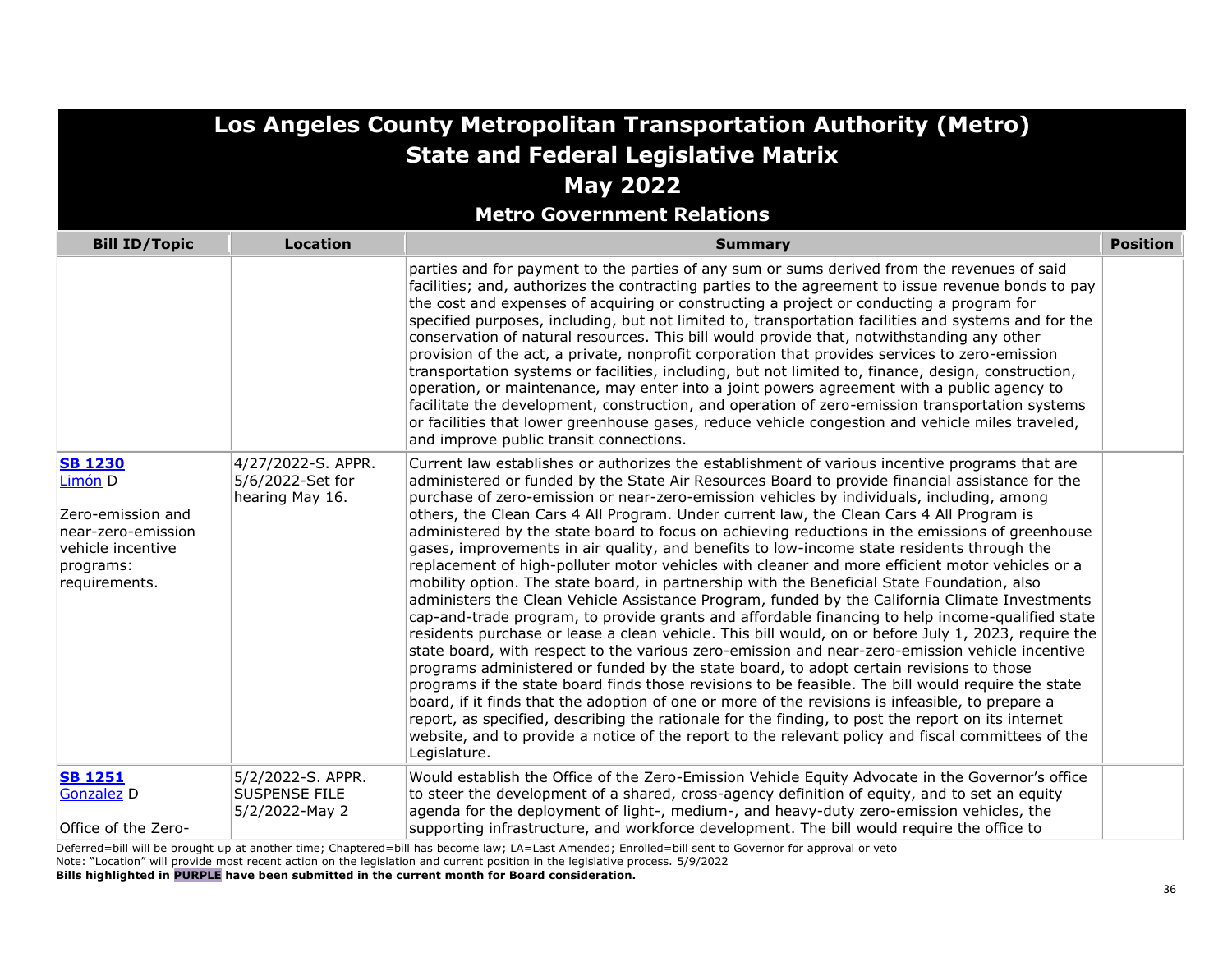# Los Angeles County Metropolitan Transportation Authority (Metro)
## State and Federal Legislative Matrix
## May 2022
### Metro Government Relations

| Bill ID/Topic | Location | Summary | Position |
|---|---|---|---|
| | | parties and for payment to the parties of any sum or sums derived from the revenues of said facilities; and, authorizes the contracting parties to the agreement to issue revenue bonds to pay the cost and expenses of acquiring or constructing a project or conducting a program for specified purposes, including, but not limited to, transportation facilities and systems and for the conservation of natural resources. This bill would provide that, notwithstanding any other provision of the act, a private, nonprofit corporation that provides services to zero-emission transportation systems or facilities, including, but not limited to, finance, design, construction, operation, or maintenance, may enter into a joint powers agreement with a public agency to facilitate the development, construction, and operation of zero-emission transportation systems or facilities that lower greenhouse gases, reduce vehicle congestion and vehicle miles traveled, and improve public transit connections. | |
| **SB 1230**<br>Limón D<br><br>Zero-emission and near-zero-emission vehicle incentive programs: requirements. | 4/27/2022-S. APPR.<br>5/6/2022-Set for hearing May 16. | Current law establishes or authorizes the establishment of various incentive programs that are administered or funded by the State Air Resources Board to provide financial assistance for the purchase of zero-emission or near-zero-emission vehicles by individuals, including, among others, the Clean Cars 4 All Program. Under current law, the Clean Cars 4 All Program is administered by the state board to focus on achieving reductions in the emissions of greenhouse gases, improvements in air quality, and benefits to low-income state residents through the replacement of high-polluter motor vehicles with cleaner and more efficient motor vehicles or a mobility option. The state board, in partnership with the Beneficial State Foundation, also administers the Clean Vehicle Assistance Program, funded by the California Climate Investments cap-and-trade program, to provide grants and affordable financing to help income-qualified state residents purchase or lease a clean vehicle. This bill would, on or before July 1, 2023, require the state board, with respect to the various zero-emission and near-zero-emission vehicle incentive programs administered or funded by the state board, to adopt certain revisions to those programs if the state board finds those revisions to be feasible. The bill would require the state board, if it finds that the adoption of one or more of the revisions is infeasible, to prepare a report, as specified, describing the rationale for the finding, to post the report on its internet website, and to provide a notice of the report to the relevant policy and fiscal committees of the Legislature. | |
| **SB 1251**<br>Gonzalez D<br><br>Office of the Zero- | 5/2/2022-S. APPR. SUSPENSE FILE<br>5/2/2022-May 2 | Would establish the Office of the Zero-Emission Vehicle Equity Advocate in the Governor's office to steer the development of a shared, cross-agency definition of equity, and to set an equity agenda for the deployment of light-, medium-, and heavy-duty zero-emission vehicles, the supporting infrastructure, and workforce development. The bill would require the office to | |

Deferred=bill will be brought up at another time; Chaptered=bill has become law; LA=Last Amended; Enrolled=bill sent to Governor for approval or veto
Note: "Location" will provide most recent action on the legislation and current position in the legislative process. 5/9/2022
**Bills highlighted in PURPLE have been submitted in the current month for Board consideration.**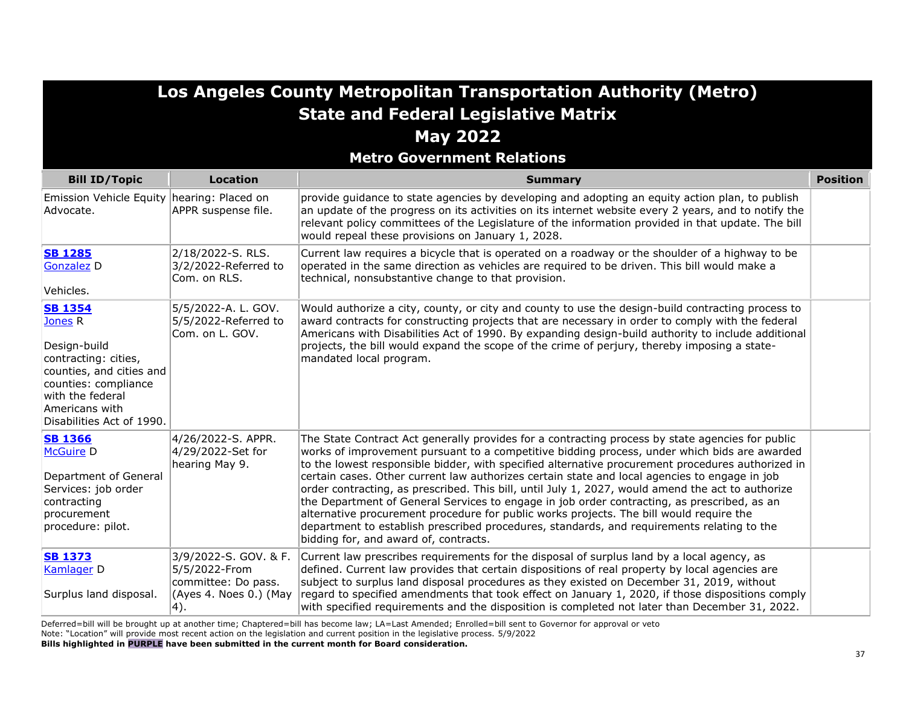# Los Angeles County Metropolitan Transportation Authority (Metro)
## State and Federal Legislative Matrix
## May 2022
### Metro Government Relations

| Bill ID/Topic | Location | Summary | Position |
|---|---|---|---|
| Emission Vehicle Equity Advocate. | hearing: Placed on APPR suspense file. | provide guidance to state agencies by developing and adopting an equity action plan, to publish an update of the progress on its activities on its internet website every 2 years, and to notify the relevant policy committees of the Legislature of the information provided in that update. The bill would repeal these provisions on January 1, 2028. | |
| **SB 1285** Gonzalez D<br><br>Vehicles. | 2/18/2022-S. RLS.<br>3/2/2022-Referred to Com. on RLS. | Current law requires a bicycle that is operated on a roadway or the shoulder of a highway to be operated in the same direction as vehicles are required to be driven. This bill would make a technical, nonsubstantive change to that provision. | |
| **SB 1354** Jones R<br><br>Design-build contracting: cities, counties, and cities and counties: compliance with the federal Americans with Disabilities Act of 1990. | 5/5/2022-A. L. GOV.<br>5/5/2022-Referred to Com. on L. GOV. | Would authorize a city, county, or city and county to use the design-build contracting process to award contracts for constructing projects that are necessary in order to comply with the federal Americans with Disabilities Act of 1990. By expanding design-build authority to include additional projects, the bill would expand the scope of the crime of perjury, thereby imposing a state-mandated local program. | |
| **SB 1366** McGuire D<br><br>Department of General Services: job order contracting procurement procedure: pilot. | 4/26/2022-S. APPR.<br>4/29/2022-Set for hearing May 9. | The State Contract Act generally provides for a contracting process by state agencies for public works of improvement pursuant to a competitive bidding process, under which bids are awarded to the lowest responsible bidder, with specified alternative procurement procedures authorized in certain cases. Other current law authorizes certain state and local agencies to engage in job order contracting, as prescribed. This bill, until July 1, 2027, would amend the act to authorize the Department of General Services to engage in job order contracting, as prescribed, as an alternative procurement procedure for public works projects. The bill would require the department to establish prescribed procedures, standards, and requirements relating to the bidding for, and award of, contracts. | |
| **SB 1373** Kamlager D<br><br>Surplus land disposal. | 3/9/2022-S. GOV. & F.<br>5/5/2022-From committee: Do pass. (Ayes 4. Noes 0.) (May 4). | Current law prescribes requirements for the disposal of surplus land by a local agency, as defined. Current law provides that certain dispositions of real property by local agencies are subject to surplus land disposal procedures as they existed on December 31, 2019, without regard to specified amendments that took effect on January 1, 2020, if those dispositions comply with specified requirements and the disposition is completed not later than December 31, 2022. | |

Deferred=bill will be brought up at another time; Chaptered=bill has become law; LA=Last Amended; Enrolled=bill sent to Governor for approval or veto
Note: "Location" will provide most recent action on the legislation and current position in the legislative process. 5/9/2022
**Bills highlighted in PURPLE have been submitted in the current month for Board consideration.**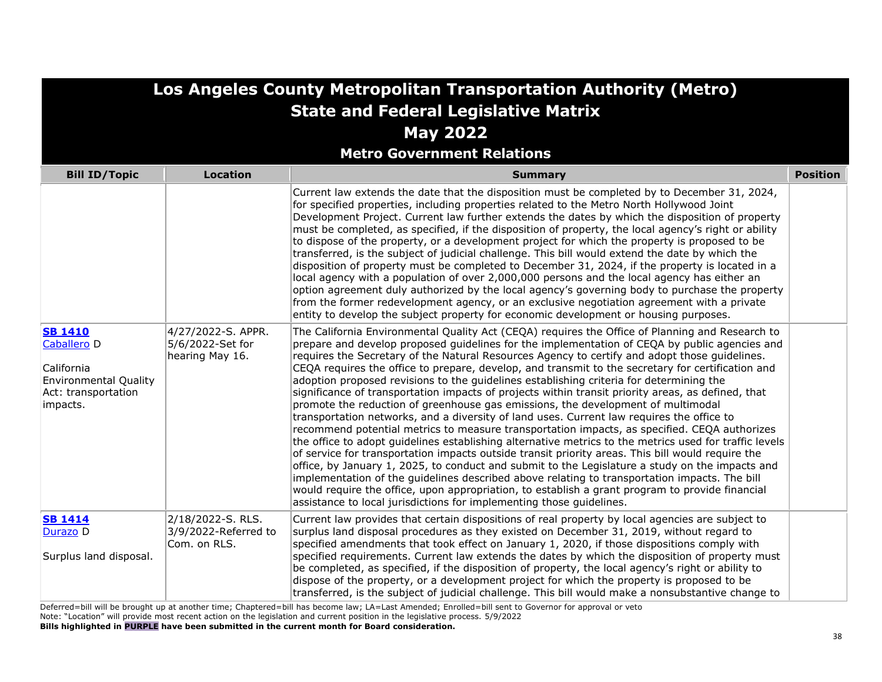# Los Angeles County Metropolitan Transportation Authority (Metro)
## State and Federal Legislative Matrix
## May 2022
### Metro Government Relations

| Bill ID/Topic | Location | Summary | Position |
|---|---|---|---|
| | | Current law extends the date that the disposition must be completed by to December 31, 2024, for specified properties, including properties related to the Metro North Hollywood Joint Development Project. Current law further extends the dates by which the disposition of property must be completed, as specified, if the disposition of property, the local agency's right or ability to dispose of the property, or a development project for which the property is proposed to be transferred, is the subject of judicial challenge. This bill would extend the date by which the disposition of property must be completed to December 31, 2024, if the property is located in a local agency with a population of over 2,000,000 persons and the local agency has either an option agreement duly authorized by the local agency's governing body to purchase the property from the former redevelopment agency, or an exclusive negotiation agreement with a private entity to develop the subject property for economic development or housing purposes. | |
| **SB 1410** Caballero D<br><br>California Environmental Quality Act: transportation impacts. | 4/27/2022-S. APPR. 5/6/2022-Set for hearing May 16. | The California Environmental Quality Act (CEQA) requires the Office of Planning and Research to prepare and develop proposed guidelines for the implementation of CEQA by public agencies and requires the Secretary of the Natural Resources Agency to certify and adopt those guidelines. CEQA requires the office to prepare, develop, and transmit to the secretary for certification and adoption proposed revisions to the guidelines establishing criteria for determining the significance of transportation impacts of projects within transit priority areas, as defined, that promote the reduction of greenhouse gas emissions, the development of multimodal transportation networks, and a diversity of land uses. Current law requires the office to recommend potential metrics to measure transportation impacts, as specified. CEQA authorizes the office to adopt guidelines establishing alternative metrics to the metrics used for traffic levels of service for transportation impacts outside transit priority areas. This bill would require the office, by January 1, 2025, to conduct and submit to the Legislature a study on the impacts and implementation of the guidelines described above relating to transportation impacts. The bill would require the office, upon appropriation, to establish a grant program to provide financial assistance to local jurisdictions for implementing those guidelines. | |
| **SB 1414** Durazo D<br><br>Surplus land disposal. | 2/18/2022-S. RLS. 3/9/2022-Referred to Com. on RLS. | Current law provides that certain dispositions of real property by local agencies are subject to surplus land disposal procedures as they existed on December 31, 2019, without regard to specified amendments that took effect on January 1, 2020, if those dispositions comply with specified requirements. Current law extends the dates by which the disposition of property must be completed, as specified, if the disposition of property, the local agency's right or ability to dispose of the property, or a development project for which the property is proposed to be transferred, is the subject of judicial challenge. This bill would make a nonsubstantive change to | |

Deferred=bill will be brought up at another time; Chaptered=bill has become law; LA=Last Amended; Enrolled=bill sent to Governor for approval or veto
Note: "Location" will provide most recent action on the legislation and current position in the legislative process. 5/9/2022
**Bills highlighted in PURPLE have been submitted in the current month for Board consideration.**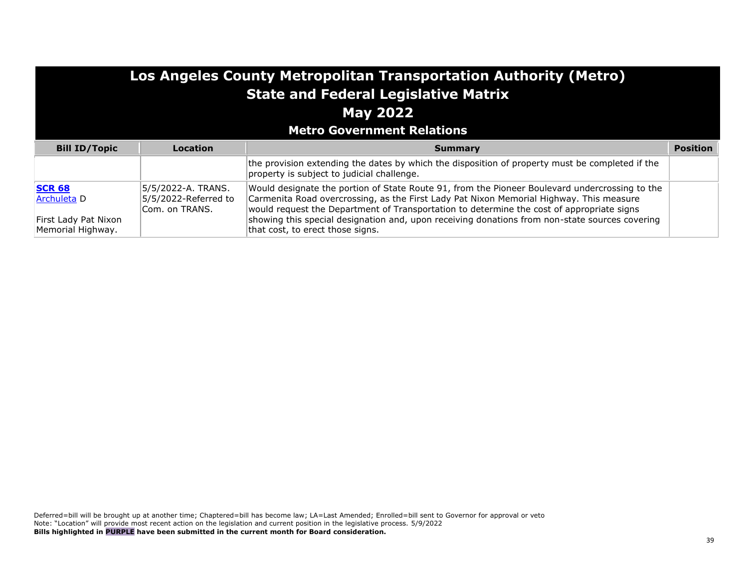# Los Angeles County Metropolitan Transportation Authority (Metro)
## State and Federal Legislative Matrix
## May 2022
### Metro Government Relations

| Bill ID/Topic | Location | Summary | Position |
|---|---|---|---|
| | | the provision extending the dates by which the disposition of property must be completed if the property is subject to judicial challenge. | |
| **SCR 68** Archuleta D<br><br>First Lady Pat Nixon Memorial Highway. | 5/5/2022-A. TRANS.<br>5/5/2022-Referred to Com. on TRANS. | Would designate the portion of State Route 91, from the Pioneer Boulevard undercrossing to the Carmenita Road overcrossing, as the First Lady Pat Nixon Memorial Highway. This measure would request the Department of Transportation to determine the cost of appropriate signs showing this special designation and, upon receiving donations from non-state sources covering that cost, to erect those signs. | |

Deferred=bill will be brought up at another time; Chaptered=bill has become law; LA=Last Amended; Enrolled=bill sent to Governor for approval or veto
Note: "Location" will provide most recent action on the legislation and current position in the legislative process. 5/9/2022
**Bills highlighted in PURPLE have been submitted in the current month for Board consideration.**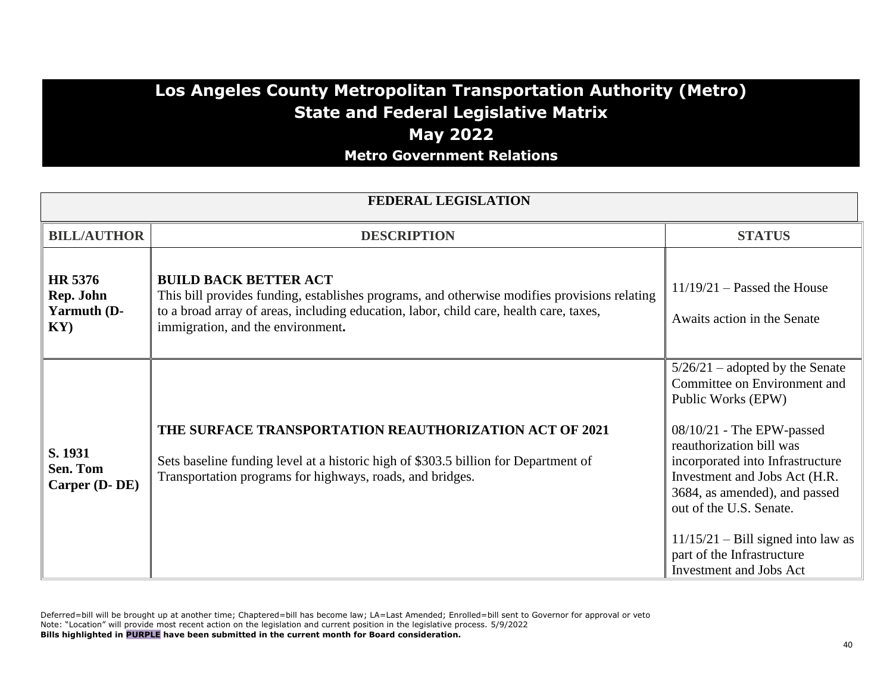# Los Angeles County Metropolitan Transportation Authority (Metro)
# State and Federal Legislative Matrix
# May 2022
## Metro Government Relations

### FEDERAL LEGISLATION

| BILL/AUTHOR | DESCRIPTION | STATUS |
|---|---|---|
| **HR 5376 Rep. John Yarmuth (D-KY)** | **BUILD BACK BETTER ACT** This bill provides funding, establishes programs, and otherwise modifies provisions relating to a broad array of areas, including education, labor, child care, health care, taxes, immigration, and the environment**.** | 11/19/21 – Passed the House<br><br>Awaits action in the Senate |
| **S. 1931 Sen. Tom Carper (D- DE)** | **THE SURFACE TRANSPORTATION REAUTHORIZATION ACT OF 2021**<br><br>Sets baseline funding level at a historic high of \$303.5 billion for Department of Transportation programs for highways, roads, and bridges. | 5/26/21 – adopted by the Senate Committee on Environment and Public Works (EPW)<br><br>08/10/21 - The EPW-passed reauthorization bill was incorporated into Infrastructure Investment and Jobs Act (H.R. 3684, as amended), and passed out of the U.S. Senate.<br><br>11/15/21 – Bill signed into law as part of the Infrastructure Investment and Jobs Act |

Deferred=bill will be brought up at another time; Chaptered=bill has become law; LA=Last Amended; Enrolled=bill sent to Governor for approval or veto
Note: "Location" will provide most recent action on the legislation and current position in the legislative process. 5/9/2022
**Bills highlighted in PURPLE have been submitted in the current month for Board consideration.**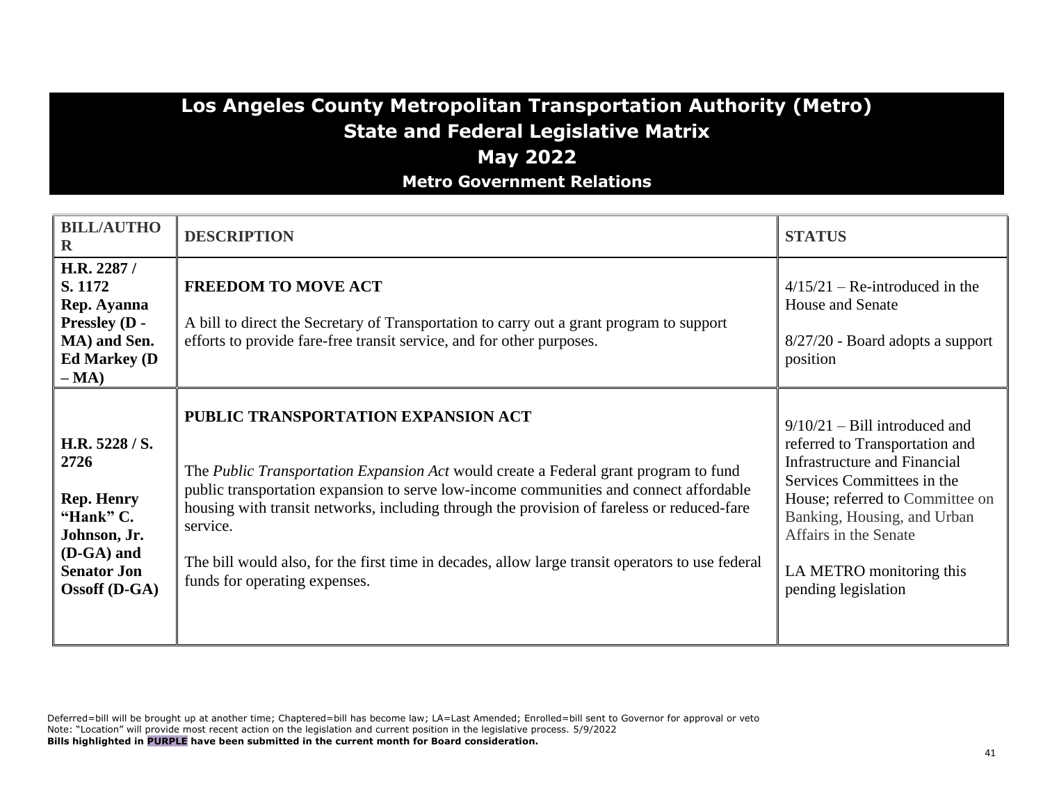# Los Angeles County Metropolitan Transportation Authority (Metro)
## State and Federal Legislative Matrix
## May 2022
### Metro Government Relations

| BILL/AUTHOR | DESCRIPTION | STATUS |
|---|---|---|
| **H.R. 2287 / S. 1172 Rep. Ayanna Pressley (D - MA) and Sen. Ed Markey (D – MA)** | **FREEDOM TO MOVE ACT**<br><br>A bill to direct the Secretary of Transportation to carry out a grant program to support efforts to provide fare-free transit service, and for other purposes. | 4/15/21 – Re-introduced in the House and Senate<br><br>8/27/20 - Board adopts a support position |
| **H.R. 5228 / S. 2726**<br><br>**Rep. Henry "Hank" C. Johnson, Jr. (D-GA) and Senator Jon Ossoff (D-GA)** | **PUBLIC TRANSPORTATION EXPANSION ACT**<br><br>The *Public Transportation Expansion Act* would create a Federal grant program to fund public transportation expansion to serve low-income communities and connect affordable housing with transit networks, including through the provision of fareless or reduced-fare service.<br><br>The bill would also, for the first time in decades, allow large transit operators to use federal funds for operating expenses. | 9/10/21 – Bill introduced and referred to Transportation and Infrastructure and Financial Services Committees in the House; referred to Committee on Banking, Housing, and Urban Affairs in the Senate<br><br>LA METRO monitoring this pending legislation |

Deferred=bill will be brought up at another time; Chaptered=bill has become law; LA=Last Amended; Enrolled=bill sent to Governor for approval or veto
Note: "Location" will provide most recent action on the legislation and current position in the legislative process. 5/9/2022
**Bills highlighted in PURPLE have been submitted in the current month for Board consideration.**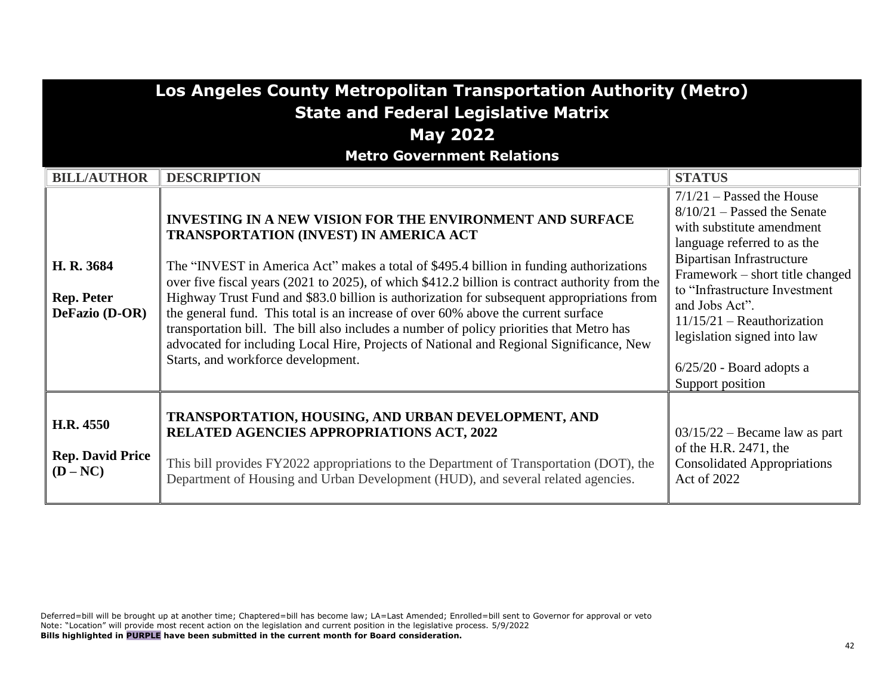# Los Angeles County Metropolitan Transportation Authority (Metro)
## State and Federal Legislative Matrix
## May 2022
### Metro Government Relations

| BILL/AUTHOR | DESCRIPTION | STATUS |
|---|---|---|
| **H. R. 3684**<br><br>**Rep. Peter DeFazio (D-OR)** | **INVESTING IN A NEW VISION FOR THE ENVIRONMENT AND SURFACE TRANSPORTATION (INVEST) IN AMERICA ACT**<br><br>The "INVEST in America Act" makes a total of \$495.4 billion in funding authorizations over five fiscal years (2021 to 2025), of which \$412.2 billion is contract authority from the Highway Trust Fund and \$83.0 billion is authorization for subsequent appropriations from the general fund. This total is an increase of over 60% above the current surface transportation bill. The bill also includes a number of policy priorities that Metro has advocated for including Local Hire, Projects of National and Regional Significance, New Starts, and workforce development. | 7/1/21 – Passed the House<br>8/10/21 – Passed the Senate with substitute amendment language referred to as the Bipartisan Infrastructure Framework – short title changed to "Infrastructure Investment and Jobs Act".<br>11/15/21 – Reauthorization legislation signed into law<br><br>6/25/20 - Board adopts a Support position |
| **H.R. 4550**<br><br>**Rep. David Price (D – NC)** | **TRANSPORTATION, HOUSING, AND URBAN DEVELOPMENT, AND RELATED AGENCIES APPROPRIATIONS ACT, 2022**<br><br>This bill provides FY2022 appropriations to the Department of Transportation (DOT), the Department of Housing and Urban Development (HUD), and several related agencies. | 03/15/22 – Became law as part of the H.R. 2471, the Consolidated Appropriations Act of 2022 |

Deferred=bill will be brought up at another time; Chaptered=bill has become law; LA=Last Amended; Enrolled=bill sent to Governor for approval or veto
Note: "Location" will provide most recent action on the legislation and current position in the legislative process. 5/9/2022
**Bills highlighted in PURPLE have been submitted in the current month for Board consideration.**